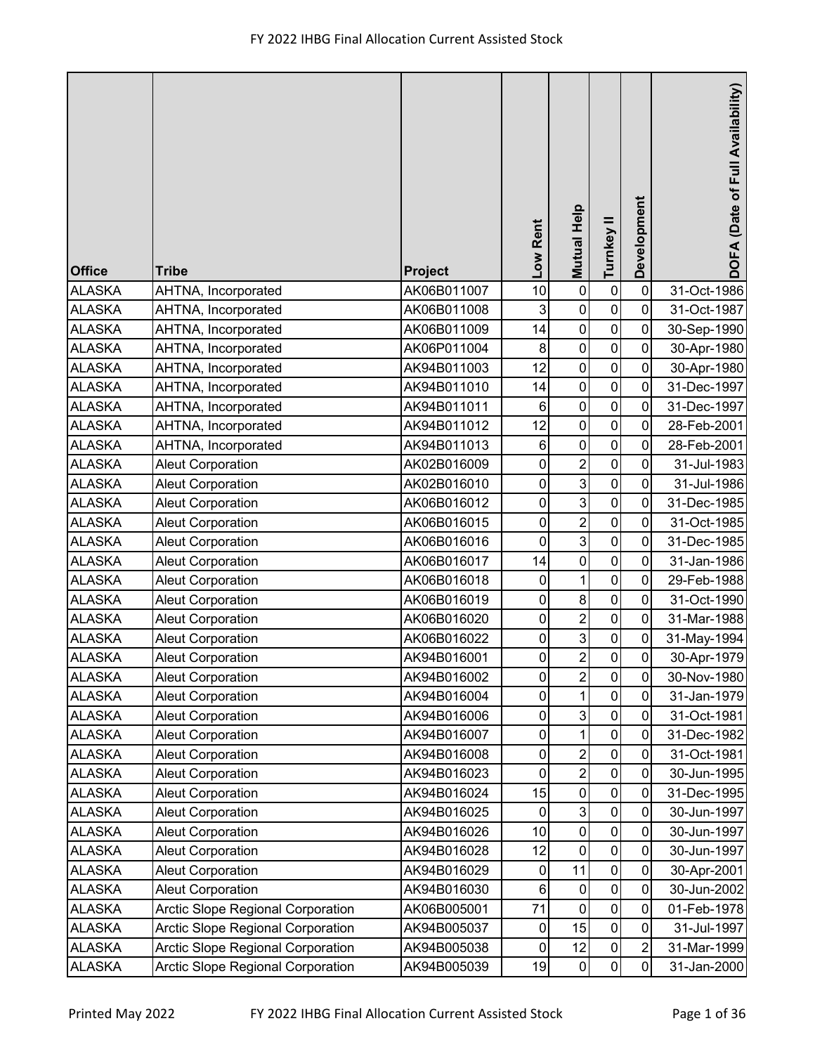# FY 2022 IHBG Final Allocation Current Assisted Stock

| Office | Tribe | Project | Low Rent | Mutual Help | Turnkey II | Development | DOFA (Date of Full Availability) |
|---|---|---|---|---|---|---|---|
| ALASKA | AHTNA, Incorporated | AK06B011007 | 10 | 0 | 0 | 0 | 31-Oct-1986 |
| ALASKA | AHTNA, Incorporated | AK06B011008 | 3 | 0 | 0 | 0 | 31-Oct-1987 |
| ALASKA | AHTNA, Incorporated | AK06B011009 | 14 | 0 | 0 | 0 | 30-Sep-1990 |
| ALASKA | AHTNA, Incorporated | AK06P011004 | 8 | 0 | 0 | 0 | 30-Apr-1980 |
| ALASKA | AHTNA, Incorporated | AK94B011003 | 12 | 0 | 0 | 0 | 30-Apr-1980 |
| ALASKA | AHTNA, Incorporated | AK94B011010 | 14 | 0 | 0 | 0 | 31-Dec-1997 |
| ALASKA | AHTNA, Incorporated | AK94B011011 | 6 | 0 | 0 | 0 | 31-Dec-1997 |
| ALASKA | AHTNA, Incorporated | AK94B011012 | 12 | 0 | 0 | 0 | 28-Feb-2001 |
| ALASKA | AHTNA, Incorporated | AK94B011013 | 6 | 0 | 0 | 0 | 28-Feb-2001 |
| ALASKA | Aleut Corporation | AK02B016009 | 0 | 2 | 0 | 0 | 31-Jul-1983 |
| ALASKA | Aleut Corporation | AK02B016010 | 0 | 3 | 0 | 0 | 31-Jul-1986 |
| ALASKA | Aleut Corporation | AK06B016012 | 0 | 3 | 0 | 0 | 31-Dec-1985 |
| ALASKA | Aleut Corporation | AK06B016015 | 0 | 2 | 0 | 0 | 31-Oct-1985 |
| ALASKA | Aleut Corporation | AK06B016016 | 0 | 3 | 0 | 0 | 31-Dec-1985 |
| ALASKA | Aleut Corporation | AK06B016017 | 14 | 0 | 0 | 0 | 31-Jan-1986 |
| ALASKA | Aleut Corporation | AK06B016018 | 0 | 1 | 0 | 0 | 29-Feb-1988 |
| ALASKA | Aleut Corporation | AK06B016019 | 0 | 8 | 0 | 0 | 31-Oct-1990 |
| ALASKA | Aleut Corporation | AK06B016020 | 0 | 2 | 0 | 0 | 31-Mar-1988 |
| ALASKA | Aleut Corporation | AK06B016022 | 0 | 3 | 0 | 0 | 31-May-1994 |
| ALASKA | Aleut Corporation | AK94B016001 | 0 | 2 | 0 | 0 | 30-Apr-1979 |
| ALASKA | Aleut Corporation | AK94B016002 | 0 | 2 | 0 | 0 | 30-Nov-1980 |
| ALASKA | Aleut Corporation | AK94B016004 | 0 | 1 | 0 | 0 | 31-Jan-1979 |
| ALASKA | Aleut Corporation | AK94B016006 | 0 | 3 | 0 | 0 | 31-Oct-1981 |
| ALASKA | Aleut Corporation | AK94B016007 | 0 | 1 | 0 | 0 | 31-Dec-1982 |
| ALASKA | Aleut Corporation | AK94B016008 | 0 | 2 | 0 | 0 | 31-Oct-1981 |
| ALASKA | Aleut Corporation | AK94B016023 | 0 | 2 | 0 | 0 | 30-Jun-1995 |
| ALASKA | Aleut Corporation | AK94B016024 | 15 | 0 | 0 | 0 | 31-Dec-1995 |
| ALASKA | Aleut Corporation | AK94B016025 | 0 | 3 | 0 | 0 | 30-Jun-1997 |
| ALASKA | Aleut Corporation | AK94B016026 | 10 | 0 | 0 | 0 | 30-Jun-1997 |
| ALASKA | Aleut Corporation | AK94B016028 | 12 | 0 | 0 | 0 | 30-Jun-1997 |
| ALASKA | Aleut Corporation | AK94B016029 | 0 | 11 | 0 | 0 | 30-Apr-2001 |
| ALASKA | Aleut Corporation | AK94B016030 | 6 | 0 | 0 | 0 | 30-Jun-2002 |
| ALASKA | Arctic Slope Regional Corporation | AK06B005001 | 71 | 0 | 0 | 0 | 01-Feb-1978 |
| ALASKA | Arctic Slope Regional Corporation | AK94B005037 | 0 | 15 | 0 | 0 | 31-Jul-1997 |
| ALASKA | Arctic Slope Regional Corporation | AK94B005038 | 0 | 12 | 0 | 2 | 31-Mar-1999 |
| ALASKA | Arctic Slope Regional Corporation | AK94B005039 | 19 | 0 | 0 | 0 | 31-Jan-2000 |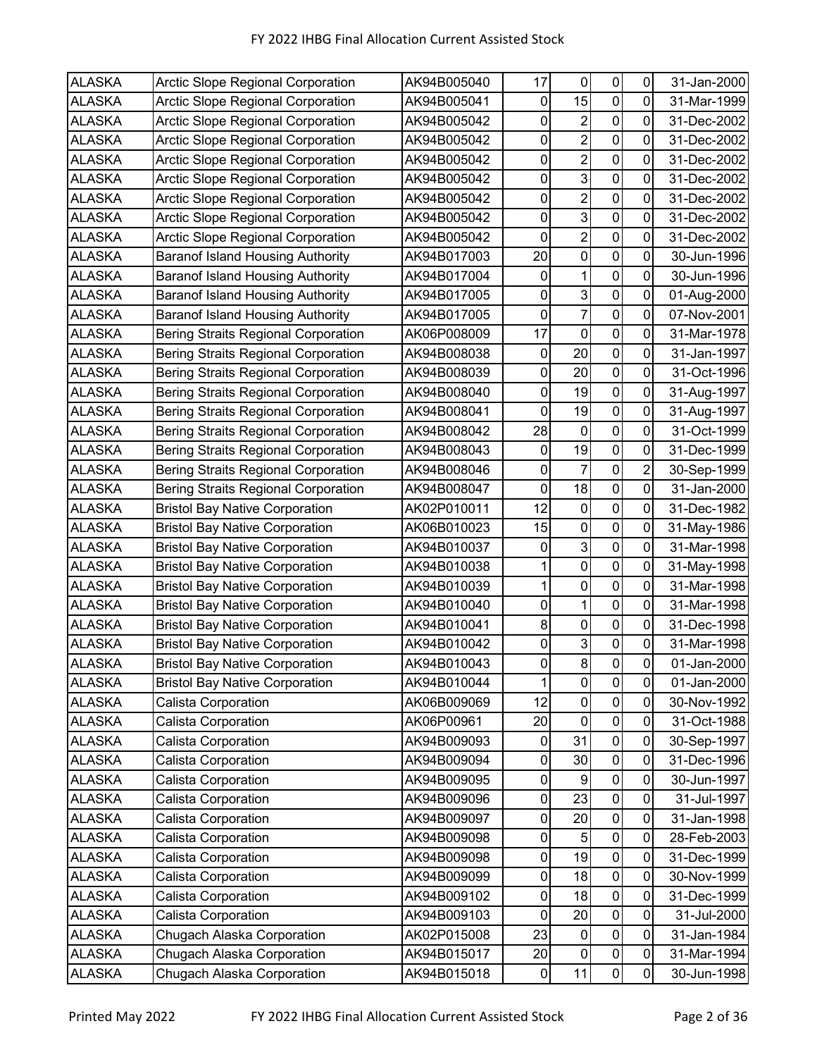| | | | | | | | |
|---|---|---|---|---|---|---|---|
| ALASKA | Arctic Slope Regional Corporation | AK94B005040 | 17 | 0 | 0 | 0 | 31-Jan-2000 |
| ALASKA | Arctic Slope Regional Corporation | AK94B005041 | 0 | 15 | 0 | 0 | 31-Mar-1999 |
| ALASKA | Arctic Slope Regional Corporation | AK94B005042 | 0 | 2 | 0 | 0 | 31-Dec-2002 |
| ALASKA | Arctic Slope Regional Corporation | AK94B005042 | 0 | 2 | 0 | 0 | 31-Dec-2002 |
| ALASKA | Arctic Slope Regional Corporation | AK94B005042 | 0 | 2 | 0 | 0 | 31-Dec-2002 |
| ALASKA | Arctic Slope Regional Corporation | AK94B005042 | 0 | 3 | 0 | 0 | 31-Dec-2002 |
| ALASKA | Arctic Slope Regional Corporation | AK94B005042 | 0 | 2 | 0 | 0 | 31-Dec-2002 |
| ALASKA | Arctic Slope Regional Corporation | AK94B005042 | 0 | 3 | 0 | 0 | 31-Dec-2002 |
| ALASKA | Arctic Slope Regional Corporation | AK94B005042 | 0 | 2 | 0 | 0 | 31-Dec-2002 |
| ALASKA | Baranof Island Housing Authority | AK94B017003 | 20 | 0 | 0 | 0 | 30-Jun-1996 |
| ALASKA | Baranof Island Housing Authority | AK94B017004 | 0 | 1 | 0 | 0 | 30-Jun-1996 |
| ALASKA | Baranof Island Housing Authority | AK94B017005 | 0 | 3 | 0 | 0 | 01-Aug-2000 |
| ALASKA | Baranof Island Housing Authority | AK94B017005 | 0 | 7 | 0 | 0 | 07-Nov-2001 |
| ALASKA | Bering Straits Regional Corporation | AK06P008009 | 17 | 0 | 0 | 0 | 31-Mar-1978 |
| ALASKA | Bering Straits Regional Corporation | AK94B008038 | 0 | 20 | 0 | 0 | 31-Jan-1997 |
| ALASKA | Bering Straits Regional Corporation | AK94B008039 | 0 | 20 | 0 | 0 | 31-Oct-1996 |
| ALASKA | Bering Straits Regional Corporation | AK94B008040 | 0 | 19 | 0 | 0 | 31-Aug-1997 |
| ALASKA | Bering Straits Regional Corporation | AK94B008041 | 0 | 19 | 0 | 0 | 31-Aug-1997 |
| ALASKA | Bering Straits Regional Corporation | AK94B008042 | 28 | 0 | 0 | 0 | 31-Oct-1999 |
| ALASKA | Bering Straits Regional Corporation | AK94B008043 | 0 | 19 | 0 | 0 | 31-Dec-1999 |
| ALASKA | Bering Straits Regional Corporation | AK94B008046 | 0 | 7 | 0 | 2 | 30-Sep-1999 |
| ALASKA | Bering Straits Regional Corporation | AK94B008047 | 0 | 18 | 0 | 0 | 31-Jan-2000 |
| ALASKA | Bristol Bay Native Corporation | AK02P010011 | 12 | 0 | 0 | 0 | 31-Dec-1982 |
| ALASKA | Bristol Bay Native Corporation | AK06B010023 | 15 | 0 | 0 | 0 | 31-May-1986 |
| ALASKA | Bristol Bay Native Corporation | AK94B010037 | 0 | 3 | 0 | 0 | 31-Mar-1998 |
| ALASKA | Bristol Bay Native Corporation | AK94B010038 | 1 | 0 | 0 | 0 | 31-May-1998 |
| ALASKA | Bristol Bay Native Corporation | AK94B010039 | 1 | 0 | 0 | 0 | 31-Mar-1998 |
| ALASKA | Bristol Bay Native Corporation | AK94B010040 | 0 | 1 | 0 | 0 | 31-Mar-1998 |
| ALASKA | Bristol Bay Native Corporation | AK94B010041 | 8 | 0 | 0 | 0 | 31-Dec-1998 |
| ALASKA | Bristol Bay Native Corporation | AK94B010042 | 0 | 3 | 0 | 0 | 31-Mar-1998 |
| ALASKA | Bristol Bay Native Corporation | AK94B010043 | 0 | 8 | 0 | 0 | 01-Jan-2000 |
| ALASKA | Bristol Bay Native Corporation | AK94B010044 | 1 | 0 | 0 | 0 | 01-Jan-2000 |
| ALASKA | Calista Corporation | AK06B009069 | 12 | 0 | 0 | 0 | 30-Nov-1992 |
| ALASKA | Calista Corporation | AK06P00961 | 20 | 0 | 0 | 0 | 31-Oct-1988 |
| ALASKA | Calista Corporation | AK94B009093 | 0 | 31 | 0 | 0 | 30-Sep-1997 |
| ALASKA | Calista Corporation | AK94B009094 | 0 | 30 | 0 | 0 | 31-Dec-1996 |
| ALASKA | Calista Corporation | AK94B009095 | 0 | 9 | 0 | 0 | 30-Jun-1997 |
| ALASKA | Calista Corporation | AK94B009096 | 0 | 23 | 0 | 0 | 31-Jul-1997 |
| ALASKA | Calista Corporation | AK94B009097 | 0 | 20 | 0 | 0 | 31-Jan-1998 |
| ALASKA | Calista Corporation | AK94B009098 | 0 | 5 | 0 | 0 | 28-Feb-2003 |
| ALASKA | Calista Corporation | AK94B009098 | 0 | 19 | 0 | 0 | 31-Dec-1999 |
| ALASKA | Calista Corporation | AK94B009099 | 0 | 18 | 0 | 0 | 30-Nov-1999 |
| ALASKA | Calista Corporation | AK94B009102 | 0 | 18 | 0 | 0 | 31-Dec-1999 |
| ALASKA | Calista Corporation | AK94B009103 | 0 | 20 | 0 | 0 | 31-Jul-2000 |
| ALASKA | Chugach Alaska Corporation | AK02P015008 | 23 | 0 | 0 | 0 | 31-Jan-1984 |
| ALASKA | Chugach Alaska Corporation | AK94B015017 | 20 | 0 | 0 | 0 | 31-Mar-1994 |
| ALASKA | Chugach Alaska Corporation | AK94B015018 | 0 | 11 | 0 | 0 | 30-Jun-1998 |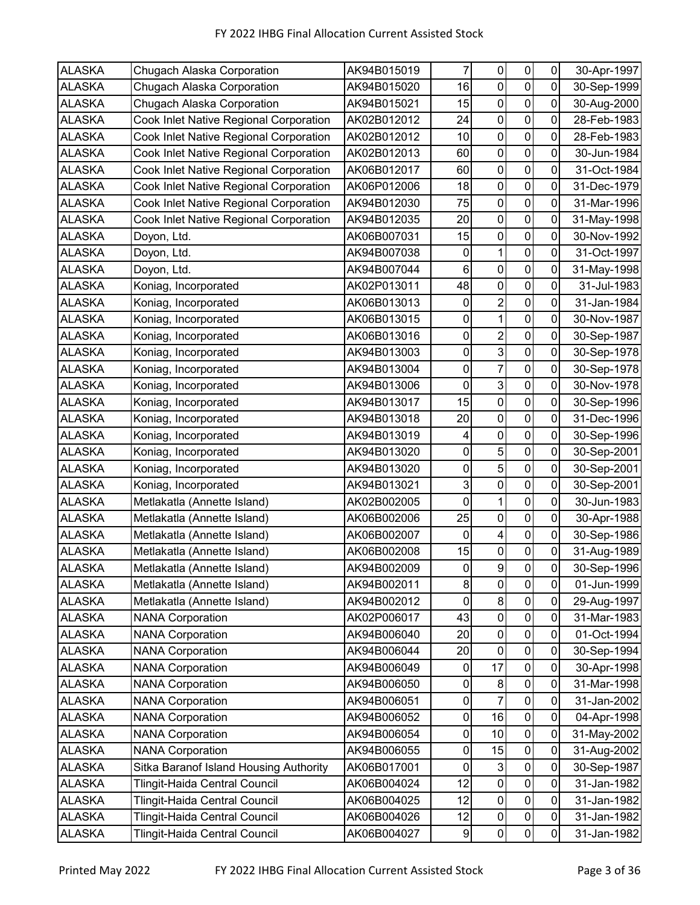| | | | | | | | |
|---|---|---|---|---|---|---|---|
| ALASKA | Chugach Alaska Corporation | AK94B015019 | 7 | 0 | 0 | 0 | 30-Apr-1997 |
| ALASKA | Chugach Alaska Corporation | AK94B015020 | 16 | 0 | 0 | 0 | 30-Sep-1999 |
| ALASKA | Chugach Alaska Corporation | AK94B015021 | 15 | 0 | 0 | 0 | 30-Aug-2000 |
| ALASKA | Cook Inlet Native Regional Corporation | AK02B012012 | 24 | 0 | 0 | 0 | 28-Feb-1983 |
| ALASKA | Cook Inlet Native Regional Corporation | AK02B012012 | 10 | 0 | 0 | 0 | 28-Feb-1983 |
| ALASKA | Cook Inlet Native Regional Corporation | AK02B012013 | 60 | 0 | 0 | 0 | 30-Jun-1984 |
| ALASKA | Cook Inlet Native Regional Corporation | AK06B012017 | 60 | 0 | 0 | 0 | 31-Oct-1984 |
| ALASKA | Cook Inlet Native Regional Corporation | AK06P012006 | 18 | 0 | 0 | 0 | 31-Dec-1979 |
| ALASKA | Cook Inlet Native Regional Corporation | AK94B012030 | 75 | 0 | 0 | 0 | 31-Mar-1996 |
| ALASKA | Cook Inlet Native Regional Corporation | AK94B012035 | 20 | 0 | 0 | 0 | 31-May-1998 |
| ALASKA | Doyon, Ltd. | AK06B007031 | 15 | 0 | 0 | 0 | 30-Nov-1992 |
| ALASKA | Doyon, Ltd. | AK94B007038 | 0 | 1 | 0 | 0 | 31-Oct-1997 |
| ALASKA | Doyon, Ltd. | AK94B007044 | 6 | 0 | 0 | 0 | 31-May-1998 |
| ALASKA | Koniag, Incorporated | AK02P013011 | 48 | 0 | 0 | 0 | 31-Jul-1983 |
| ALASKA | Koniag, Incorporated | AK06B013013 | 0 | 2 | 0 | 0 | 31-Jan-1984 |
| ALASKA | Koniag, Incorporated | AK06B013015 | 0 | 1 | 0 | 0 | 30-Nov-1987 |
| ALASKA | Koniag, Incorporated | AK06B013016 | 0 | 2 | 0 | 0 | 30-Sep-1987 |
| ALASKA | Koniag, Incorporated | AK94B013003 | 0 | 3 | 0 | 0 | 30-Sep-1978 |
| ALASKA | Koniag, Incorporated | AK94B013004 | 0 | 7 | 0 | 0 | 30-Sep-1978 |
| ALASKA | Koniag, Incorporated | AK94B013006 | 0 | 3 | 0 | 0 | 30-Nov-1978 |
| ALASKA | Koniag, Incorporated | AK94B013017 | 15 | 0 | 0 | 0 | 30-Sep-1996 |
| ALASKA | Koniag, Incorporated | AK94B013018 | 20 | 0 | 0 | 0 | 31-Dec-1996 |
| ALASKA | Koniag, Incorporated | AK94B013019 | 4 | 0 | 0 | 0 | 30-Sep-1996 |
| ALASKA | Koniag, Incorporated | AK94B013020 | 0 | 5 | 0 | 0 | 30-Sep-2001 |
| ALASKA | Koniag, Incorporated | AK94B013020 | 0 | 5 | 0 | 0 | 30-Sep-2001 |
| ALASKA | Koniag, Incorporated | AK94B013021 | 3 | 0 | 0 | 0 | 30-Sep-2001 |
| ALASKA | Metlakatla (Annette Island) | AK02B002005 | 0 | 1 | 0 | 0 | 30-Jun-1983 |
| ALASKA | Metlakatla (Annette Island) | AK06B002006 | 25 | 0 | 0 | 0 | 30-Apr-1988 |
| ALASKA | Metlakatla (Annette Island) | AK06B002007 | 0 | 4 | 0 | 0 | 30-Sep-1986 |
| ALASKA | Metlakatla (Annette Island) | AK06B002008 | 15 | 0 | 0 | 0 | 31-Aug-1989 |
| ALASKA | Metlakatla (Annette Island) | AK94B002009 | 0 | 9 | 0 | 0 | 30-Sep-1996 |
| ALASKA | Metlakatla (Annette Island) | AK94B002011 | 8 | 0 | 0 | 0 | 01-Jun-1999 |
| ALASKA | Metlakatla (Annette Island) | AK94B002012 | 0 | 8 | 0 | 0 | 29-Aug-1997 |
| ALASKA | NANA Corporation | AK02P006017 | 43 | 0 | 0 | 0 | 31-Mar-1983 |
| ALASKA | NANA Corporation | AK94B006040 | 20 | 0 | 0 | 0 | 01-Oct-1994 |
| ALASKA | NANA Corporation | AK94B006044 | 20 | 0 | 0 | 0 | 30-Sep-1994 |
| ALASKA | NANA Corporation | AK94B006049 | 0 | 17 | 0 | 0 | 30-Apr-1998 |
| ALASKA | NANA Corporation | AK94B006050 | 0 | 8 | 0 | 0 | 31-Mar-1998 |
| ALASKA | NANA Corporation | AK94B006051 | 0 | 7 | 0 | 0 | 31-Jan-2002 |
| ALASKA | NANA Corporation | AK94B006052 | 0 | 16 | 0 | 0 | 04-Apr-1998 |
| ALASKA | NANA Corporation | AK94B006054 | 0 | 10 | 0 | 0 | 31-May-2002 |
| ALASKA | NANA Corporation | AK94B006055 | 0 | 15 | 0 | 0 | 31-Aug-2002 |
| ALASKA | Sitka Baranof Island Housing Authority | AK06B017001 | 0 | 3 | 0 | 0 | 30-Sep-1987 |
| ALASKA | Tlingit-Haida Central Council | AK06B004024 | 12 | 0 | 0 | 0 | 31-Jan-1982 |
| ALASKA | Tlingit-Haida Central Council | AK06B004025 | 12 | 0 | 0 | 0 | 31-Jan-1982 |
| ALASKA | Tlingit-Haida Central Council | AK06B004026 | 12 | 0 | 0 | 0 | 31-Jan-1982 |
| ALASKA | Tlingit-Haida Central Council | AK06B004027 | 9 | 0 | 0 | 0 | 31-Jan-1982 |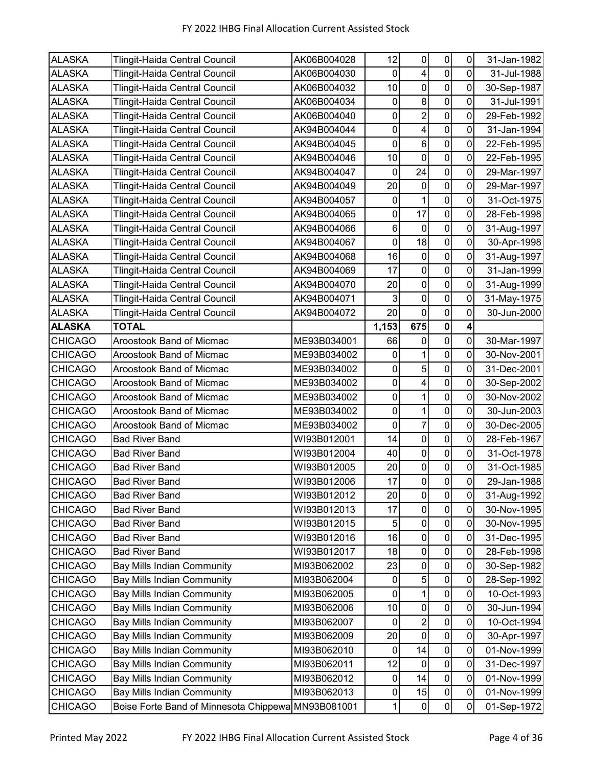| | | | | | | | |
|---|---|---|---|---|---|---|---|
| ALASKA | Tlingit-Haida Central Council | AK06B004028 | 12 | 0 | 0 | 0 | 31-Jan-1982 |
| ALASKA | Tlingit-Haida Central Council | AK06B004030 | 0 | 4 | 0 | 0 | 31-Jul-1988 |
| ALASKA | Tlingit-Haida Central Council | AK06B004032 | 10 | 0 | 0 | 0 | 30-Sep-1987 |
| ALASKA | Tlingit-Haida Central Council | AK06B004034 | 0 | 8 | 0 | 0 | 31-Jul-1991 |
| ALASKA | Tlingit-Haida Central Council | AK06B004040 | 0 | 2 | 0 | 0 | 29-Feb-1992 |
| ALASKA | Tlingit-Haida Central Council | AK94B004044 | 0 | 4 | 0 | 0 | 31-Jan-1994 |
| ALASKA | Tlingit-Haida Central Council | AK94B004045 | 0 | 6 | 0 | 0 | 22-Feb-1995 |
| ALASKA | Tlingit-Haida Central Council | AK94B004046 | 10 | 0 | 0 | 0 | 22-Feb-1995 |
| ALASKA | Tlingit-Haida Central Council | AK94B004047 | 0 | 24 | 0 | 0 | 29-Mar-1997 |
| ALASKA | Tlingit-Haida Central Council | AK94B004049 | 20 | 0 | 0 | 0 | 29-Mar-1997 |
| ALASKA | Tlingit-Haida Central Council | AK94B004057 | 0 | 1 | 0 | 0 | 31-Oct-1975 |
| ALASKA | Tlingit-Haida Central Council | AK94B004065 | 0 | 17 | 0 | 0 | 28-Feb-1998 |
| ALASKA | Tlingit-Haida Central Council | AK94B004066 | 6 | 0 | 0 | 0 | 31-Aug-1997 |
| ALASKA | Tlingit-Haida Central Council | AK94B004067 | 0 | 18 | 0 | 0 | 30-Apr-1998 |
| ALASKA | Tlingit-Haida Central Council | AK94B004068 | 16 | 0 | 0 | 0 | 31-Aug-1997 |
| ALASKA | Tlingit-Haida Central Council | AK94B004069 | 17 | 0 | 0 | 0 | 31-Jan-1999 |
| ALASKA | Tlingit-Haida Central Council | AK94B004070 | 20 | 0 | 0 | 0 | 31-Aug-1999 |
| ALASKA | Tlingit-Haida Central Council | AK94B004071 | 3 | 0 | 0 | 0 | 31-May-1975 |
| ALASKA | Tlingit-Haida Central Council | AK94B004072 | 20 | 0 | 0 | 0 | 30-Jun-2000 |
| **ALASKA** | **TOTAL** | | **1,153** | **675** | **0** | **4** | |
| CHICAGO | Aroostook Band of Micmac | ME93B034001 | 66 | 0 | 0 | 0 | 30-Mar-1997 |
| CHICAGO | Aroostook Band of Micmac | ME93B034002 | 0 | 1 | 0 | 0 | 30-Nov-2001 |
| CHICAGO | Aroostook Band of Micmac | ME93B034002 | 0 | 5 | 0 | 0 | 31-Dec-2001 |
| CHICAGO | Aroostook Band of Micmac | ME93B034002 | 0 | 4 | 0 | 0 | 30-Sep-2002 |
| CHICAGO | Aroostook Band of Micmac | ME93B034002 | 0 | 1 | 0 | 0 | 30-Nov-2002 |
| CHICAGO | Aroostook Band of Micmac | ME93B034002 | 0 | 1 | 0 | 0 | 30-Jun-2003 |
| CHICAGO | Aroostook Band of Micmac | ME93B034002 | 0 | 7 | 0 | 0 | 30-Dec-2005 |
| CHICAGO | Bad River Band | WI93B012001 | 14 | 0 | 0 | 0 | 28-Feb-1967 |
| CHICAGO | Bad River Band | WI93B012004 | 40 | 0 | 0 | 0 | 31-Oct-1978 |
| CHICAGO | Bad River Band | WI93B012005 | 20 | 0 | 0 | 0 | 31-Oct-1985 |
| CHICAGO | Bad River Band | WI93B012006 | 17 | 0 | 0 | 0 | 29-Jan-1988 |
| CHICAGO | Bad River Band | WI93B012012 | 20 | 0 | 0 | 0 | 31-Aug-1992 |
| CHICAGO | Bad River Band | WI93B012013 | 17 | 0 | 0 | 0 | 30-Nov-1995 |
| CHICAGO | Bad River Band | WI93B012015 | 5 | 0 | 0 | 0 | 30-Nov-1995 |
| CHICAGO | Bad River Band | WI93B012016 | 16 | 0 | 0 | 0 | 31-Dec-1995 |
| CHICAGO | Bad River Band | WI93B012017 | 18 | 0 | 0 | 0 | 28-Feb-1998 |
| CHICAGO | Bay Mills Indian Community | MI93B062002 | 23 | 0 | 0 | 0 | 30-Sep-1982 |
| CHICAGO | Bay Mills Indian Community | MI93B062004 | 0 | 5 | 0 | 0 | 28-Sep-1992 |
| CHICAGO | Bay Mills Indian Community | MI93B062005 | 0 | 1 | 0 | 0 | 10-Oct-1993 |
| CHICAGO | Bay Mills Indian Community | MI93B062006 | 10 | 0 | 0 | 0 | 30-Jun-1994 |
| CHICAGO | Bay Mills Indian Community | MI93B062007 | 0 | 2 | 0 | 0 | 10-Oct-1994 |
| CHICAGO | Bay Mills Indian Community | MI93B062009 | 20 | 0 | 0 | 0 | 30-Apr-1997 |
| CHICAGO | Bay Mills Indian Community | MI93B062010 | 0 | 14 | 0 | 0 | 01-Nov-1999 |
| CHICAGO | Bay Mills Indian Community | MI93B062011 | 12 | 0 | 0 | 0 | 31-Dec-1997 |
| CHICAGO | Bay Mills Indian Community | MI93B062012 | 0 | 14 | 0 | 0 | 01-Nov-1999 |
| CHICAGO | Bay Mills Indian Community | MI93B062013 | 0 | 15 | 0 | 0 | 01-Nov-1999 |
| CHICAGO | Boise Forte Band of Minnesota Chippewa | MN93B081001 | 1 | 0 | 0 | 0 | 01-Sep-1972 |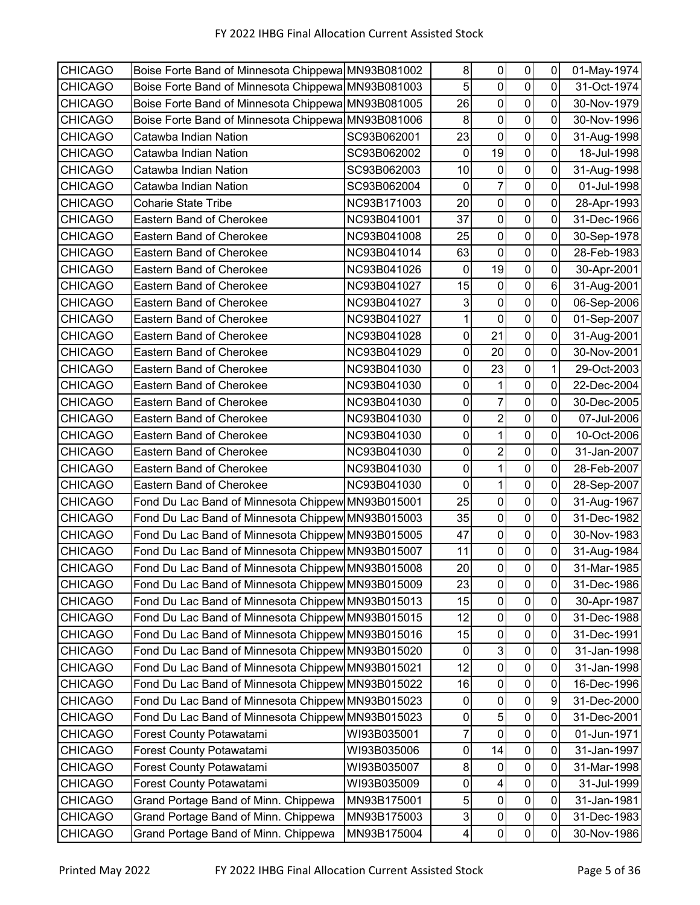| | | | | | | | |
|---|---|---|---|---|---|---|---|
| CHICAGO | Boise Forte Band of Minnesota Chippewa | MN93B081002 | 8 | 0 | 0 | 0 | 01-May-1974 |
| CHICAGO | Boise Forte Band of Minnesota Chippewa | MN93B081003 | 5 | 0 | 0 | 0 | 31-Oct-1974 |
| CHICAGO | Boise Forte Band of Minnesota Chippewa | MN93B081005 | 26 | 0 | 0 | 0 | 30-Nov-1979 |
| CHICAGO | Boise Forte Band of Minnesota Chippewa | MN93B081006 | 8 | 0 | 0 | 0 | 30-Nov-1996 |
| CHICAGO | Catawba Indian Nation | SC93B062001 | 23 | 0 | 0 | 0 | 31-Aug-1998 |
| CHICAGO | Catawba Indian Nation | SC93B062002 | 0 | 19 | 0 | 0 | 18-Jul-1998 |
| CHICAGO | Catawba Indian Nation | SC93B062003 | 10 | 0 | 0 | 0 | 31-Aug-1998 |
| CHICAGO | Catawba Indian Nation | SC93B062004 | 0 | 7 | 0 | 0 | 01-Jul-1998 |
| CHICAGO | Coharie State Tribe | NC93B171003 | 20 | 0 | 0 | 0 | 28-Apr-1993 |
| CHICAGO | Eastern Band of Cherokee | NC93B041001 | 37 | 0 | 0 | 0 | 31-Dec-1966 |
| CHICAGO | Eastern Band of Cherokee | NC93B041008 | 25 | 0 | 0 | 0 | 30-Sep-1978 |
| CHICAGO | Eastern Band of Cherokee | NC93B041014 | 63 | 0 | 0 | 0 | 28-Feb-1983 |
| CHICAGO | Eastern Band of Cherokee | NC93B041026 | 0 | 19 | 0 | 0 | 30-Apr-2001 |
| CHICAGO | Eastern Band of Cherokee | NC93B041027 | 15 | 0 | 0 | 6 | 31-Aug-2001 |
| CHICAGO | Eastern Band of Cherokee | NC93B041027 | 3 | 0 | 0 | 0 | 06-Sep-2006 |
| CHICAGO | Eastern Band of Cherokee | NC93B041027 | 1 | 0 | 0 | 0 | 01-Sep-2007 |
| CHICAGO | Eastern Band of Cherokee | NC93B041028 | 0 | 21 | 0 | 0 | 31-Aug-2001 |
| CHICAGO | Eastern Band of Cherokee | NC93B041029 | 0 | 20 | 0 | 0 | 30-Nov-2001 |
| CHICAGO | Eastern Band of Cherokee | NC93B041030 | 0 | 23 | 0 | 1 | 29-Oct-2003 |
| CHICAGO | Eastern Band of Cherokee | NC93B041030 | 0 | 1 | 0 | 0 | 22-Dec-2004 |
| CHICAGO | Eastern Band of Cherokee | NC93B041030 | 0 | 7 | 0 | 0 | 30-Dec-2005 |
| CHICAGO | Eastern Band of Cherokee | NC93B041030 | 0 | 2 | 0 | 0 | 07-Jul-2006 |
| CHICAGO | Eastern Band of Cherokee | NC93B041030 | 0 | 1 | 0 | 0 | 10-Oct-2006 |
| CHICAGO | Eastern Band of Cherokee | NC93B041030 | 0 | 2 | 0 | 0 | 31-Jan-2007 |
| CHICAGO | Eastern Band of Cherokee | NC93B041030 | 0 | 1 | 0 | 0 | 28-Feb-2007 |
| CHICAGO | Eastern Band of Cherokee | NC93B041030 | 0 | 1 | 0 | 0 | 28-Sep-2007 |
| CHICAGO | Fond Du Lac Band of Minnesota Chippew | MN93B015001 | 25 | 0 | 0 | 0 | 31-Aug-1967 |
| CHICAGO | Fond Du Lac Band of Minnesota Chippew | MN93B015003 | 35 | 0 | 0 | 0 | 31-Dec-1982 |
| CHICAGO | Fond Du Lac Band of Minnesota Chippew | MN93B015005 | 47 | 0 | 0 | 0 | 30-Nov-1983 |
| CHICAGO | Fond Du Lac Band of Minnesota Chippew | MN93B015007 | 11 | 0 | 0 | 0 | 31-Aug-1984 |
| CHICAGO | Fond Du Lac Band of Minnesota Chippew | MN93B015008 | 20 | 0 | 0 | 0 | 31-Mar-1985 |
| CHICAGO | Fond Du Lac Band of Minnesota Chippew | MN93B015009 | 23 | 0 | 0 | 0 | 31-Dec-1986 |
| CHICAGO | Fond Du Lac Band of Minnesota Chippew | MN93B015013 | 15 | 0 | 0 | 0 | 30-Apr-1987 |
| CHICAGO | Fond Du Lac Band of Minnesota Chippew | MN93B015015 | 12 | 0 | 0 | 0 | 31-Dec-1988 |
| CHICAGO | Fond Du Lac Band of Minnesota Chippew | MN93B015016 | 15 | 0 | 0 | 0 | 31-Dec-1991 |
| CHICAGO | Fond Du Lac Band of Minnesota Chippew | MN93B015020 | 0 | 3 | 0 | 0 | 31-Jan-1998 |
| CHICAGO | Fond Du Lac Band of Minnesota Chippew | MN93B015021 | 12 | 0 | 0 | 0 | 31-Jan-1998 |
| CHICAGO | Fond Du Lac Band of Minnesota Chippew | MN93B015022 | 16 | 0 | 0 | 0 | 16-Dec-1996 |
| CHICAGO | Fond Du Lac Band of Minnesota Chippew | MN93B015023 | 0 | 0 | 0 | 9 | 31-Dec-2000 |
| CHICAGO | Fond Du Lac Band of Minnesota Chippew | MN93B015023 | 0 | 5 | 0 | 0 | 31-Dec-2001 |
| CHICAGO | Forest County Potawatami | WI93B035001 | 7 | 0 | 0 | 0 | 01-Jun-1971 |
| CHICAGO | Forest County Potawatami | WI93B035006 | 0 | 14 | 0 | 0 | 31-Jan-1997 |
| CHICAGO | Forest County Potawatami | WI93B035007 | 8 | 0 | 0 | 0 | 31-Mar-1998 |
| CHICAGO | Forest County Potawatami | WI93B035009 | 0 | 4 | 0 | 0 | 31-Jul-1999 |
| CHICAGO | Grand Portage Band of Minn. Chippewa | MN93B175001 | 5 | 0 | 0 | 0 | 31-Jan-1981 |
| CHICAGO | Grand Portage Band of Minn. Chippewa | MN93B175003 | 3 | 0 | 0 | 0 | 31-Dec-1983 |
| CHICAGO | Grand Portage Band of Minn. Chippewa | MN93B175004 | 4 | 0 | 0 | 0 | 30-Nov-1986 |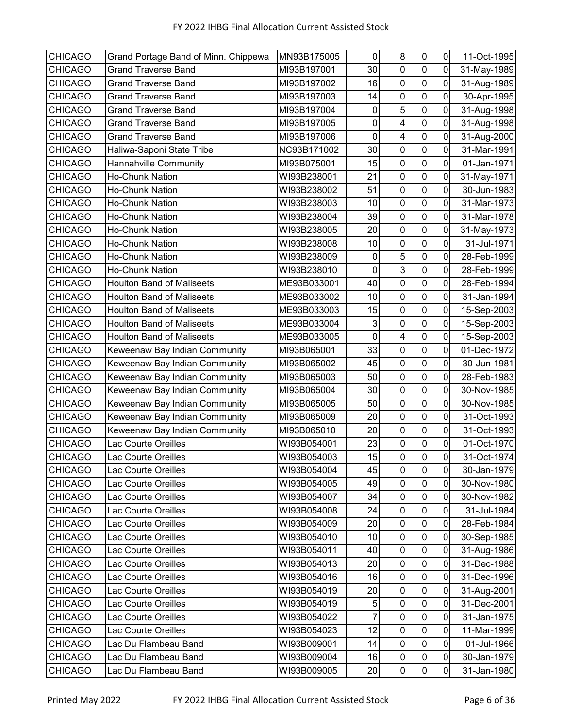| | | | | | | | |
|---|---|---|---|---|---|---|---|
| CHICAGO | Grand Portage Band of Minn. Chippewa | MN93B175005 | 0 | 8 | 0 | 0 | 11-Oct-1995 |
| CHICAGO | Grand Traverse Band | MI93B197001 | 30 | 0 | 0 | 0 | 31-May-1989 |
| CHICAGO | Grand Traverse Band | MI93B197002 | 16 | 0 | 0 | 0 | 31-Aug-1989 |
| CHICAGO | Grand Traverse Band | MI93B197003 | 14 | 0 | 0 | 0 | 30-Apr-1995 |
| CHICAGO | Grand Traverse Band | MI93B197004 | 0 | 5 | 0 | 0 | 31-Aug-1998 |
| CHICAGO | Grand Traverse Band | MI93B197005 | 0 | 4 | 0 | 0 | 31-Aug-1998 |
| CHICAGO | Grand Traverse Band | MI93B197006 | 0 | 4 | 0 | 0 | 31-Aug-2000 |
| CHICAGO | Haliwa-Saponi State Tribe | NC93B171002 | 30 | 0 | 0 | 0 | 31-Mar-1991 |
| CHICAGO | Hannahville Community | MI93B075001 | 15 | 0 | 0 | 0 | 01-Jan-1971 |
| CHICAGO | Ho-Chunk Nation | WI93B238001 | 21 | 0 | 0 | 0 | 31-May-1971 |
| CHICAGO | Ho-Chunk Nation | WI93B238002 | 51 | 0 | 0 | 0 | 30-Jun-1983 |
| CHICAGO | Ho-Chunk Nation | WI93B238003 | 10 | 0 | 0 | 0 | 31-Mar-1973 |
| CHICAGO | Ho-Chunk Nation | WI93B238004 | 39 | 0 | 0 | 0 | 31-Mar-1978 |
| CHICAGO | Ho-Chunk Nation | WI93B238005 | 20 | 0 | 0 | 0 | 31-May-1973 |
| CHICAGO | Ho-Chunk Nation | WI93B238008 | 10 | 0 | 0 | 0 | 31-Jul-1971 |
| CHICAGO | Ho-Chunk Nation | WI93B238009 | 0 | 5 | 0 | 0 | 28-Feb-1999 |
| CHICAGO | Ho-Chunk Nation | WI93B238010 | 0 | 3 | 0 | 0 | 28-Feb-1999 |
| CHICAGO | Houlton Band of Maliseets | ME93B033001 | 40 | 0 | 0 | 0 | 28-Feb-1994 |
| CHICAGO | Houlton Band of Maliseets | ME93B033002 | 10 | 0 | 0 | 0 | 31-Jan-1994 |
| CHICAGO | Houlton Band of Maliseets | ME93B033003 | 15 | 0 | 0 | 0 | 15-Sep-2003 |
| CHICAGO | Houlton Band of Maliseets | ME93B033004 | 3 | 0 | 0 | 0 | 15-Sep-2003 |
| CHICAGO | Houlton Band of Maliseets | ME93B033005 | 0 | 4 | 0 | 0 | 15-Sep-2003 |
| CHICAGO | Keweenaw Bay Indian Community | MI93B065001 | 33 | 0 | 0 | 0 | 01-Dec-1972 |
| CHICAGO | Keweenaw Bay Indian Community | MI93B065002 | 45 | 0 | 0 | 0 | 30-Jun-1981 |
| CHICAGO | Keweenaw Bay Indian Community | MI93B065003 | 50 | 0 | 0 | 0 | 28-Feb-1983 |
| CHICAGO | Keweenaw Bay Indian Community | MI93B065004 | 30 | 0 | 0 | 0 | 30-Nov-1985 |
| CHICAGO | Keweenaw Bay Indian Community | MI93B065005 | 50 | 0 | 0 | 0 | 30-Nov-1985 |
| CHICAGO | Keweenaw Bay Indian Community | MI93B065009 | 20 | 0 | 0 | 0 | 31-Oct-1993 |
| CHICAGO | Keweenaw Bay Indian Community | MI93B065010 | 20 | 0 | 0 | 0 | 31-Oct-1993 |
| CHICAGO | Lac Courte Oreilles | WI93B054001 | 23 | 0 | 0 | 0 | 01-Oct-1970 |
| CHICAGO | Lac Courte Oreilles | WI93B054003 | 15 | 0 | 0 | 0 | 31-Oct-1974 |
| CHICAGO | Lac Courte Oreilles | WI93B054004 | 45 | 0 | 0 | 0 | 30-Jan-1979 |
| CHICAGO | Lac Courte Oreilles | WI93B054005 | 49 | 0 | 0 | 0 | 30-Nov-1980 |
| CHICAGO | Lac Courte Oreilles | WI93B054007 | 34 | 0 | 0 | 0 | 30-Nov-1982 |
| CHICAGO | Lac Courte Oreilles | WI93B054008 | 24 | 0 | 0 | 0 | 31-Jul-1984 |
| CHICAGO | Lac Courte Oreilles | WI93B054009 | 20 | 0 | 0 | 0 | 28-Feb-1984 |
| CHICAGO | Lac Courte Oreilles | WI93B054010 | 10 | 0 | 0 | 0 | 30-Sep-1985 |
| CHICAGO | Lac Courte Oreilles | WI93B054011 | 40 | 0 | 0 | 0 | 31-Aug-1986 |
| CHICAGO | Lac Courte Oreilles | WI93B054013 | 20 | 0 | 0 | 0 | 31-Dec-1988 |
| CHICAGO | Lac Courte Oreilles | WI93B054016 | 16 | 0 | 0 | 0 | 31-Dec-1996 |
| CHICAGO | Lac Courte Oreilles | WI93B054019 | 20 | 0 | 0 | 0 | 31-Aug-2001 |
| CHICAGO | Lac Courte Oreilles | WI93B054019 | 5 | 0 | 0 | 0 | 31-Dec-2001 |
| CHICAGO | Lac Courte Oreilles | WI93B054022 | 7 | 0 | 0 | 0 | 31-Jan-1975 |
| CHICAGO | Lac Courte Oreilles | WI93B054023 | 12 | 0 | 0 | 0 | 11-Mar-1999 |
| CHICAGO | Lac Du Flambeau Band | WI93B009001 | 14 | 0 | 0 | 0 | 01-Jul-1966 |
| CHICAGO | Lac Du Flambeau Band | WI93B009004 | 16 | 0 | 0 | 0 | 30-Jan-1979 |
| CHICAGO | Lac Du Flambeau Band | WI93B009005 | 20 | 0 | 0 | 0 | 31-Jan-1980 |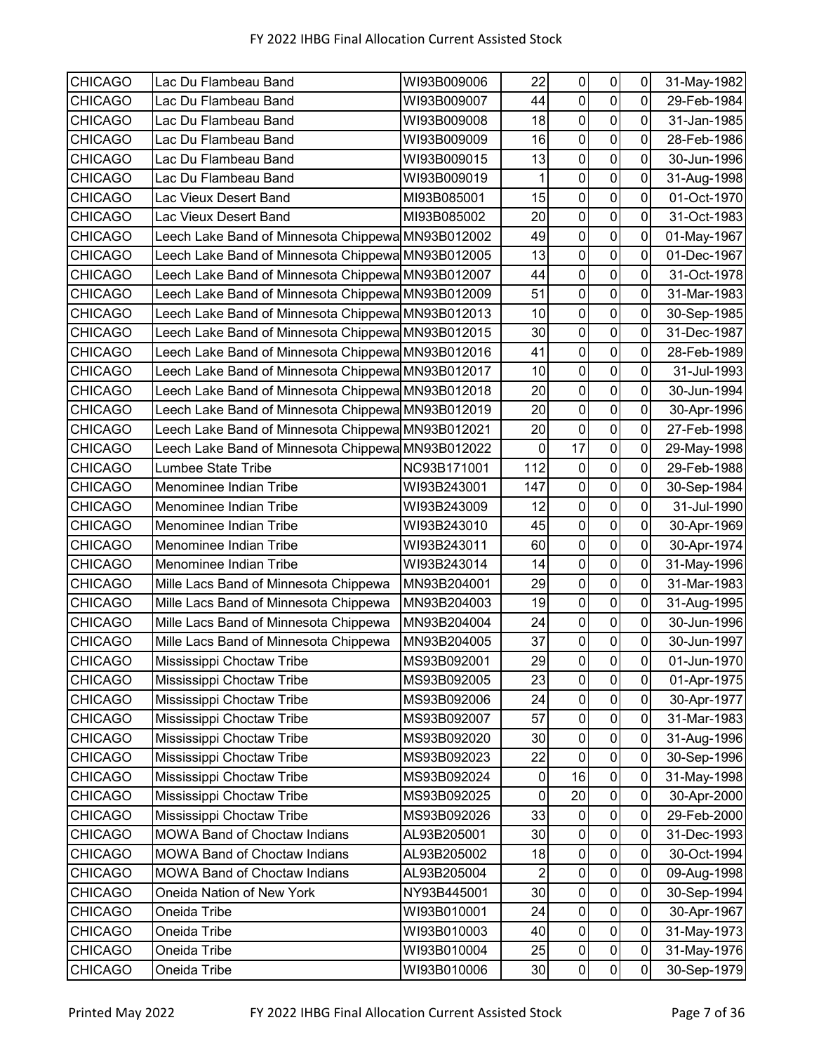| | | | | | | | |
|---|---|---|---|---|---|---|---|
| CHICAGO | Lac Du Flambeau Band | WI93B009006 | 22 | 0 | 0 | 0 | 31-May-1982 |
| CHICAGO | Lac Du Flambeau Band | WI93B009007 | 44 | 0 | 0 | 0 | 29-Feb-1984 |
| CHICAGO | Lac Du Flambeau Band | WI93B009008 | 18 | 0 | 0 | 0 | 31-Jan-1985 |
| CHICAGO | Lac Du Flambeau Band | WI93B009009 | 16 | 0 | 0 | 0 | 28-Feb-1986 |
| CHICAGO | Lac Du Flambeau Band | WI93B009015 | 13 | 0 | 0 | 0 | 30-Jun-1996 |
| CHICAGO | Lac Du Flambeau Band | WI93B009019 | 1 | 0 | 0 | 0 | 31-Aug-1998 |
| CHICAGO | Lac Vieux Desert Band | MI93B085001 | 15 | 0 | 0 | 0 | 01-Oct-1970 |
| CHICAGO | Lac Vieux Desert Band | MI93B085002 | 20 | 0 | 0 | 0 | 31-Oct-1983 |
| CHICAGO | Leech Lake Band of Minnesota Chippewa | MN93B012002 | 49 | 0 | 0 | 0 | 01-May-1967 |
| CHICAGO | Leech Lake Band of Minnesota Chippewa | MN93B012005 | 13 | 0 | 0 | 0 | 01-Dec-1967 |
| CHICAGO | Leech Lake Band of Minnesota Chippewa | MN93B012007 | 44 | 0 | 0 | 0 | 31-Oct-1978 |
| CHICAGO | Leech Lake Band of Minnesota Chippewa | MN93B012009 | 51 | 0 | 0 | 0 | 31-Mar-1983 |
| CHICAGO | Leech Lake Band of Minnesota Chippewa | MN93B012013 | 10 | 0 | 0 | 0 | 30-Sep-1985 |
| CHICAGO | Leech Lake Band of Minnesota Chippewa | MN93B012015 | 30 | 0 | 0 | 0 | 31-Dec-1987 |
| CHICAGO | Leech Lake Band of Minnesota Chippewa | MN93B012016 | 41 | 0 | 0 | 0 | 28-Feb-1989 |
| CHICAGO | Leech Lake Band of Minnesota Chippewa | MN93B012017 | 10 | 0 | 0 | 0 | 31-Jul-1993 |
| CHICAGO | Leech Lake Band of Minnesota Chippewa | MN93B012018 | 20 | 0 | 0 | 0 | 30-Jun-1994 |
| CHICAGO | Leech Lake Band of Minnesota Chippewa | MN93B012019 | 20 | 0 | 0 | 0 | 30-Apr-1996 |
| CHICAGO | Leech Lake Band of Minnesota Chippewa | MN93B012021 | 20 | 0 | 0 | 0 | 27-Feb-1998 |
| CHICAGO | Leech Lake Band of Minnesota Chippewa | MN93B012022 | 0 | 17 | 0 | 0 | 29-May-1998 |
| CHICAGO | Lumbee State Tribe | NC93B171001 | 112 | 0 | 0 | 0 | 29-Feb-1988 |
| CHICAGO | Menominee Indian Tribe | WI93B243001 | 147 | 0 | 0 | 0 | 30-Sep-1984 |
| CHICAGO | Menominee Indian Tribe | WI93B243009 | 12 | 0 | 0 | 0 | 31-Jul-1990 |
| CHICAGO | Menominee Indian Tribe | WI93B243010 | 45 | 0 | 0 | 0 | 30-Apr-1969 |
| CHICAGO | Menominee Indian Tribe | WI93B243011 | 60 | 0 | 0 | 0 | 30-Apr-1974 |
| CHICAGO | Menominee Indian Tribe | WI93B243014 | 14 | 0 | 0 | 0 | 31-May-1996 |
| CHICAGO | Mille Lacs Band of Minnesota Chippewa | MN93B204001 | 29 | 0 | 0 | 0 | 31-Mar-1983 |
| CHICAGO | Mille Lacs Band of Minnesota Chippewa | MN93B204003 | 19 | 0 | 0 | 0 | 31-Aug-1995 |
| CHICAGO | Mille Lacs Band of Minnesota Chippewa | MN93B204004 | 24 | 0 | 0 | 0 | 30-Jun-1996 |
| CHICAGO | Mille Lacs Band of Minnesota Chippewa | MN93B204005 | 37 | 0 | 0 | 0 | 30-Jun-1997 |
| CHICAGO | Mississippi Choctaw Tribe | MS93B092001 | 29 | 0 | 0 | 0 | 01-Jun-1970 |
| CHICAGO | Mississippi Choctaw Tribe | MS93B092005 | 23 | 0 | 0 | 0 | 01-Apr-1975 |
| CHICAGO | Mississippi Choctaw Tribe | MS93B092006 | 24 | 0 | 0 | 0 | 30-Apr-1977 |
| CHICAGO | Mississippi Choctaw Tribe | MS93B092007 | 57 | 0 | 0 | 0 | 31-Mar-1983 |
| CHICAGO | Mississippi Choctaw Tribe | MS93B092020 | 30 | 0 | 0 | 0 | 31-Aug-1996 |
| CHICAGO | Mississippi Choctaw Tribe | MS93B092023 | 22 | 0 | 0 | 0 | 30-Sep-1996 |
| CHICAGO | Mississippi Choctaw Tribe | MS93B092024 | 0 | 16 | 0 | 0 | 31-May-1998 |
| CHICAGO | Mississippi Choctaw Tribe | MS93B092025 | 0 | 20 | 0 | 0 | 30-Apr-2000 |
| CHICAGO | Mississippi Choctaw Tribe | MS93B092026 | 33 | 0 | 0 | 0 | 29-Feb-2000 |
| CHICAGO | MOWA Band of Choctaw Indians | AL93B205001 | 30 | 0 | 0 | 0 | 31-Dec-1993 |
| CHICAGO | MOWA Band of Choctaw Indians | AL93B205002 | 18 | 0 | 0 | 0 | 30-Oct-1994 |
| CHICAGO | MOWA Band of Choctaw Indians | AL93B205004 | 2 | 0 | 0 | 0 | 09-Aug-1998 |
| CHICAGO | Oneida Nation of New York | NY93B445001 | 30 | 0 | 0 | 0 | 30-Sep-1994 |
| CHICAGO | Oneida Tribe | WI93B010001 | 24 | 0 | 0 | 0 | 30-Apr-1967 |
| CHICAGO | Oneida Tribe | WI93B010003 | 40 | 0 | 0 | 0 | 31-May-1973 |
| CHICAGO | Oneida Tribe | WI93B010004 | 25 | 0 | 0 | 0 | 31-May-1976 |
| CHICAGO | Oneida Tribe | WI93B010006 | 30 | 0 | 0 | 0 | 30-Sep-1979 |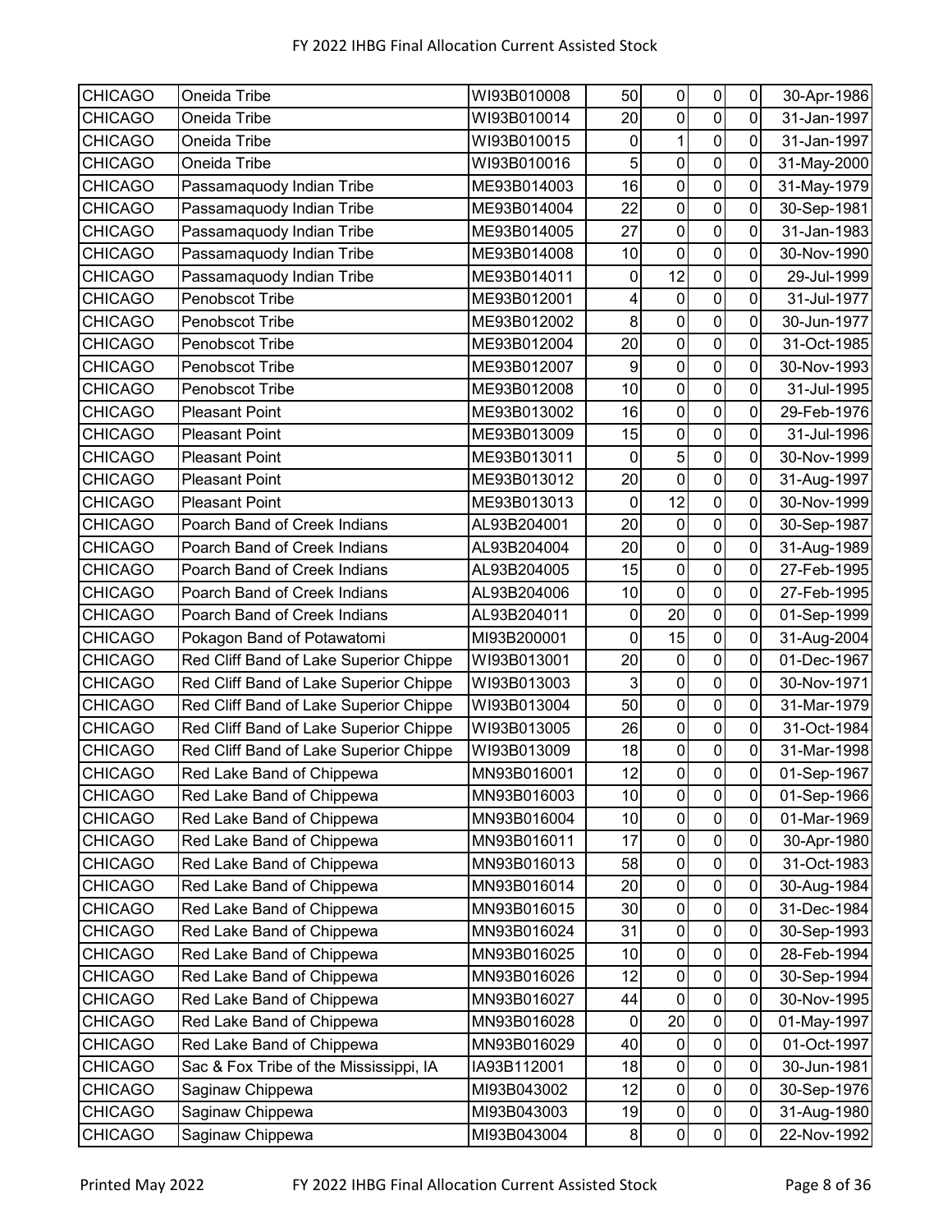| | | | | | | | |
|---|---|---|---|---|---|---|---|
| CHICAGO | Oneida Tribe | WI93B010008 | 50 | 0 | 0 | 0 | 30-Apr-1986 |
| CHICAGO | Oneida Tribe | WI93B010014 | 20 | 0 | 0 | 0 | 31-Jan-1997 |
| CHICAGO | Oneida Tribe | WI93B010015 | 0 | 1 | 0 | 0 | 31-Jan-1997 |
| CHICAGO | Oneida Tribe | WI93B010016 | 5 | 0 | 0 | 0 | 31-May-2000 |
| CHICAGO | Passamaquody Indian Tribe | ME93B014003 | 16 | 0 | 0 | 0 | 31-May-1979 |
| CHICAGO | Passamaquody Indian Tribe | ME93B014004 | 22 | 0 | 0 | 0 | 30-Sep-1981 |
| CHICAGO | Passamaquody Indian Tribe | ME93B014005 | 27 | 0 | 0 | 0 | 31-Jan-1983 |
| CHICAGO | Passamaquody Indian Tribe | ME93B014008 | 10 | 0 | 0 | 0 | 30-Nov-1990 |
| CHICAGO | Passamaquody Indian Tribe | ME93B014011 | 0 | 12 | 0 | 0 | 29-Jul-1999 |
| CHICAGO | Penobscot Tribe | ME93B012001 | 4 | 0 | 0 | 0 | 31-Jul-1977 |
| CHICAGO | Penobscot Tribe | ME93B012002 | 8 | 0 | 0 | 0 | 30-Jun-1977 |
| CHICAGO | Penobscot Tribe | ME93B012004 | 20 | 0 | 0 | 0 | 31-Oct-1985 |
| CHICAGO | Penobscot Tribe | ME93B012007 | 9 | 0 | 0 | 0 | 30-Nov-1993 |
| CHICAGO | Penobscot Tribe | ME93B012008 | 10 | 0 | 0 | 0 | 31-Jul-1995 |
| CHICAGO | Pleasant Point | ME93B013002 | 16 | 0 | 0 | 0 | 29-Feb-1976 |
| CHICAGO | Pleasant Point | ME93B013009 | 15 | 0 | 0 | 0 | 31-Jul-1996 |
| CHICAGO | Pleasant Point | ME93B013011 | 0 | 5 | 0 | 0 | 30-Nov-1999 |
| CHICAGO | Pleasant Point | ME93B013012 | 20 | 0 | 0 | 0 | 31-Aug-1997 |
| CHICAGO | Pleasant Point | ME93B013013 | 0 | 12 | 0 | 0 | 30-Nov-1999 |
| CHICAGO | Poarch Band of Creek Indians | AL93B204001 | 20 | 0 | 0 | 0 | 30-Sep-1987 |
| CHICAGO | Poarch Band of Creek Indians | AL93B204004 | 20 | 0 | 0 | 0 | 31-Aug-1989 |
| CHICAGO | Poarch Band of Creek Indians | AL93B204005 | 15 | 0 | 0 | 0 | 27-Feb-1995 |
| CHICAGO | Poarch Band of Creek Indians | AL93B204006 | 10 | 0 | 0 | 0 | 27-Feb-1995 |
| CHICAGO | Poarch Band of Creek Indians | AL93B204011 | 0 | 20 | 0 | 0 | 01-Sep-1999 |
| CHICAGO | Pokagon Band of Potawatomi | MI93B200001 | 0 | 15 | 0 | 0 | 31-Aug-2004 |
| CHICAGO | Red Cliff Band of Lake Superior Chippe | WI93B013001 | 20 | 0 | 0 | 0 | 01-Dec-1967 |
| CHICAGO | Red Cliff Band of Lake Superior Chippe | WI93B013003 | 3 | 0 | 0 | 0 | 30-Nov-1971 |
| CHICAGO | Red Cliff Band of Lake Superior Chippe | WI93B013004 | 50 | 0 | 0 | 0 | 31-Mar-1979 |
| CHICAGO | Red Cliff Band of Lake Superior Chippe | WI93B013005 | 26 | 0 | 0 | 0 | 31-Oct-1984 |
| CHICAGO | Red Cliff Band of Lake Superior Chippe | WI93B013009 | 18 | 0 | 0 | 0 | 31-Mar-1998 |
| CHICAGO | Red Lake Band of Chippewa | MN93B016001 | 12 | 0 | 0 | 0 | 01-Sep-1967 |
| CHICAGO | Red Lake Band of Chippewa | MN93B016003 | 10 | 0 | 0 | 0 | 01-Sep-1966 |
| CHICAGO | Red Lake Band of Chippewa | MN93B016004 | 10 | 0 | 0 | 0 | 01-Mar-1969 |
| CHICAGO | Red Lake Band of Chippewa | MN93B016011 | 17 | 0 | 0 | 0 | 30-Apr-1980 |
| CHICAGO | Red Lake Band of Chippewa | MN93B016013 | 58 | 0 | 0 | 0 | 31-Oct-1983 |
| CHICAGO | Red Lake Band of Chippewa | MN93B016014 | 20 | 0 | 0 | 0 | 30-Aug-1984 |
| CHICAGO | Red Lake Band of Chippewa | MN93B016015 | 30 | 0 | 0 | 0 | 31-Dec-1984 |
| CHICAGO | Red Lake Band of Chippewa | MN93B016024 | 31 | 0 | 0 | 0 | 30-Sep-1993 |
| CHICAGO | Red Lake Band of Chippewa | MN93B016025 | 10 | 0 | 0 | 0 | 28-Feb-1994 |
| CHICAGO | Red Lake Band of Chippewa | MN93B016026 | 12 | 0 | 0 | 0 | 30-Sep-1994 |
| CHICAGO | Red Lake Band of Chippewa | MN93B016027 | 44 | 0 | 0 | 0 | 30-Nov-1995 |
| CHICAGO | Red Lake Band of Chippewa | MN93B016028 | 0 | 20 | 0 | 0 | 01-May-1997 |
| CHICAGO | Red Lake Band of Chippewa | MN93B016029 | 40 | 0 | 0 | 0 | 01-Oct-1997 |
| CHICAGO | Sac & Fox Tribe of the Mississippi, IA | IA93B112001 | 18 | 0 | 0 | 0 | 30-Jun-1981 |
| CHICAGO | Saginaw Chippewa | MI93B043002 | 12 | 0 | 0 | 0 | 30-Sep-1976 |
| CHICAGO | Saginaw Chippewa | MI93B043003 | 19 | 0 | 0 | 0 | 31-Aug-1980 |
| CHICAGO | Saginaw Chippewa | MI93B043004 | 8 | 0 | 0 | 0 | 22-Nov-1992 |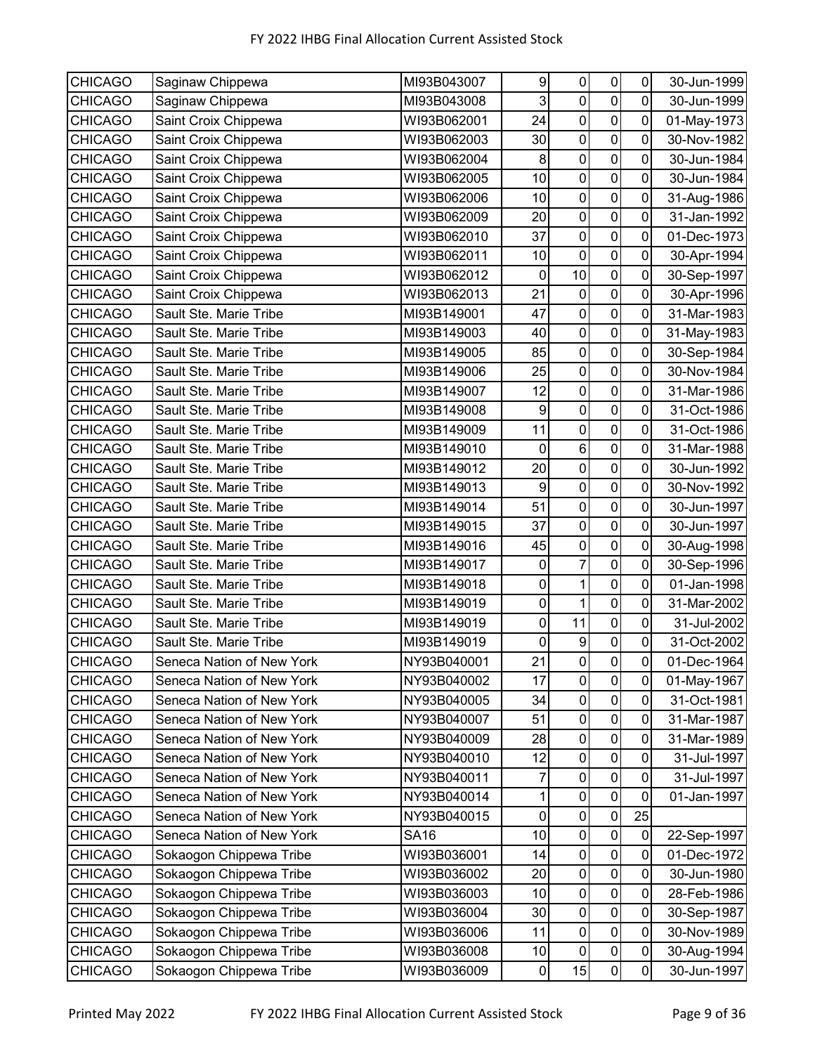| | | | | | | | |
|---|---|---|---|---|---|---|---|
| CHICAGO | Saginaw Chippewa | MI93B043007 | 9 | 0 | 0 | 0 | 30-Jun-1999 |
| CHICAGO | Saginaw Chippewa | MI93B043008 | 3 | 0 | 0 | 0 | 30-Jun-1999 |
| CHICAGO | Saint Croix Chippewa | WI93B062001 | 24 | 0 | 0 | 0 | 01-May-1973 |
| CHICAGO | Saint Croix Chippewa | WI93B062003 | 30 | 0 | 0 | 0 | 30-Nov-1982 |
| CHICAGO | Saint Croix Chippewa | WI93B062004 | 8 | 0 | 0 | 0 | 30-Jun-1984 |
| CHICAGO | Saint Croix Chippewa | WI93B062005 | 10 | 0 | 0 | 0 | 30-Jun-1984 |
| CHICAGO | Saint Croix Chippewa | WI93B062006 | 10 | 0 | 0 | 0 | 31-Aug-1986 |
| CHICAGO | Saint Croix Chippewa | WI93B062009 | 20 | 0 | 0 | 0 | 31-Jan-1992 |
| CHICAGO | Saint Croix Chippewa | WI93B062010 | 37 | 0 | 0 | 0 | 01-Dec-1973 |
| CHICAGO | Saint Croix Chippewa | WI93B062011 | 10 | 0 | 0 | 0 | 30-Apr-1994 |
| CHICAGO | Saint Croix Chippewa | WI93B062012 | 0 | 10 | 0 | 0 | 30-Sep-1997 |
| CHICAGO | Saint Croix Chippewa | WI93B062013 | 21 | 0 | 0 | 0 | 30-Apr-1996 |
| CHICAGO | Sault Ste. Marie Tribe | MI93B149001 | 47 | 0 | 0 | 0 | 31-Mar-1983 |
| CHICAGO | Sault Ste. Marie Tribe | MI93B149003 | 40 | 0 | 0 | 0 | 31-May-1983 |
| CHICAGO | Sault Ste. Marie Tribe | MI93B149005 | 85 | 0 | 0 | 0 | 30-Sep-1984 |
| CHICAGO | Sault Ste. Marie Tribe | MI93B149006 | 25 | 0 | 0 | 0 | 30-Nov-1984 |
| CHICAGO | Sault Ste. Marie Tribe | MI93B149007 | 12 | 0 | 0 | 0 | 31-Mar-1986 |
| CHICAGO | Sault Ste. Marie Tribe | MI93B149008 | 9 | 0 | 0 | 0 | 31-Oct-1986 |
| CHICAGO | Sault Ste. Marie Tribe | MI93B149009 | 11 | 0 | 0 | 0 | 31-Oct-1986 |
| CHICAGO | Sault Ste. Marie Tribe | MI93B149010 | 0 | 6 | 0 | 0 | 31-Mar-1988 |
| CHICAGO | Sault Ste. Marie Tribe | MI93B149012 | 20 | 0 | 0 | 0 | 30-Jun-1992 |
| CHICAGO | Sault Ste. Marie Tribe | MI93B149013 | 9 | 0 | 0 | 0 | 30-Nov-1992 |
| CHICAGO | Sault Ste. Marie Tribe | MI93B149014 | 51 | 0 | 0 | 0 | 30-Jun-1997 |
| CHICAGO | Sault Ste. Marie Tribe | MI93B149015 | 37 | 0 | 0 | 0 | 30-Jun-1997 |
| CHICAGO | Sault Ste. Marie Tribe | MI93B149016 | 45 | 0 | 0 | 0 | 30-Aug-1998 |
| CHICAGO | Sault Ste. Marie Tribe | MI93B149017 | 0 | 7 | 0 | 0 | 30-Sep-1996 |
| CHICAGO | Sault Ste. Marie Tribe | MI93B149018 | 0 | 1 | 0 | 0 | 01-Jan-1998 |
| CHICAGO | Sault Ste. Marie Tribe | MI93B149019 | 0 | 1 | 0 | 0 | 31-Mar-2002 |
| CHICAGO | Sault Ste. Marie Tribe | MI93B149019 | 0 | 11 | 0 | 0 | 31-Jul-2002 |
| CHICAGO | Sault Ste. Marie Tribe | MI93B149019 | 0 | 9 | 0 | 0 | 31-Oct-2002 |
| CHICAGO | Seneca Nation of New York | NY93B040001 | 21 | 0 | 0 | 0 | 01-Dec-1964 |
| CHICAGO | Seneca Nation of New York | NY93B040002 | 17 | 0 | 0 | 0 | 01-May-1967 |
| CHICAGO | Seneca Nation of New York | NY93B040005 | 34 | 0 | 0 | 0 | 31-Oct-1981 |
| CHICAGO | Seneca Nation of New York | NY93B040007 | 51 | 0 | 0 | 0 | 31-Mar-1987 |
| CHICAGO | Seneca Nation of New York | NY93B040009 | 28 | 0 | 0 | 0 | 31-Mar-1989 |
| CHICAGO | Seneca Nation of New York | NY93B040010 | 12 | 0 | 0 | 0 | 31-Jul-1997 |
| CHICAGO | Seneca Nation of New York | NY93B040011 | 7 | 0 | 0 | 0 | 31-Jul-1997 |
| CHICAGO | Seneca Nation of New York | NY93B040014 | 1 | 0 | 0 | 0 | 01-Jan-1997 |
| CHICAGO | Seneca Nation of New York | NY93B040015 | 0 | 0 | 0 | 25 | |
| CHICAGO | Seneca Nation of New York | SA16 | 10 | 0 | 0 | 0 | 22-Sep-1997 |
| CHICAGO | Sokaogon Chippewa Tribe | WI93B036001 | 14 | 0 | 0 | 0 | 01-Dec-1972 |
| CHICAGO | Sokaogon Chippewa Tribe | WI93B036002 | 20 | 0 | 0 | 0 | 30-Jun-1980 |
| CHICAGO | Sokaogon Chippewa Tribe | WI93B036003 | 10 | 0 | 0 | 0 | 28-Feb-1986 |
| CHICAGO | Sokaogon Chippewa Tribe | WI93B036004 | 30 | 0 | 0 | 0 | 30-Sep-1987 |
| CHICAGO | Sokaogon Chippewa Tribe | WI93B036006 | 11 | 0 | 0 | 0 | 30-Nov-1989 |
| CHICAGO | Sokaogon Chippewa Tribe | WI93B036008 | 10 | 0 | 0 | 0 | 30-Aug-1994 |
| CHICAGO | Sokaogon Chippewa Tribe | WI93B036009 | 0 | 15 | 0 | 0 | 30-Jun-1997 |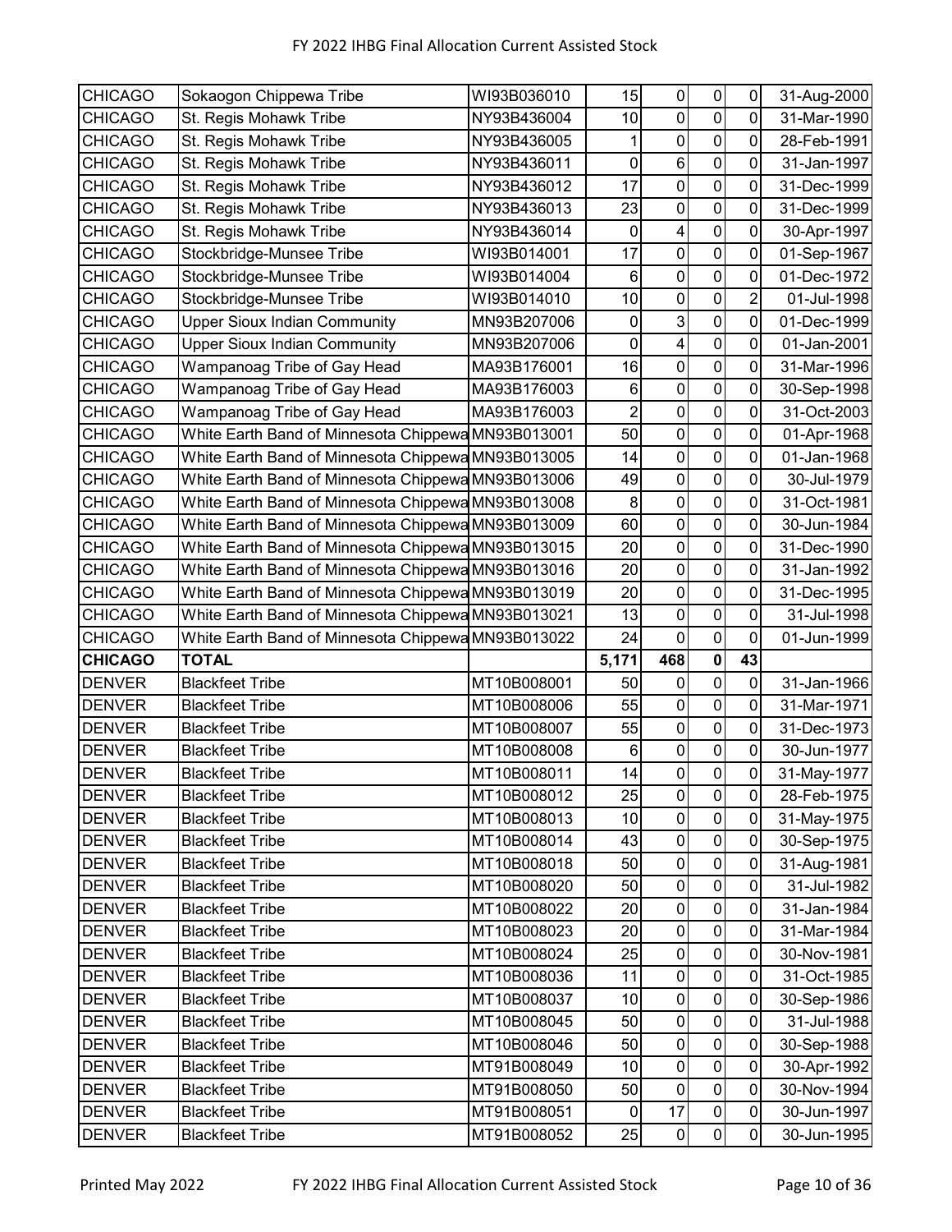| | | | | | | | |
|---|---|---|---|---|---|---|---|
| CHICAGO | Sokaogon Chippewa Tribe | WI93B036010 | 15 | 0 | 0 | 0 | 31-Aug-2000 |
| CHICAGO | St. Regis Mohawk Tribe | NY93B436004 | 10 | 0 | 0 | 0 | 31-Mar-1990 |
| CHICAGO | St. Regis Mohawk Tribe | NY93B436005 | 1 | 0 | 0 | 0 | 28-Feb-1991 |
| CHICAGO | St. Regis Mohawk Tribe | NY93B436011 | 0 | 6 | 0 | 0 | 31-Jan-1997 |
| CHICAGO | St. Regis Mohawk Tribe | NY93B436012 | 17 | 0 | 0 | 0 | 31-Dec-1999 |
| CHICAGO | St. Regis Mohawk Tribe | NY93B436013 | 23 | 0 | 0 | 0 | 31-Dec-1999 |
| CHICAGO | St. Regis Mohawk Tribe | NY93B436014 | 0 | 4 | 0 | 0 | 30-Apr-1997 |
| CHICAGO | Stockbridge-Munsee Tribe | WI93B014001 | 17 | 0 | 0 | 0 | 01-Sep-1967 |
| CHICAGO | Stockbridge-Munsee Tribe | WI93B014004 | 6 | 0 | 0 | 0 | 01-Dec-1972 |
| CHICAGO | Stockbridge-Munsee Tribe | WI93B014010 | 10 | 0 | 0 | 2 | 01-Jul-1998 |
| CHICAGO | Upper Sioux Indian Community | MN93B207006 | 0 | 3 | 0 | 0 | 01-Dec-1999 |
| CHICAGO | Upper Sioux Indian Community | MN93B207006 | 0 | 4 | 0 | 0 | 01-Jan-2001 |
| CHICAGO | Wampanoag Tribe of Gay Head | MA93B176001 | 16 | 0 | 0 | 0 | 31-Mar-1996 |
| CHICAGO | Wampanoag Tribe of Gay Head | MA93B176003 | 6 | 0 | 0 | 0 | 30-Sep-1998 |
| CHICAGO | Wampanoag Tribe of Gay Head | MA93B176003 | 2 | 0 | 0 | 0 | 31-Oct-2003 |
| CHICAGO | White Earth Band of Minnesota Chippewa | MN93B013001 | 50 | 0 | 0 | 0 | 01-Apr-1968 |
| CHICAGO | White Earth Band of Minnesota Chippewa | MN93B013005 | 14 | 0 | 0 | 0 | 01-Jan-1968 |
| CHICAGO | White Earth Band of Minnesota Chippewa | MN93B013006 | 49 | 0 | 0 | 0 | 30-Jul-1979 |
| CHICAGO | White Earth Band of Minnesota Chippewa | MN93B013008 | 8 | 0 | 0 | 0 | 31-Oct-1981 |
| CHICAGO | White Earth Band of Minnesota Chippewa | MN93B013009 | 60 | 0 | 0 | 0 | 30-Jun-1984 |
| CHICAGO | White Earth Band of Minnesota Chippewa | MN93B013015 | 20 | 0 | 0 | 0 | 31-Dec-1990 |
| CHICAGO | White Earth Band of Minnesota Chippewa | MN93B013016 | 20 | 0 | 0 | 0 | 31-Jan-1992 |
| CHICAGO | White Earth Band of Minnesota Chippewa | MN93B013019 | 20 | 0 | 0 | 0 | 31-Dec-1995 |
| CHICAGO | White Earth Band of Minnesota Chippewa | MN93B013021 | 13 | 0 | 0 | 0 | 31-Jul-1998 |
| CHICAGO | White Earth Band of Minnesota Chippewa | MN93B013022 | 24 | 0 | 0 | 0 | 01-Jun-1999 |
| **CHICAGO** | **TOTAL** | | **5,171** | **468** | **0** | **43** | |
| DENVER | Blackfeet Tribe | MT10B008001 | 50 | 0 | 0 | 0 | 31-Jan-1966 |
| DENVER | Blackfeet Tribe | MT10B008006 | 55 | 0 | 0 | 0 | 31-Mar-1971 |
| DENVER | Blackfeet Tribe | MT10B008007 | 55 | 0 | 0 | 0 | 31-Dec-1973 |
| DENVER | Blackfeet Tribe | MT10B008008 | 6 | 0 | 0 | 0 | 30-Jun-1977 |
| DENVER | Blackfeet Tribe | MT10B008011 | 14 | 0 | 0 | 0 | 31-May-1977 |
| DENVER | Blackfeet Tribe | MT10B008012 | 25 | 0 | 0 | 0 | 28-Feb-1975 |
| DENVER | Blackfeet Tribe | MT10B008013 | 10 | 0 | 0 | 0 | 31-May-1975 |
| DENVER | Blackfeet Tribe | MT10B008014 | 43 | 0 | 0 | 0 | 30-Sep-1975 |
| DENVER | Blackfeet Tribe | MT10B008018 | 50 | 0 | 0 | 0 | 31-Aug-1981 |
| DENVER | Blackfeet Tribe | MT10B008020 | 50 | 0 | 0 | 0 | 31-Jul-1982 |
| DENVER | Blackfeet Tribe | MT10B008022 | 20 | 0 | 0 | 0 | 31-Jan-1984 |
| DENVER | Blackfeet Tribe | MT10B008023 | 20 | 0 | 0 | 0 | 31-Mar-1984 |
| DENVER | Blackfeet Tribe | MT10B008024 | 25 | 0 | 0 | 0 | 30-Nov-1981 |
| DENVER | Blackfeet Tribe | MT10B008036 | 11 | 0 | 0 | 0 | 31-Oct-1985 |
| DENVER | Blackfeet Tribe | MT10B008037 | 10 | 0 | 0 | 0 | 30-Sep-1986 |
| DENVER | Blackfeet Tribe | MT10B008045 | 50 | 0 | 0 | 0 | 31-Jul-1988 |
| DENVER | Blackfeet Tribe | MT10B008046 | 50 | 0 | 0 | 0 | 30-Sep-1988 |
| DENVER | Blackfeet Tribe | MT91B008049 | 10 | 0 | 0 | 0 | 30-Apr-1992 |
| DENVER | Blackfeet Tribe | MT91B008050 | 50 | 0 | 0 | 0 | 30-Nov-1994 |
| DENVER | Blackfeet Tribe | MT91B008051 | 0 | 17 | 0 | 0 | 30-Jun-1997 |
| DENVER | Blackfeet Tribe | MT91B008052 | 25 | 0 | 0 | 0 | 30-Jun-1995 |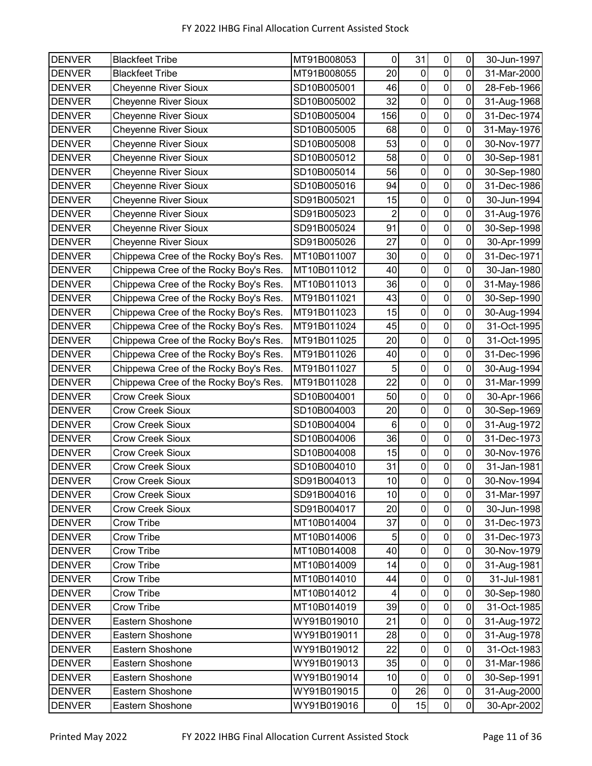| | | | | | | | |
|---|---|---|---|---|---|---|---|
| DENVER | Blackfeet Tribe | MT91B008053 | 0 | 31 | 0 | 0 | 30-Jun-1997 |
| DENVER | Blackfeet Tribe | MT91B008055 | 20 | 0 | 0 | 0 | 31-Mar-2000 |
| DENVER | Cheyenne River Sioux | SD10B005001 | 46 | 0 | 0 | 0 | 28-Feb-1966 |
| DENVER | Cheyenne River Sioux | SD10B005002 | 32 | 0 | 0 | 0 | 31-Aug-1968 |
| DENVER | Cheyenne River Sioux | SD10B005004 | 156 | 0 | 0 | 0 | 31-Dec-1974 |
| DENVER | Cheyenne River Sioux | SD10B005005 | 68 | 0 | 0 | 0 | 31-May-1976 |
| DENVER | Cheyenne River Sioux | SD10B005008 | 53 | 0 | 0 | 0 | 30-Nov-1977 |
| DENVER | Cheyenne River Sioux | SD10B005012 | 58 | 0 | 0 | 0 | 30-Sep-1981 |
| DENVER | Cheyenne River Sioux | SD10B005014 | 56 | 0 | 0 | 0 | 30-Sep-1980 |
| DENVER | Cheyenne River Sioux | SD10B005016 | 94 | 0 | 0 | 0 | 31-Dec-1986 |
| DENVER | Cheyenne River Sioux | SD91B005021 | 15 | 0 | 0 | 0 | 30-Jun-1994 |
| DENVER | Cheyenne River Sioux | SD91B005023 | 2 | 0 | 0 | 0 | 31-Aug-1976 |
| DENVER | Cheyenne River Sioux | SD91B005024 | 91 | 0 | 0 | 0 | 30-Sep-1998 |
| DENVER | Cheyenne River Sioux | SD91B005026 | 27 | 0 | 0 | 0 | 30-Apr-1999 |
| DENVER | Chippewa Cree of the Rocky Boy's Res. | MT10B011007 | 30 | 0 | 0 | 0 | 31-Dec-1971 |
| DENVER | Chippewa Cree of the Rocky Boy's Res. | MT10B011012 | 40 | 0 | 0 | 0 | 30-Jan-1980 |
| DENVER | Chippewa Cree of the Rocky Boy's Res. | MT10B011013 | 36 | 0 | 0 | 0 | 31-May-1986 |
| DENVER | Chippewa Cree of the Rocky Boy's Res. | MT91B011021 | 43 | 0 | 0 | 0 | 30-Sep-1990 |
| DENVER | Chippewa Cree of the Rocky Boy's Res. | MT91B011023 | 15 | 0 | 0 | 0 | 30-Aug-1994 |
| DENVER | Chippewa Cree of the Rocky Boy's Res. | MT91B011024 | 45 | 0 | 0 | 0 | 31-Oct-1995 |
| DENVER | Chippewa Cree of the Rocky Boy's Res. | MT91B011025 | 20 | 0 | 0 | 0 | 31-Oct-1995 |
| DENVER | Chippewa Cree of the Rocky Boy's Res. | MT91B011026 | 40 | 0 | 0 | 0 | 31-Dec-1996 |
| DENVER | Chippewa Cree of the Rocky Boy's Res. | MT91B011027 | 5 | 0 | 0 | 0 | 30-Aug-1994 |
| DENVER | Chippewa Cree of the Rocky Boy's Res. | MT91B011028 | 22 | 0 | 0 | 0 | 31-Mar-1999 |
| DENVER | Crow Creek Sioux | SD10B004001 | 50 | 0 | 0 | 0 | 30-Apr-1966 |
| DENVER | Crow Creek Sioux | SD10B004003 | 20 | 0 | 0 | 0 | 30-Sep-1969 |
| DENVER | Crow Creek Sioux | SD10B004004 | 6 | 0 | 0 | 0 | 31-Aug-1972 |
| DENVER | Crow Creek Sioux | SD10B004006 | 36 | 0 | 0 | 0 | 31-Dec-1973 |
| DENVER | Crow Creek Sioux | SD10B004008 | 15 | 0 | 0 | 0 | 30-Nov-1976 |
| DENVER | Crow Creek Sioux | SD10B004010 | 31 | 0 | 0 | 0 | 31-Jan-1981 |
| DENVER | Crow Creek Sioux | SD91B004013 | 10 | 0 | 0 | 0 | 30-Nov-1994 |
| DENVER | Crow Creek Sioux | SD91B004016 | 10 | 0 | 0 | 0 | 31-Mar-1997 |
| DENVER | Crow Creek Sioux | SD91B004017 | 20 | 0 | 0 | 0 | 30-Jun-1998 |
| DENVER | Crow Tribe | MT10B014004 | 37 | 0 | 0 | 0 | 31-Dec-1973 |
| DENVER | Crow Tribe | MT10B014006 | 5 | 0 | 0 | 0 | 31-Dec-1973 |
| DENVER | Crow Tribe | MT10B014008 | 40 | 0 | 0 | 0 | 30-Nov-1979 |
| DENVER | Crow Tribe | MT10B014009 | 14 | 0 | 0 | 0 | 31-Aug-1981 |
| DENVER | Crow Tribe | MT10B014010 | 44 | 0 | 0 | 0 | 31-Jul-1981 |
| DENVER | Crow Tribe | MT10B014012 | 4 | 0 | 0 | 0 | 30-Sep-1980 |
| DENVER | Crow Tribe | MT10B014019 | 39 | 0 | 0 | 0 | 31-Oct-1985 |
| DENVER | Eastern Shoshone | WY91B019010 | 21 | 0 | 0 | 0 | 31-Aug-1972 |
| DENVER | Eastern Shoshone | WY91B019011 | 28 | 0 | 0 | 0 | 31-Aug-1978 |
| DENVER | Eastern Shoshone | WY91B019012 | 22 | 0 | 0 | 0 | 31-Oct-1983 |
| DENVER | Eastern Shoshone | WY91B019013 | 35 | 0 | 0 | 0 | 31-Mar-1986 |
| DENVER | Eastern Shoshone | WY91B019014 | 10 | 0 | 0 | 0 | 30-Sep-1991 |
| DENVER | Eastern Shoshone | WY91B019015 | 0 | 26 | 0 | 0 | 31-Aug-2000 |
| DENVER | Eastern Shoshone | WY91B019016 | 0 | 15 | 0 | 0 | 30-Apr-2002 |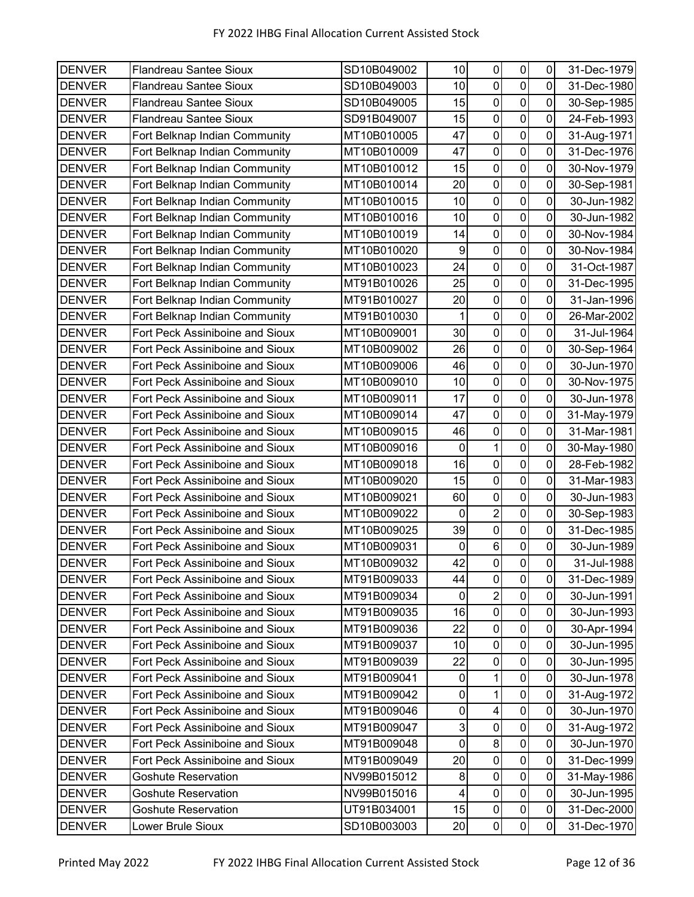| DENVER | Flandreau Santee Sioux | SD10B049002 | 10 | 0 | 0 | 0 | 31-Dec-1979 |
|---|---|---|---|---|---|---|---|
| DENVER | Flandreau Santee Sioux | SD10B049003 | 10 | 0 | 0 | 0 | 31-Dec-1980 |
| DENVER | Flandreau Santee Sioux | SD10B049005 | 15 | 0 | 0 | 0 | 30-Sep-1985 |
| DENVER | Flandreau Santee Sioux | SD91B049007 | 15 | 0 | 0 | 0 | 24-Feb-1993 |
| DENVER | Fort Belknap Indian Community | MT10B010005 | 47 | 0 | 0 | 0 | 31-Aug-1971 |
| DENVER | Fort Belknap Indian Community | MT10B010009 | 47 | 0 | 0 | 0 | 31-Dec-1976 |
| DENVER | Fort Belknap Indian Community | MT10B010012 | 15 | 0 | 0 | 0 | 30-Nov-1979 |
| DENVER | Fort Belknap Indian Community | MT10B010014 | 20 | 0 | 0 | 0 | 30-Sep-1981 |
| DENVER | Fort Belknap Indian Community | MT10B010015 | 10 | 0 | 0 | 0 | 30-Jun-1982 |
| DENVER | Fort Belknap Indian Community | MT10B010016 | 10 | 0 | 0 | 0 | 30-Jun-1982 |
| DENVER | Fort Belknap Indian Community | MT10B010019 | 14 | 0 | 0 | 0 | 30-Nov-1984 |
| DENVER | Fort Belknap Indian Community | MT10B010020 | 9 | 0 | 0 | 0 | 30-Nov-1984 |
| DENVER | Fort Belknap Indian Community | MT10B010023 | 24 | 0 | 0 | 0 | 31-Oct-1987 |
| DENVER | Fort Belknap Indian Community | MT91B010026 | 25 | 0 | 0 | 0 | 31-Dec-1995 |
| DENVER | Fort Belknap Indian Community | MT91B010027 | 20 | 0 | 0 | 0 | 31-Jan-1996 |
| DENVER | Fort Belknap Indian Community | MT91B010030 | 1 | 0 | 0 | 0 | 26-Mar-2002 |
| DENVER | Fort Peck Assiniboine and Sioux | MT10B009001 | 30 | 0 | 0 | 0 | 31-Jul-1964 |
| DENVER | Fort Peck Assiniboine and Sioux | MT10B009002 | 26 | 0 | 0 | 0 | 30-Sep-1964 |
| DENVER | Fort Peck Assiniboine and Sioux | MT10B009006 | 46 | 0 | 0 | 0 | 30-Jun-1970 |
| DENVER | Fort Peck Assiniboine and Sioux | MT10B009010 | 10 | 0 | 0 | 0 | 30-Nov-1975 |
| DENVER | Fort Peck Assiniboine and Sioux | MT10B009011 | 17 | 0 | 0 | 0 | 30-Jun-1978 |
| DENVER | Fort Peck Assiniboine and Sioux | MT10B009014 | 47 | 0 | 0 | 0 | 31-May-1979 |
| DENVER | Fort Peck Assiniboine and Sioux | MT10B009015 | 46 | 0 | 0 | 0 | 31-Mar-1981 |
| DENVER | Fort Peck Assiniboine and Sioux | MT10B009016 | 0 | 1 | 0 | 0 | 30-May-1980 |
| DENVER | Fort Peck Assiniboine and Sioux | MT10B009018 | 16 | 0 | 0 | 0 | 28-Feb-1982 |
| DENVER | Fort Peck Assiniboine and Sioux | MT10B009020 | 15 | 0 | 0 | 0 | 31-Mar-1983 |
| DENVER | Fort Peck Assiniboine and Sioux | MT10B009021 | 60 | 0 | 0 | 0 | 30-Jun-1983 |
| DENVER | Fort Peck Assiniboine and Sioux | MT10B009022 | 0 | 2 | 0 | 0 | 30-Sep-1983 |
| DENVER | Fort Peck Assiniboine and Sioux | MT10B009025 | 39 | 0 | 0 | 0 | 31-Dec-1985 |
| DENVER | Fort Peck Assiniboine and Sioux | MT10B009031 | 0 | 6 | 0 | 0 | 30-Jun-1989 |
| DENVER | Fort Peck Assiniboine and Sioux | MT10B009032 | 42 | 0 | 0 | 0 | 31-Jul-1988 |
| DENVER | Fort Peck Assiniboine and Sioux | MT91B009033 | 44 | 0 | 0 | 0 | 31-Dec-1989 |
| DENVER | Fort Peck Assiniboine and Sioux | MT91B009034 | 0 | 2 | 0 | 0 | 30-Jun-1991 |
| DENVER | Fort Peck Assiniboine and Sioux | MT91B009035 | 16 | 0 | 0 | 0 | 30-Jun-1993 |
| DENVER | Fort Peck Assiniboine and Sioux | MT91B009036 | 22 | 0 | 0 | 0 | 30-Apr-1994 |
| DENVER | Fort Peck Assiniboine and Sioux | MT91B009037 | 10 | 0 | 0 | 0 | 30-Jun-1995 |
| DENVER | Fort Peck Assiniboine and Sioux | MT91B009039 | 22 | 0 | 0 | 0 | 30-Jun-1995 |
| DENVER | Fort Peck Assiniboine and Sioux | MT91B009041 | 0 | 1 | 0 | 0 | 30-Jun-1978 |
| DENVER | Fort Peck Assiniboine and Sioux | MT91B009042 | 0 | 1 | 0 | 0 | 31-Aug-1972 |
| DENVER | Fort Peck Assiniboine and Sioux | MT91B009046 | 0 | 4 | 0 | 0 | 30-Jun-1970 |
| DENVER | Fort Peck Assiniboine and Sioux | MT91B009047 | 3 | 0 | 0 | 0 | 31-Aug-1972 |
| DENVER | Fort Peck Assiniboine and Sioux | MT91B009048 | 0 | 8 | 0 | 0 | 30-Jun-1970 |
| DENVER | Fort Peck Assiniboine and Sioux | MT91B009049 | 20 | 0 | 0 | 0 | 31-Dec-1999 |
| DENVER | Goshute Reservation | NV99B015012 | 8 | 0 | 0 | 0 | 31-May-1986 |
| DENVER | Goshute Reservation | NV99B015016 | 4 | 0 | 0 | 0 | 30-Jun-1995 |
| DENVER | Goshute Reservation | UT91B034001 | 15 | 0 | 0 | 0 | 31-Dec-2000 |
| DENVER | Lower Brule Sioux | SD10B003003 | 20 | 0 | 0 | 0 | 31-Dec-1970 |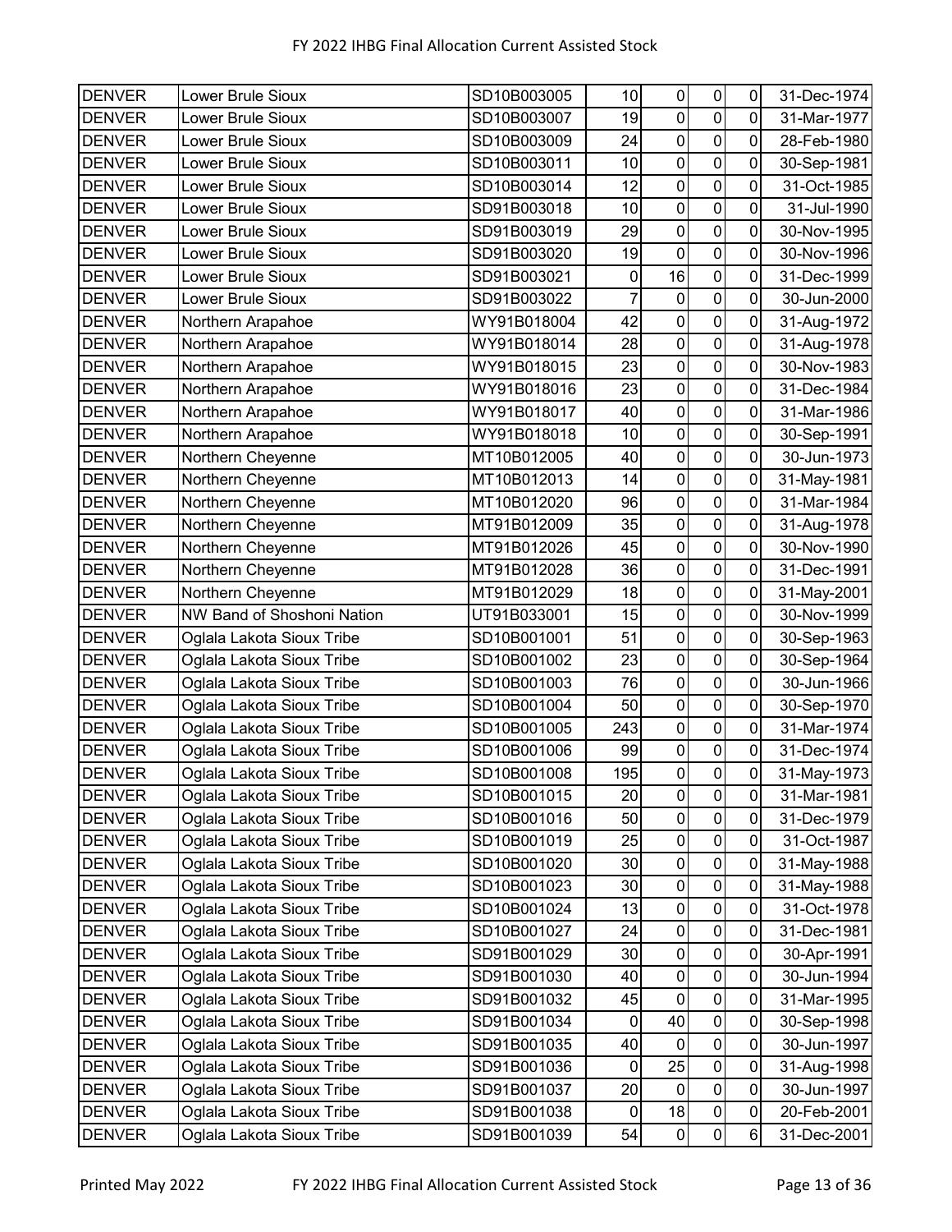| | | | | | | | |
|---|---|---|---|---|---|---|---|
| DENVER | Lower Brule Sioux | SD10B003005 | 10 | 0 | 0 | 0 | 31-Dec-1974 |
| DENVER | Lower Brule Sioux | SD10B003007 | 19 | 0 | 0 | 0 | 31-Mar-1977 |
| DENVER | Lower Brule Sioux | SD10B003009 | 24 | 0 | 0 | 0 | 28-Feb-1980 |
| DENVER | Lower Brule Sioux | SD10B003011 | 10 | 0 | 0 | 0 | 30-Sep-1981 |
| DENVER | Lower Brule Sioux | SD10B003014 | 12 | 0 | 0 | 0 | 31-Oct-1985 |
| DENVER | Lower Brule Sioux | SD91B003018 | 10 | 0 | 0 | 0 | 31-Jul-1990 |
| DENVER | Lower Brule Sioux | SD91B003019 | 29 | 0 | 0 | 0 | 30-Nov-1995 |
| DENVER | Lower Brule Sioux | SD91B003020 | 19 | 0 | 0 | 0 | 30-Nov-1996 |
| DENVER | Lower Brule Sioux | SD91B003021 | 0 | 16 | 0 | 0 | 31-Dec-1999 |
| DENVER | Lower Brule Sioux | SD91B003022 | 7 | 0 | 0 | 0 | 30-Jun-2000 |
| DENVER | Northern Arapahoe | WY91B018004 | 42 | 0 | 0 | 0 | 31-Aug-1972 |
| DENVER | Northern Arapahoe | WY91B018014 | 28 | 0 | 0 | 0 | 31-Aug-1978 |
| DENVER | Northern Arapahoe | WY91B018015 | 23 | 0 | 0 | 0 | 30-Nov-1983 |
| DENVER | Northern Arapahoe | WY91B018016 | 23 | 0 | 0 | 0 | 31-Dec-1984 |
| DENVER | Northern Arapahoe | WY91B018017 | 40 | 0 | 0 | 0 | 31-Mar-1986 |
| DENVER | Northern Arapahoe | WY91B018018 | 10 | 0 | 0 | 0 | 30-Sep-1991 |
| DENVER | Northern Cheyenne | MT10B012005 | 40 | 0 | 0 | 0 | 30-Jun-1973 |
| DENVER | Northern Cheyenne | MT10B012013 | 14 | 0 | 0 | 0 | 31-May-1981 |
| DENVER | Northern Cheyenne | MT10B012020 | 96 | 0 | 0 | 0 | 31-Mar-1984 |
| DENVER | Northern Cheyenne | MT91B012009 | 35 | 0 | 0 | 0 | 31-Aug-1978 |
| DENVER | Northern Cheyenne | MT91B012026 | 45 | 0 | 0 | 0 | 30-Nov-1990 |
| DENVER | Northern Cheyenne | MT91B012028 | 36 | 0 | 0 | 0 | 31-Dec-1991 |
| DENVER | Northern Cheyenne | MT91B012029 | 18 | 0 | 0 | 0 | 31-May-2001 |
| DENVER | NW Band of Shoshoni Nation | UT91B033001 | 15 | 0 | 0 | 0 | 30-Nov-1999 |
| DENVER | Oglala Lakota Sioux Tribe | SD10B001001 | 51 | 0 | 0 | 0 | 30-Sep-1963 |
| DENVER | Oglala Lakota Sioux Tribe | SD10B001002 | 23 | 0 | 0 | 0 | 30-Sep-1964 |
| DENVER | Oglala Lakota Sioux Tribe | SD10B001003 | 76 | 0 | 0 | 0 | 30-Jun-1966 |
| DENVER | Oglala Lakota Sioux Tribe | SD10B001004 | 50 | 0 | 0 | 0 | 30-Sep-1970 |
| DENVER | Oglala Lakota Sioux Tribe | SD10B001005 | 243 | 0 | 0 | 0 | 31-Mar-1974 |
| DENVER | Oglala Lakota Sioux Tribe | SD10B001006 | 99 | 0 | 0 | 0 | 31-Dec-1974 |
| DENVER | Oglala Lakota Sioux Tribe | SD10B001008 | 195 | 0 | 0 | 0 | 31-May-1973 |
| DENVER | Oglala Lakota Sioux Tribe | SD10B001015 | 20 | 0 | 0 | 0 | 31-Mar-1981 |
| DENVER | Oglala Lakota Sioux Tribe | SD10B001016 | 50 | 0 | 0 | 0 | 31-Dec-1979 |
| DENVER | Oglala Lakota Sioux Tribe | SD10B001019 | 25 | 0 | 0 | 0 | 31-Oct-1987 |
| DENVER | Oglala Lakota Sioux Tribe | SD10B001020 | 30 | 0 | 0 | 0 | 31-May-1988 |
| DENVER | Oglala Lakota Sioux Tribe | SD10B001023 | 30 | 0 | 0 | 0 | 31-May-1988 |
| DENVER | Oglala Lakota Sioux Tribe | SD10B001024 | 13 | 0 | 0 | 0 | 31-Oct-1978 |
| DENVER | Oglala Lakota Sioux Tribe | SD10B001027 | 24 | 0 | 0 | 0 | 31-Dec-1981 |
| DENVER | Oglala Lakota Sioux Tribe | SD91B001029 | 30 | 0 | 0 | 0 | 30-Apr-1991 |
| DENVER | Oglala Lakota Sioux Tribe | SD91B001030 | 40 | 0 | 0 | 0 | 30-Jun-1994 |
| DENVER | Oglala Lakota Sioux Tribe | SD91B001032 | 45 | 0 | 0 | 0 | 31-Mar-1995 |
| DENVER | Oglala Lakota Sioux Tribe | SD91B001034 | 0 | 40 | 0 | 0 | 30-Sep-1998 |
| DENVER | Oglala Lakota Sioux Tribe | SD91B001035 | 40 | 0 | 0 | 0 | 30-Jun-1997 |
| DENVER | Oglala Lakota Sioux Tribe | SD91B001036 | 0 | 25 | 0 | 0 | 31-Aug-1998 |
| DENVER | Oglala Lakota Sioux Tribe | SD91B001037 | 20 | 0 | 0 | 0 | 30-Jun-1997 |
| DENVER | Oglala Lakota Sioux Tribe | SD91B001038 | 0 | 18 | 0 | 0 | 20-Feb-2001 |
| DENVER | Oglala Lakota Sioux Tribe | SD91B001039 | 54 | 0 | 0 | 6 | 31-Dec-2001 |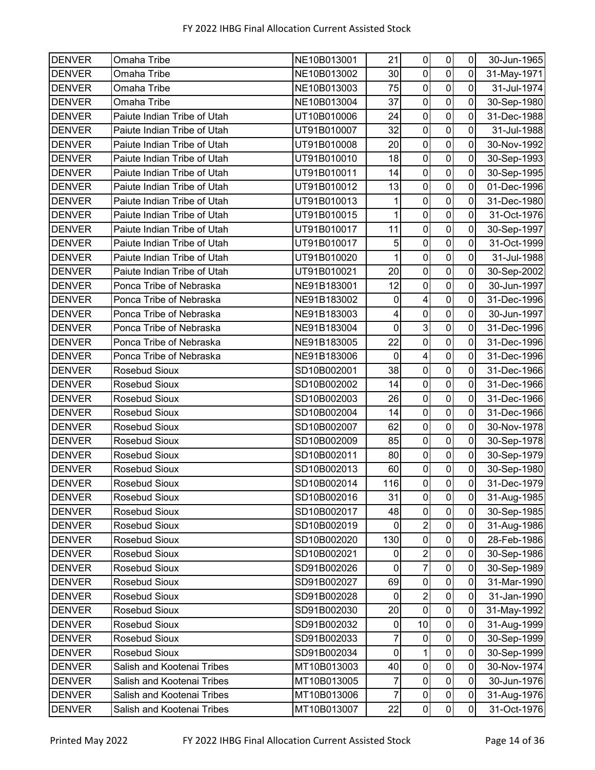| DENVER | Omaha Tribe | NE10B013001 | 21 | 0 | 0 | 0 | 30-Jun-1965 |
|---|---|---|---|---|---|---|---|
| DENVER | Omaha Tribe | NE10B013002 | 30 | 0 | 0 | 0 | 31-May-1971 |
| DENVER | Omaha Tribe | NE10B013003 | 75 | 0 | 0 | 0 | 31-Jul-1974 |
| DENVER | Omaha Tribe | NE10B013004 | 37 | 0 | 0 | 0 | 30-Sep-1980 |
| DENVER | Paiute Indian Tribe of Utah | UT10B010006 | 24 | 0 | 0 | 0 | 31-Dec-1988 |
| DENVER | Paiute Indian Tribe of Utah | UT91B010007 | 32 | 0 | 0 | 0 | 31-Jul-1988 |
| DENVER | Paiute Indian Tribe of Utah | UT91B010008 | 20 | 0 | 0 | 0 | 30-Nov-1992 |
| DENVER | Paiute Indian Tribe of Utah | UT91B010010 | 18 | 0 | 0 | 0 | 30-Sep-1993 |
| DENVER | Paiute Indian Tribe of Utah | UT91B010011 | 14 | 0 | 0 | 0 | 30-Sep-1995 |
| DENVER | Paiute Indian Tribe of Utah | UT91B010012 | 13 | 0 | 0 | 0 | 01-Dec-1996 |
| DENVER | Paiute Indian Tribe of Utah | UT91B010013 | 1 | 0 | 0 | 0 | 31-Dec-1980 |
| DENVER | Paiute Indian Tribe of Utah | UT91B010015 | 1 | 0 | 0 | 0 | 31-Oct-1976 |
| DENVER | Paiute Indian Tribe of Utah | UT91B010017 | 11 | 0 | 0 | 0 | 30-Sep-1997 |
| DENVER | Paiute Indian Tribe of Utah | UT91B010017 | 5 | 0 | 0 | 0 | 31-Oct-1999 |
| DENVER | Paiute Indian Tribe of Utah | UT91B010020 | 1 | 0 | 0 | 0 | 31-Jul-1988 |
| DENVER | Paiute Indian Tribe of Utah | UT91B010021 | 20 | 0 | 0 | 0 | 30-Sep-2002 |
| DENVER | Ponca Tribe of Nebraska | NE91B183001 | 12 | 0 | 0 | 0 | 30-Jun-1997 |
| DENVER | Ponca Tribe of Nebraska | NE91B183002 | 0 | 4 | 0 | 0 | 31-Dec-1996 |
| DENVER | Ponca Tribe of Nebraska | NE91B183003 | 4 | 0 | 0 | 0 | 30-Jun-1997 |
| DENVER | Ponca Tribe of Nebraska | NE91B183004 | 0 | 3 | 0 | 0 | 31-Dec-1996 |
| DENVER | Ponca Tribe of Nebraska | NE91B183005 | 22 | 0 | 0 | 0 | 31-Dec-1996 |
| DENVER | Ponca Tribe of Nebraska | NE91B183006 | 0 | 4 | 0 | 0 | 31-Dec-1996 |
| DENVER | Rosebud Sioux | SD10B002001 | 38 | 0 | 0 | 0 | 31-Dec-1966 |
| DENVER | Rosebud Sioux | SD10B002002 | 14 | 0 | 0 | 0 | 31-Dec-1966 |
| DENVER | Rosebud Sioux | SD10B002003 | 26 | 0 | 0 | 0 | 31-Dec-1966 |
| DENVER | Rosebud Sioux | SD10B002004 | 14 | 0 | 0 | 0 | 31-Dec-1966 |
| DENVER | Rosebud Sioux | SD10B002007 | 62 | 0 | 0 | 0 | 30-Nov-1978 |
| DENVER | Rosebud Sioux | SD10B002009 | 85 | 0 | 0 | 0 | 30-Sep-1978 |
| DENVER | Rosebud Sioux | SD10B002011 | 80 | 0 | 0 | 0 | 30-Sep-1979 |
| DENVER | Rosebud Sioux | SD10B002013 | 60 | 0 | 0 | 0 | 30-Sep-1980 |
| DENVER | Rosebud Sioux | SD10B002014 | 116 | 0 | 0 | 0 | 31-Dec-1979 |
| DENVER | Rosebud Sioux | SD10B002016 | 31 | 0 | 0 | 0 | 31-Aug-1985 |
| DENVER | Rosebud Sioux | SD10B002017 | 48 | 0 | 0 | 0 | 30-Sep-1985 |
| DENVER | Rosebud Sioux | SD10B002019 | 0 | 2 | 0 | 0 | 31-Aug-1986 |
| DENVER | Rosebud Sioux | SD10B002020 | 130 | 0 | 0 | 0 | 28-Feb-1986 |
| DENVER | Rosebud Sioux | SD10B002021 | 0 | 2 | 0 | 0 | 30-Sep-1986 |
| DENVER | Rosebud Sioux | SD91B002026 | 0 | 7 | 0 | 0 | 30-Sep-1989 |
| DENVER | Rosebud Sioux | SD91B002027 | 69 | 0 | 0 | 0 | 31-Mar-1990 |
| DENVER | Rosebud Sioux | SD91B002028 | 0 | 2 | 0 | 0 | 31-Jan-1990 |
| DENVER | Rosebud Sioux | SD91B002030 | 20 | 0 | 0 | 0 | 31-May-1992 |
| DENVER | Rosebud Sioux | SD91B002032 | 0 | 10 | 0 | 0 | 31-Aug-1999 |
| DENVER | Rosebud Sioux | SD91B002033 | 7 | 0 | 0 | 0 | 30-Sep-1999 |
| DENVER | Rosebud Sioux | SD91B002034 | 0 | 1 | 0 | 0 | 30-Sep-1999 |
| DENVER | Salish and Kootenai Tribes | MT10B013003 | 40 | 0 | 0 | 0 | 30-Nov-1974 |
| DENVER | Salish and Kootenai Tribes | MT10B013005 | 7 | 0 | 0 | 0 | 30-Jun-1976 |
| DENVER | Salish and Kootenai Tribes | MT10B013006 | 7 | 0 | 0 | 0 | 31-Aug-1976 |
| DENVER | Salish and Kootenai Tribes | MT10B013007 | 22 | 0 | 0 | 0 | 31-Oct-1976 |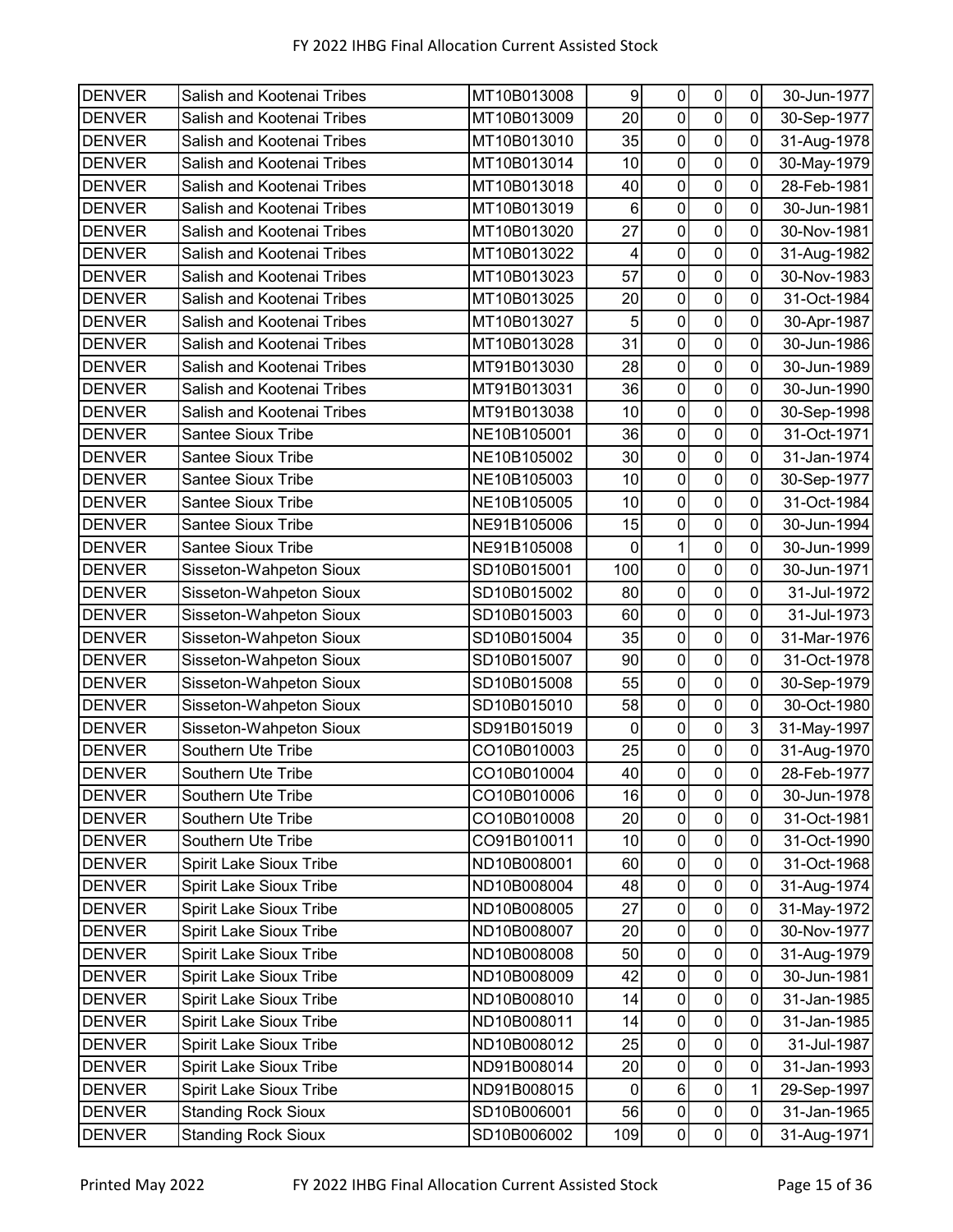| | | | | | | | |
|---|---|---|---|---|---|---|---|
| DENVER | Salish and Kootenai Tribes | MT10B013008 | 9 | 0 | 0 | 0 | 30-Jun-1977 |
| DENVER | Salish and Kootenai Tribes | MT10B013009 | 20 | 0 | 0 | 0 | 30-Sep-1977 |
| DENVER | Salish and Kootenai Tribes | MT10B013010 | 35 | 0 | 0 | 0 | 31-Aug-1978 |
| DENVER | Salish and Kootenai Tribes | MT10B013014 | 10 | 0 | 0 | 0 | 30-May-1979 |
| DENVER | Salish and Kootenai Tribes | MT10B013018 | 40 | 0 | 0 | 0 | 28-Feb-1981 |
| DENVER | Salish and Kootenai Tribes | MT10B013019 | 6 | 0 | 0 | 0 | 30-Jun-1981 |
| DENVER | Salish and Kootenai Tribes | MT10B013020 | 27 | 0 | 0 | 0 | 30-Nov-1981 |
| DENVER | Salish and Kootenai Tribes | MT10B013022 | 4 | 0 | 0 | 0 | 31-Aug-1982 |
| DENVER | Salish and Kootenai Tribes | MT10B013023 | 57 | 0 | 0 | 0 | 30-Nov-1983 |
| DENVER | Salish and Kootenai Tribes | MT10B013025 | 20 | 0 | 0 | 0 | 31-Oct-1984 |
| DENVER | Salish and Kootenai Tribes | MT10B013027 | 5 | 0 | 0 | 0 | 30-Apr-1987 |
| DENVER | Salish and Kootenai Tribes | MT10B013028 | 31 | 0 | 0 | 0 | 30-Jun-1986 |
| DENVER | Salish and Kootenai Tribes | MT91B013030 | 28 | 0 | 0 | 0 | 30-Jun-1989 |
| DENVER | Salish and Kootenai Tribes | MT91B013031 | 36 | 0 | 0 | 0 | 30-Jun-1990 |
| DENVER | Salish and Kootenai Tribes | MT91B013038 | 10 | 0 | 0 | 0 | 30-Sep-1998 |
| DENVER | Santee Sioux Tribe | NE10B105001 | 36 | 0 | 0 | 0 | 31-Oct-1971 |
| DENVER | Santee Sioux Tribe | NE10B105002 | 30 | 0 | 0 | 0 | 31-Jan-1974 |
| DENVER | Santee Sioux Tribe | NE10B105003 | 10 | 0 | 0 | 0 | 30-Sep-1977 |
| DENVER | Santee Sioux Tribe | NE10B105005 | 10 | 0 | 0 | 0 | 31-Oct-1984 |
| DENVER | Santee Sioux Tribe | NE91B105006 | 15 | 0 | 0 | 0 | 30-Jun-1994 |
| DENVER | Santee Sioux Tribe | NE91B105008 | 0 | 1 | 0 | 0 | 30-Jun-1999 |
| DENVER | Sisseton-Wahpeton Sioux | SD10B015001 | 100 | 0 | 0 | 0 | 30-Jun-1971 |
| DENVER | Sisseton-Wahpeton Sioux | SD10B015002 | 80 | 0 | 0 | 0 | 31-Jul-1972 |
| DENVER | Sisseton-Wahpeton Sioux | SD10B015003 | 60 | 0 | 0 | 0 | 31-Jul-1973 |
| DENVER | Sisseton-Wahpeton Sioux | SD10B015004 | 35 | 0 | 0 | 0 | 31-Mar-1976 |
| DENVER | Sisseton-Wahpeton Sioux | SD10B015007 | 90 | 0 | 0 | 0 | 31-Oct-1978 |
| DENVER | Sisseton-Wahpeton Sioux | SD10B015008 | 55 | 0 | 0 | 0 | 30-Sep-1979 |
| DENVER | Sisseton-Wahpeton Sioux | SD10B015010 | 58 | 0 | 0 | 0 | 30-Oct-1980 |
| DENVER | Sisseton-Wahpeton Sioux | SD91B015019 | 0 | 0 | 0 | 3 | 31-May-1997 |
| DENVER | Southern Ute Tribe | CO10B010003 | 25 | 0 | 0 | 0 | 31-Aug-1970 |
| DENVER | Southern Ute Tribe | CO10B010004 | 40 | 0 | 0 | 0 | 28-Feb-1977 |
| DENVER | Southern Ute Tribe | CO10B010006 | 16 | 0 | 0 | 0 | 30-Jun-1978 |
| DENVER | Southern Ute Tribe | CO10B010008 | 20 | 0 | 0 | 0 | 31-Oct-1981 |
| DENVER | Southern Ute Tribe | CO91B010011 | 10 | 0 | 0 | 0 | 31-Oct-1990 |
| DENVER | Spirit Lake Sioux Tribe | ND10B008001 | 60 | 0 | 0 | 0 | 31-Oct-1968 |
| DENVER | Spirit Lake Sioux Tribe | ND10B008004 | 48 | 0 | 0 | 0 | 31-Aug-1974 |
| DENVER | Spirit Lake Sioux Tribe | ND10B008005 | 27 | 0 | 0 | 0 | 31-May-1972 |
| DENVER | Spirit Lake Sioux Tribe | ND10B008007 | 20 | 0 | 0 | 0 | 30-Nov-1977 |
| DENVER | Spirit Lake Sioux Tribe | ND10B008008 | 50 | 0 | 0 | 0 | 31-Aug-1979 |
| DENVER | Spirit Lake Sioux Tribe | ND10B008009 | 42 | 0 | 0 | 0 | 30-Jun-1981 |
| DENVER | Spirit Lake Sioux Tribe | ND10B008010 | 14 | 0 | 0 | 0 | 31-Jan-1985 |
| DENVER | Spirit Lake Sioux Tribe | ND10B008011 | 14 | 0 | 0 | 0 | 31-Jan-1985 |
| DENVER | Spirit Lake Sioux Tribe | ND10B008012 | 25 | 0 | 0 | 0 | 31-Jul-1987 |
| DENVER | Spirit Lake Sioux Tribe | ND91B008014 | 20 | 0 | 0 | 0 | 31-Jan-1993 |
| DENVER | Spirit Lake Sioux Tribe | ND91B008015 | 0 | 6 | 0 | 1 | 29-Sep-1997 |
| DENVER | Standing Rock Sioux | SD10B006001 | 56 | 0 | 0 | 0 | 31-Jan-1965 |
| DENVER | Standing Rock Sioux | SD10B006002 | 109 | 0 | 0 | 0 | 31-Aug-1971 |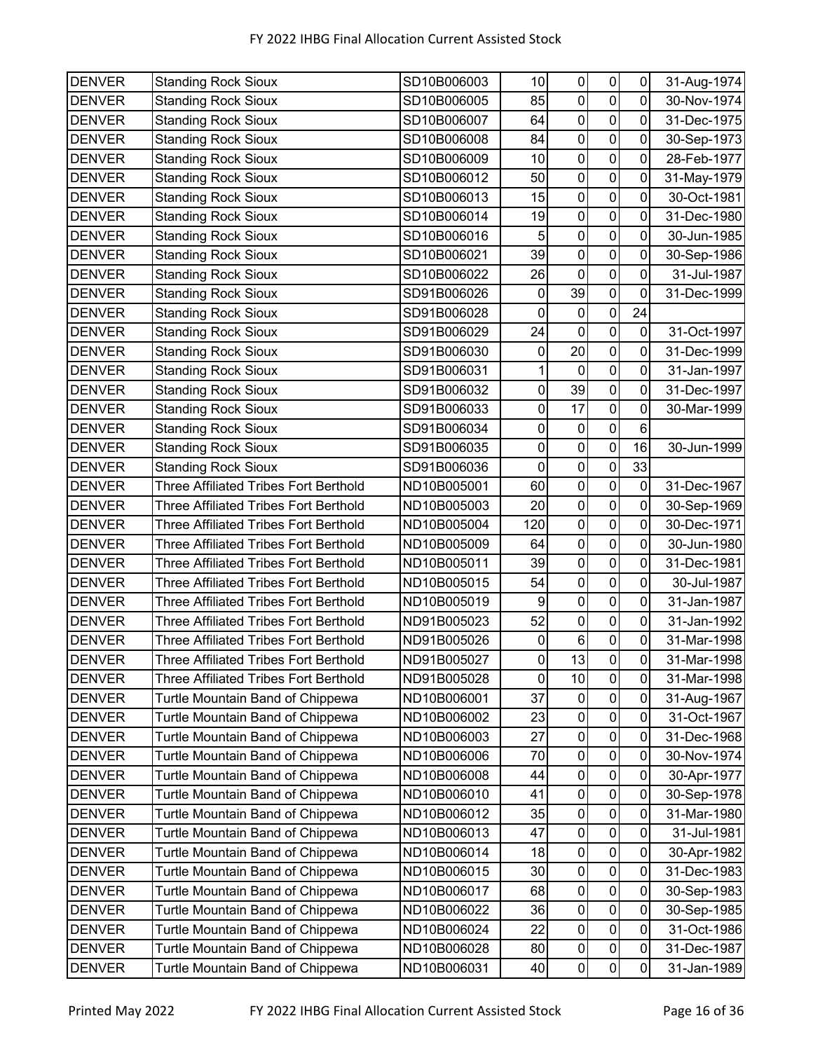| DENVER | Standing Rock Sioux | SD10B006003 | 10 | 0 | 0 | 0 | 31-Aug-1974 |
|---|---|---|---|---|---|---|---|
| DENVER | Standing Rock Sioux | SD10B006005 | 85 | 0 | 0 | 0 | 30-Nov-1974 |
| DENVER | Standing Rock Sioux | SD10B006007 | 64 | 0 | 0 | 0 | 31-Dec-1975 |
| DENVER | Standing Rock Sioux | SD10B006008 | 84 | 0 | 0 | 0 | 30-Sep-1973 |
| DENVER | Standing Rock Sioux | SD10B006009 | 10 | 0 | 0 | 0 | 28-Feb-1977 |
| DENVER | Standing Rock Sioux | SD10B006012 | 50 | 0 | 0 | 0 | 31-May-1979 |
| DENVER | Standing Rock Sioux | SD10B006013 | 15 | 0 | 0 | 0 | 30-Oct-1981 |
| DENVER | Standing Rock Sioux | SD10B006014 | 19 | 0 | 0 | 0 | 31-Dec-1980 |
| DENVER | Standing Rock Sioux | SD10B006016 | 5 | 0 | 0 | 0 | 30-Jun-1985 |
| DENVER | Standing Rock Sioux | SD10B006021 | 39 | 0 | 0 | 0 | 30-Sep-1986 |
| DENVER | Standing Rock Sioux | SD10B006022 | 26 | 0 | 0 | 0 | 31-Jul-1987 |
| DENVER | Standing Rock Sioux | SD91B006026 | 0 | 39 | 0 | 0 | 31-Dec-1999 |
| DENVER | Standing Rock Sioux | SD91B006028 | 0 | 0 | 0 | 24 | |
| DENVER | Standing Rock Sioux | SD91B006029 | 24 | 0 | 0 | 0 | 31-Oct-1997 |
| DENVER | Standing Rock Sioux | SD91B006030 | 0 | 20 | 0 | 0 | 31-Dec-1999 |
| DENVER | Standing Rock Sioux | SD91B006031 | 1 | 0 | 0 | 0 | 31-Jan-1997 |
| DENVER | Standing Rock Sioux | SD91B006032 | 0 | 39 | 0 | 0 | 31-Dec-1997 |
| DENVER | Standing Rock Sioux | SD91B006033 | 0 | 17 | 0 | 0 | 30-Mar-1999 |
| DENVER | Standing Rock Sioux | SD91B006034 | 0 | 0 | 0 | 6 | |
| DENVER | Standing Rock Sioux | SD91B006035 | 0 | 0 | 0 | 16 | 30-Jun-1999 |
| DENVER | Standing Rock Sioux | SD91B006036 | 0 | 0 | 0 | 33 | |
| DENVER | Three Affiliated Tribes Fort Berthold | ND10B005001 | 60 | 0 | 0 | 0 | 31-Dec-1967 |
| DENVER | Three Affiliated Tribes Fort Berthold | ND10B005003 | 20 | 0 | 0 | 0 | 30-Sep-1969 |
| DENVER | Three Affiliated Tribes Fort Berthold | ND10B005004 | 120 | 0 | 0 | 0 | 30-Dec-1971 |
| DENVER | Three Affiliated Tribes Fort Berthold | ND10B005009 | 64 | 0 | 0 | 0 | 30-Jun-1980 |
| DENVER | Three Affiliated Tribes Fort Berthold | ND10B005011 | 39 | 0 | 0 | 0 | 31-Dec-1981 |
| DENVER | Three Affiliated Tribes Fort Berthold | ND10B005015 | 54 | 0 | 0 | 0 | 30-Jul-1987 |
| DENVER | Three Affiliated Tribes Fort Berthold | ND10B005019 | 9 | 0 | 0 | 0 | 31-Jan-1987 |
| DENVER | Three Affiliated Tribes Fort Berthold | ND91B005023 | 52 | 0 | 0 | 0 | 31-Jan-1992 |
| DENVER | Three Affiliated Tribes Fort Berthold | ND91B005026 | 0 | 6 | 0 | 0 | 31-Mar-1998 |
| DENVER | Three Affiliated Tribes Fort Berthold | ND91B005027 | 0 | 13 | 0 | 0 | 31-Mar-1998 |
| DENVER | Three Affiliated Tribes Fort Berthold | ND91B005028 | 0 | 10 | 0 | 0 | 31-Mar-1998 |
| DENVER | Turtle Mountain Band of Chippewa | ND10B006001 | 37 | 0 | 0 | 0 | 31-Aug-1967 |
| DENVER | Turtle Mountain Band of Chippewa | ND10B006002 | 23 | 0 | 0 | 0 | 31-Oct-1967 |
| DENVER | Turtle Mountain Band of Chippewa | ND10B006003 | 27 | 0 | 0 | 0 | 31-Dec-1968 |
| DENVER | Turtle Mountain Band of Chippewa | ND10B006006 | 70 | 0 | 0 | 0 | 30-Nov-1974 |
| DENVER | Turtle Mountain Band of Chippewa | ND10B006008 | 44 | 0 | 0 | 0 | 30-Apr-1977 |
| DENVER | Turtle Mountain Band of Chippewa | ND10B006010 | 41 | 0 | 0 | 0 | 30-Sep-1978 |
| DENVER | Turtle Mountain Band of Chippewa | ND10B006012 | 35 | 0 | 0 | 0 | 31-Mar-1980 |
| DENVER | Turtle Mountain Band of Chippewa | ND10B006013 | 47 | 0 | 0 | 0 | 31-Jul-1981 |
| DENVER | Turtle Mountain Band of Chippewa | ND10B006014 | 18 | 0 | 0 | 0 | 30-Apr-1982 |
| DENVER | Turtle Mountain Band of Chippewa | ND10B006015 | 30 | 0 | 0 | 0 | 31-Dec-1983 |
| DENVER | Turtle Mountain Band of Chippewa | ND10B006017 | 68 | 0 | 0 | 0 | 30-Sep-1983 |
| DENVER | Turtle Mountain Band of Chippewa | ND10B006022 | 36 | 0 | 0 | 0 | 30-Sep-1985 |
| DENVER | Turtle Mountain Band of Chippewa | ND10B006024 | 22 | 0 | 0 | 0 | 31-Oct-1986 |
| DENVER | Turtle Mountain Band of Chippewa | ND10B006028 | 80 | 0 | 0 | 0 | 31-Dec-1987 |
| DENVER | Turtle Mountain Band of Chippewa | ND10B006031 | 40 | 0 | 0 | 0 | 31-Jan-1989 |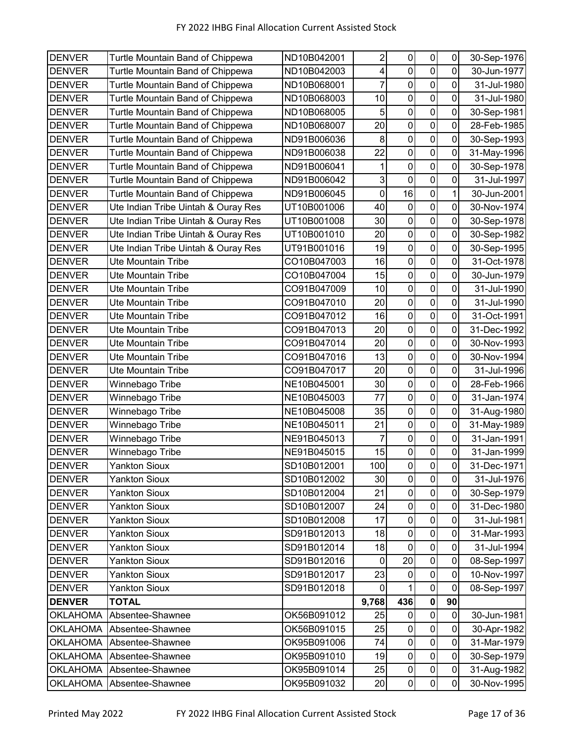| DENVER | Turtle Mountain Band of Chippewa | ND10B042001 | 2 | 0 | 0 | 0 | 30-Sep-1976 |
|---|---|---|---|---|---|---|---|
| DENVER | Turtle Mountain Band of Chippewa | ND10B042003 | 4 | 0 | 0 | 0 | 30-Jun-1977 |
| DENVER | Turtle Mountain Band of Chippewa | ND10B068001 | 7 | 0 | 0 | 0 | 31-Jul-1980 |
| DENVER | Turtle Mountain Band of Chippewa | ND10B068003 | 10 | 0 | 0 | 0 | 31-Jul-1980 |
| DENVER | Turtle Mountain Band of Chippewa | ND10B068005 | 5 | 0 | 0 | 0 | 30-Sep-1981 |
| DENVER | Turtle Mountain Band of Chippewa | ND10B068007 | 20 | 0 | 0 | 0 | 28-Feb-1985 |
| DENVER | Turtle Mountain Band of Chippewa | ND91B006036 | 8 | 0 | 0 | 0 | 30-Sep-1993 |
| DENVER | Turtle Mountain Band of Chippewa | ND91B006038 | 22 | 0 | 0 | 0 | 31-May-1996 |
| DENVER | Turtle Mountain Band of Chippewa | ND91B006041 | 1 | 0 | 0 | 0 | 30-Sep-1978 |
| DENVER | Turtle Mountain Band of Chippewa | ND91B006042 | 3 | 0 | 0 | 0 | 31-Jul-1997 |
| DENVER | Turtle Mountain Band of Chippewa | ND91B006045 | 0 | 16 | 0 | 1 | 30-Jun-2001 |
| DENVER | Ute Indian Tribe Uintah & Ouray Res | UT10B001006 | 40 | 0 | 0 | 0 | 30-Nov-1974 |
| DENVER | Ute Indian Tribe Uintah & Ouray Res | UT10B001008 | 30 | 0 | 0 | 0 | 30-Sep-1978 |
| DENVER | Ute Indian Tribe Uintah & Ouray Res | UT10B001010 | 20 | 0 | 0 | 0 | 30-Sep-1982 |
| DENVER | Ute Indian Tribe Uintah & Ouray Res | UT91B001016 | 19 | 0 | 0 | 0 | 30-Sep-1995 |
| DENVER | Ute Mountain Tribe | CO10B047003 | 16 | 0 | 0 | 0 | 31-Oct-1978 |
| DENVER | Ute Mountain Tribe | CO10B047004 | 15 | 0 | 0 | 0 | 30-Jun-1979 |
| DENVER | Ute Mountain Tribe | CO91B047009 | 10 | 0 | 0 | 0 | 31-Jul-1990 |
| DENVER | Ute Mountain Tribe | CO91B047010 | 20 | 0 | 0 | 0 | 31-Jul-1990 |
| DENVER | Ute Mountain Tribe | CO91B047012 | 16 | 0 | 0 | 0 | 31-Oct-1991 |
| DENVER | Ute Mountain Tribe | CO91B047013 | 20 | 0 | 0 | 0 | 31-Dec-1992 |
| DENVER | Ute Mountain Tribe | CO91B047014 | 20 | 0 | 0 | 0 | 30-Nov-1993 |
| DENVER | Ute Mountain Tribe | CO91B047016 | 13 | 0 | 0 | 0 | 30-Nov-1994 |
| DENVER | Ute Mountain Tribe | CO91B047017 | 20 | 0 | 0 | 0 | 31-Jul-1996 |
| DENVER | Winnebago Tribe | NE10B045001 | 30 | 0 | 0 | 0 | 28-Feb-1966 |
| DENVER | Winnebago Tribe | NE10B045003 | 77 | 0 | 0 | 0 | 31-Jan-1974 |
| DENVER | Winnebago Tribe | NE10B045008 | 35 | 0 | 0 | 0 | 31-Aug-1980 |
| DENVER | Winnebago Tribe | NE10B045011 | 21 | 0 | 0 | 0 | 31-May-1989 |
| DENVER | Winnebago Tribe | NE91B045013 | 7 | 0 | 0 | 0 | 31-Jan-1991 |
| DENVER | Winnebago Tribe | NE91B045015 | 15 | 0 | 0 | 0 | 31-Jan-1999 |
| DENVER | Yankton Sioux | SD10B012001 | 100 | 0 | 0 | 0 | 31-Dec-1971 |
| DENVER | Yankton Sioux | SD10B012002 | 30 | 0 | 0 | 0 | 31-Jul-1976 |
| DENVER | Yankton Sioux | SD10B012004 | 21 | 0 | 0 | 0 | 30-Sep-1979 |
| DENVER | Yankton Sioux | SD10B012007 | 24 | 0 | 0 | 0 | 31-Dec-1980 |
| DENVER | Yankton Sioux | SD10B012008 | 17 | 0 | 0 | 0 | 31-Jul-1981 |
| DENVER | Yankton Sioux | SD91B012013 | 18 | 0 | 0 | 0 | 31-Mar-1993 |
| DENVER | Yankton Sioux | SD91B012014 | 18 | 0 | 0 | 0 | 31-Jul-1994 |
| DENVER | Yankton Sioux | SD91B012016 | 0 | 20 | 0 | 0 | 08-Sep-1997 |
| DENVER | Yankton Sioux | SD91B012017 | 23 | 0 | 0 | 0 | 10-Nov-1997 |
| DENVER | Yankton Sioux | SD91B012018 | 0 | 1 | 0 | 0 | 08-Sep-1997 |
| **DENVER** | **TOTAL** | | **9,768** | **436** | **0** | **90** | |
| OKLAHOMA | Absentee-Shawnee | OK56B091012 | 25 | 0 | 0 | 0 | 30-Jun-1981 |
| OKLAHOMA | Absentee-Shawnee | OK56B091015 | 25 | 0 | 0 | 0 | 30-Apr-1982 |
| OKLAHOMA | Absentee-Shawnee | OK95B091006 | 74 | 0 | 0 | 0 | 31-Mar-1979 |
| OKLAHOMA | Absentee-Shawnee | OK95B091010 | 19 | 0 | 0 | 0 | 30-Sep-1979 |
| OKLAHOMA | Absentee-Shawnee | OK95B091014 | 25 | 0 | 0 | 0 | 31-Aug-1982 |
| OKLAHOMA | Absentee-Shawnee | OK95B091032 | 20 | 0 | 0 | 0 | 30-Nov-1995 |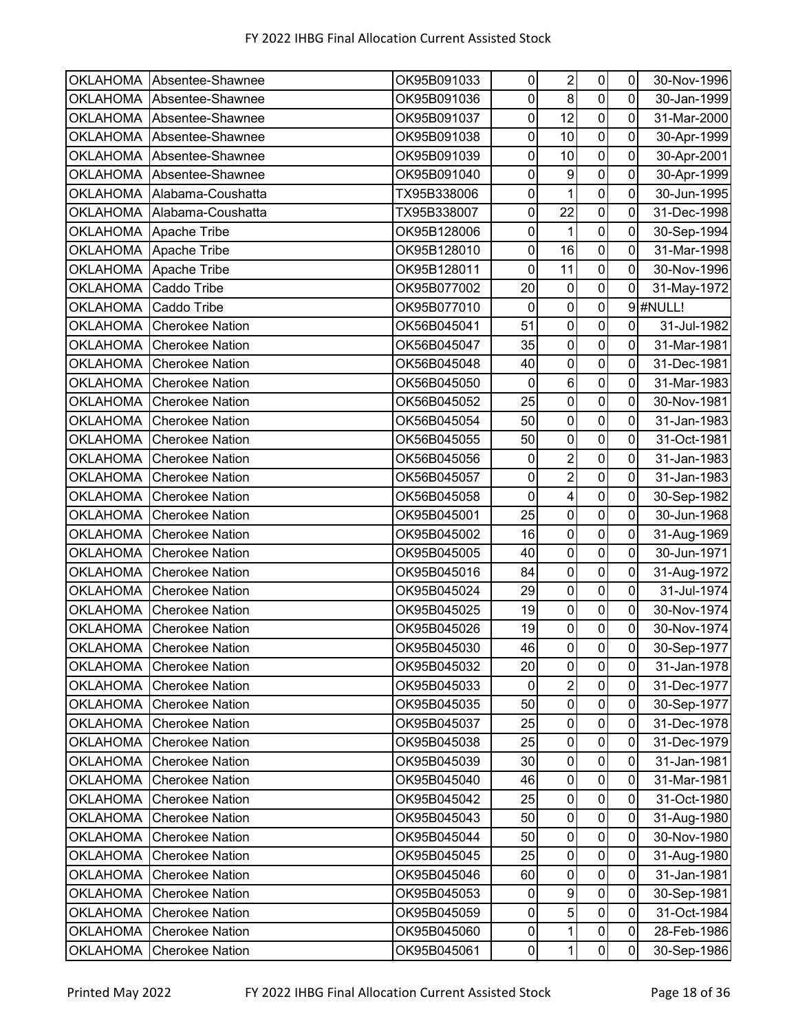| | | | | | | | |
|---|---|---|---|---|---|---|---|
| OKLAHOMA | Absentee-Shawnee | OK95B091033 | 0 | 2 | 0 | 0 | 30-Nov-1996 |
| OKLAHOMA | Absentee-Shawnee | OK95B091036 | 0 | 8 | 0 | 0 | 30-Jan-1999 |
| OKLAHOMA | Absentee-Shawnee | OK95B091037 | 0 | 12 | 0 | 0 | 31-Mar-2000 |
| OKLAHOMA | Absentee-Shawnee | OK95B091038 | 0 | 10 | 0 | 0 | 30-Apr-1999 |
| OKLAHOMA | Absentee-Shawnee | OK95B091039 | 0 | 10 | 0 | 0 | 30-Apr-2001 |
| OKLAHOMA | Absentee-Shawnee | OK95B091040 | 0 | 9 | 0 | 0 | 30-Apr-1999 |
| OKLAHOMA | Alabama-Coushatta | TX95B338006 | 0 | 1 | 0 | 0 | 30-Jun-1995 |
| OKLAHOMA | Alabama-Coushatta | TX95B338007 | 0 | 22 | 0 | 0 | 31-Dec-1998 |
| OKLAHOMA | Apache Tribe | OK95B128006 | 0 | 1 | 0 | 0 | 30-Sep-1994 |
| OKLAHOMA | Apache Tribe | OK95B128010 | 0 | 16 | 0 | 0 | 31-Mar-1998 |
| OKLAHOMA | Apache Tribe | OK95B128011 | 0 | 11 | 0 | 0 | 30-Nov-1996 |
| OKLAHOMA | Caddo Tribe | OK95B077002 | 20 | 0 | 0 | 0 | 31-May-1972 |
| OKLAHOMA | Caddo Tribe | OK95B077010 | 0 | 0 | 0 | 9 | #NULL! |
| OKLAHOMA | Cherokee Nation | OK56B045041 | 51 | 0 | 0 | 0 | 31-Jul-1982 |
| OKLAHOMA | Cherokee Nation | OK56B045047 | 35 | 0 | 0 | 0 | 31-Mar-1981 |
| OKLAHOMA | Cherokee Nation | OK56B045048 | 40 | 0 | 0 | 0 | 31-Dec-1981 |
| OKLAHOMA | Cherokee Nation | OK56B045050 | 0 | 6 | 0 | 0 | 31-Mar-1983 |
| OKLAHOMA | Cherokee Nation | OK56B045052 | 25 | 0 | 0 | 0 | 30-Nov-1981 |
| OKLAHOMA | Cherokee Nation | OK56B045054 | 50 | 0 | 0 | 0 | 31-Jan-1983 |
| OKLAHOMA | Cherokee Nation | OK56B045055 | 50 | 0 | 0 | 0 | 31-Oct-1981 |
| OKLAHOMA | Cherokee Nation | OK56B045056 | 0 | 2 | 0 | 0 | 31-Jan-1983 |
| OKLAHOMA | Cherokee Nation | OK56B045057 | 0 | 2 | 0 | 0 | 31-Jan-1983 |
| OKLAHOMA | Cherokee Nation | OK56B045058 | 0 | 4 | 0 | 0 | 30-Sep-1982 |
| OKLAHOMA | Cherokee Nation | OK95B045001 | 25 | 0 | 0 | 0 | 30-Jun-1968 |
| OKLAHOMA | Cherokee Nation | OK95B045002 | 16 | 0 | 0 | 0 | 31-Aug-1969 |
| OKLAHOMA | Cherokee Nation | OK95B045005 | 40 | 0 | 0 | 0 | 30-Jun-1971 |
| OKLAHOMA | Cherokee Nation | OK95B045016 | 84 | 0 | 0 | 0 | 31-Aug-1972 |
| OKLAHOMA | Cherokee Nation | OK95B045024 | 29 | 0 | 0 | 0 | 31-Jul-1974 |
| OKLAHOMA | Cherokee Nation | OK95B045025 | 19 | 0 | 0 | 0 | 30-Nov-1974 |
| OKLAHOMA | Cherokee Nation | OK95B045026 | 19 | 0 | 0 | 0 | 30-Nov-1974 |
| OKLAHOMA | Cherokee Nation | OK95B045030 | 46 | 0 | 0 | 0 | 30-Sep-1977 |
| OKLAHOMA | Cherokee Nation | OK95B045032 | 20 | 0 | 0 | 0 | 31-Jan-1978 |
| OKLAHOMA | Cherokee Nation | OK95B045033 | 0 | 2 | 0 | 0 | 31-Dec-1977 |
| OKLAHOMA | Cherokee Nation | OK95B045035 | 50 | 0 | 0 | 0 | 30-Sep-1977 |
| OKLAHOMA | Cherokee Nation | OK95B045037 | 25 | 0 | 0 | 0 | 31-Dec-1978 |
| OKLAHOMA | Cherokee Nation | OK95B045038 | 25 | 0 | 0 | 0 | 31-Dec-1979 |
| OKLAHOMA | Cherokee Nation | OK95B045039 | 30 | 0 | 0 | 0 | 31-Jan-1981 |
| OKLAHOMA | Cherokee Nation | OK95B045040 | 46 | 0 | 0 | 0 | 31-Mar-1981 |
| OKLAHOMA | Cherokee Nation | OK95B045042 | 25 | 0 | 0 | 0 | 31-Oct-1980 |
| OKLAHOMA | Cherokee Nation | OK95B045043 | 50 | 0 | 0 | 0 | 31-Aug-1980 |
| OKLAHOMA | Cherokee Nation | OK95B045044 | 50 | 0 | 0 | 0 | 30-Nov-1980 |
| OKLAHOMA | Cherokee Nation | OK95B045045 | 25 | 0 | 0 | 0 | 31-Aug-1980 |
| OKLAHOMA | Cherokee Nation | OK95B045046 | 60 | 0 | 0 | 0 | 31-Jan-1981 |
| OKLAHOMA | Cherokee Nation | OK95B045053 | 0 | 9 | 0 | 0 | 30-Sep-1981 |
| OKLAHOMA | Cherokee Nation | OK95B045059 | 0 | 5 | 0 | 0 | 31-Oct-1984 |
| OKLAHOMA | Cherokee Nation | OK95B045060 | 0 | 1 | 0 | 0 | 28-Feb-1986 |
| OKLAHOMA | Cherokee Nation | OK95B045061 | 0 | 1 | 0 | 0 | 30-Sep-1986 |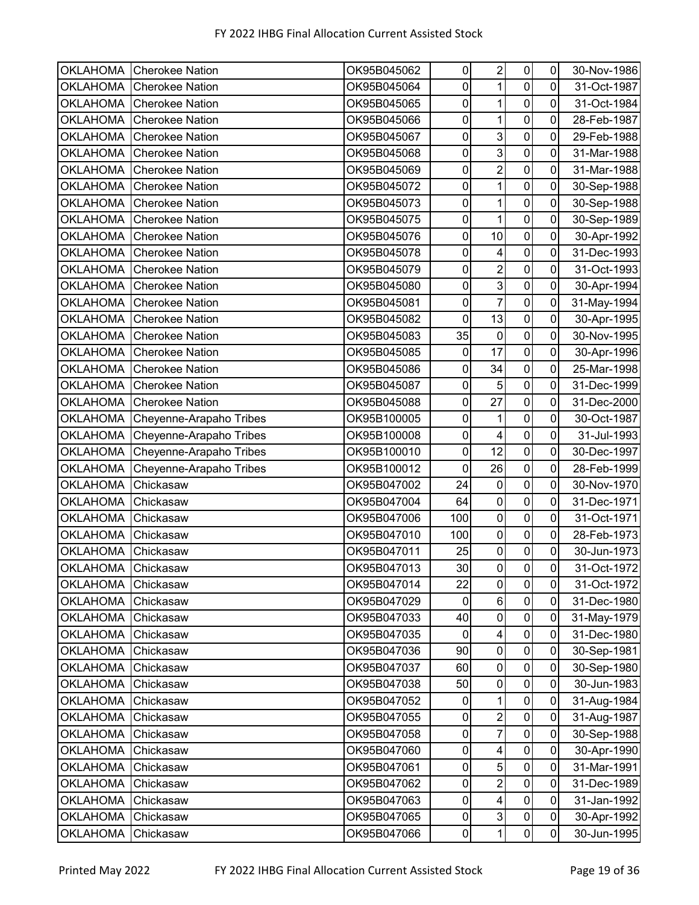| | | | | | | | |
|---|---|---|---|---|---|---|---|
| OKLAHOMA | Cherokee Nation | OK95B045062 | 0 | 2 | 0 | 0 | 30-Nov-1986 |
| OKLAHOMA | Cherokee Nation | OK95B045064 | 0 | 1 | 0 | 0 | 31-Oct-1987 |
| OKLAHOMA | Cherokee Nation | OK95B045065 | 0 | 1 | 0 | 0 | 31-Oct-1984 |
| OKLAHOMA | Cherokee Nation | OK95B045066 | 0 | 1 | 0 | 0 | 28-Feb-1987 |
| OKLAHOMA | Cherokee Nation | OK95B045067 | 0 | 3 | 0 | 0 | 29-Feb-1988 |
| OKLAHOMA | Cherokee Nation | OK95B045068 | 0 | 3 | 0 | 0 | 31-Mar-1988 |
| OKLAHOMA | Cherokee Nation | OK95B045069 | 0 | 2 | 0 | 0 | 31-Mar-1988 |
| OKLAHOMA | Cherokee Nation | OK95B045072 | 0 | 1 | 0 | 0 | 30-Sep-1988 |
| OKLAHOMA | Cherokee Nation | OK95B045073 | 0 | 1 | 0 | 0 | 30-Sep-1988 |
| OKLAHOMA | Cherokee Nation | OK95B045075 | 0 | 1 | 0 | 0 | 30-Sep-1989 |
| OKLAHOMA | Cherokee Nation | OK95B045076 | 0 | 10 | 0 | 0 | 30-Apr-1992 |
| OKLAHOMA | Cherokee Nation | OK95B045078 | 0 | 4 | 0 | 0 | 31-Dec-1993 |
| OKLAHOMA | Cherokee Nation | OK95B045079 | 0 | 2 | 0 | 0 | 31-Oct-1993 |
| OKLAHOMA | Cherokee Nation | OK95B045080 | 0 | 3 | 0 | 0 | 30-Apr-1994 |
| OKLAHOMA | Cherokee Nation | OK95B045081 | 0 | 7 | 0 | 0 | 31-May-1994 |
| OKLAHOMA | Cherokee Nation | OK95B045082 | 0 | 13 | 0 | 0 | 30-Apr-1995 |
| OKLAHOMA | Cherokee Nation | OK95B045083 | 35 | 0 | 0 | 0 | 30-Nov-1995 |
| OKLAHOMA | Cherokee Nation | OK95B045085 | 0 | 17 | 0 | 0 | 30-Apr-1996 |
| OKLAHOMA | Cherokee Nation | OK95B045086 | 0 | 34 | 0 | 0 | 25-Mar-1998 |
| OKLAHOMA | Cherokee Nation | OK95B045087 | 0 | 5 | 0 | 0 | 31-Dec-1999 |
| OKLAHOMA | Cherokee Nation | OK95B045088 | 0 | 27 | 0 | 0 | 31-Dec-2000 |
| OKLAHOMA | Cheyenne-Arapaho Tribes | OK95B100005 | 0 | 1 | 0 | 0 | 30-Oct-1987 |
| OKLAHOMA | Cheyenne-Arapaho Tribes | OK95B100008 | 0 | 4 | 0 | 0 | 31-Jul-1993 |
| OKLAHOMA | Cheyenne-Arapaho Tribes | OK95B100010 | 0 | 12 | 0 | 0 | 30-Dec-1997 |
| OKLAHOMA | Cheyenne-Arapaho Tribes | OK95B100012 | 0 | 26 | 0 | 0 | 28-Feb-1999 |
| OKLAHOMA | Chickasaw | OK95B047002 | 24 | 0 | 0 | 0 | 30-Nov-1970 |
| OKLAHOMA | Chickasaw | OK95B047004 | 64 | 0 | 0 | 0 | 31-Dec-1971 |
| OKLAHOMA | Chickasaw | OK95B047006 | 100 | 0 | 0 | 0 | 31-Oct-1971 |
| OKLAHOMA | Chickasaw | OK95B047010 | 100 | 0 | 0 | 0 | 28-Feb-1973 |
| OKLAHOMA | Chickasaw | OK95B047011 | 25 | 0 | 0 | 0 | 30-Jun-1973 |
| OKLAHOMA | Chickasaw | OK95B047013 | 30 | 0 | 0 | 0 | 31-Oct-1972 |
| OKLAHOMA | Chickasaw | OK95B047014 | 22 | 0 | 0 | 0 | 31-Oct-1972 |
| OKLAHOMA | Chickasaw | OK95B047029 | 0 | 6 | 0 | 0 | 31-Dec-1980 |
| OKLAHOMA | Chickasaw | OK95B047033 | 40 | 0 | 0 | 0 | 31-May-1979 |
| OKLAHOMA | Chickasaw | OK95B047035 | 0 | 4 | 0 | 0 | 31-Dec-1980 |
| OKLAHOMA | Chickasaw | OK95B047036 | 90 | 0 | 0 | 0 | 30-Sep-1981 |
| OKLAHOMA | Chickasaw | OK95B047037 | 60 | 0 | 0 | 0 | 30-Sep-1980 |
| OKLAHOMA | Chickasaw | OK95B047038 | 50 | 0 | 0 | 0 | 30-Jun-1983 |
| OKLAHOMA | Chickasaw | OK95B047052 | 0 | 1 | 0 | 0 | 31-Aug-1984 |
| OKLAHOMA | Chickasaw | OK95B047055 | 0 | 2 | 0 | 0 | 31-Aug-1987 |
| OKLAHOMA | Chickasaw | OK95B047058 | 0 | 7 | 0 | 0 | 30-Sep-1988 |
| OKLAHOMA | Chickasaw | OK95B047060 | 0 | 4 | 0 | 0 | 30-Apr-1990 |
| OKLAHOMA | Chickasaw | OK95B047061 | 0 | 5 | 0 | 0 | 31-Mar-1991 |
| OKLAHOMA | Chickasaw | OK95B047062 | 0 | 2 | 0 | 0 | 31-Dec-1989 |
| OKLAHOMA | Chickasaw | OK95B047063 | 0 | 4 | 0 | 0 | 31-Jan-1992 |
| OKLAHOMA | Chickasaw | OK95B047065 | 0 | 3 | 0 | 0 | 30-Apr-1992 |
| OKLAHOMA | Chickasaw | OK95B047066 | 0 | 1 | 0 | 0 | 30-Jun-1995 |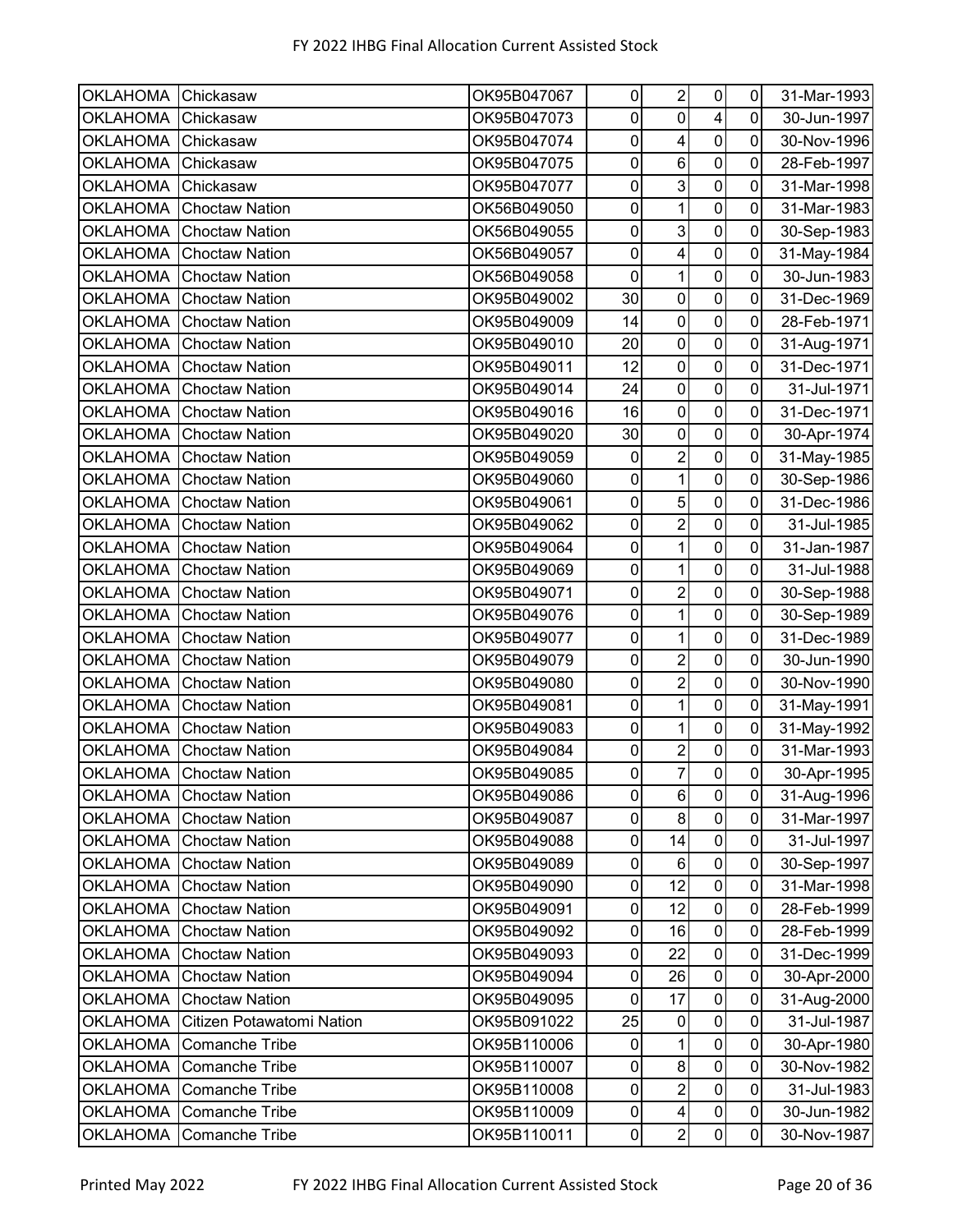| | | | | | | | |
|---|---|---|---|---|---|---|---|
| OKLAHOMA | Chickasaw | OK95B047067 | 0 | 2 | 0 | 0 | 31-Mar-1993 |
| OKLAHOMA | Chickasaw | OK95B047073 | 0 | 0 | 4 | 0 | 30-Jun-1997 |
| OKLAHOMA | Chickasaw | OK95B047074 | 0 | 4 | 0 | 0 | 30-Nov-1996 |
| OKLAHOMA | Chickasaw | OK95B047075 | 0 | 6 | 0 | 0 | 28-Feb-1997 |
| OKLAHOMA | Chickasaw | OK95B047077 | 0 | 3 | 0 | 0 | 31-Mar-1998 |
| OKLAHOMA | Choctaw Nation | OK56B049050 | 0 | 1 | 0 | 0 | 31-Mar-1983 |
| OKLAHOMA | Choctaw Nation | OK56B049055 | 0 | 3 | 0 | 0 | 30-Sep-1983 |
| OKLAHOMA | Choctaw Nation | OK56B049057 | 0 | 4 | 0 | 0 | 31-May-1984 |
| OKLAHOMA | Choctaw Nation | OK56B049058 | 0 | 1 | 0 | 0 | 30-Jun-1983 |
| OKLAHOMA | Choctaw Nation | OK95B049002 | 30 | 0 | 0 | 0 | 31-Dec-1969 |
| OKLAHOMA | Choctaw Nation | OK95B049009 | 14 | 0 | 0 | 0 | 28-Feb-1971 |
| OKLAHOMA | Choctaw Nation | OK95B049010 | 20 | 0 | 0 | 0 | 31-Aug-1971 |
| OKLAHOMA | Choctaw Nation | OK95B049011 | 12 | 0 | 0 | 0 | 31-Dec-1971 |
| OKLAHOMA | Choctaw Nation | OK95B049014 | 24 | 0 | 0 | 0 | 31-Jul-1971 |
| OKLAHOMA | Choctaw Nation | OK95B049016 | 16 | 0 | 0 | 0 | 31-Dec-1971 |
| OKLAHOMA | Choctaw Nation | OK95B049020 | 30 | 0 | 0 | 0 | 30-Apr-1974 |
| OKLAHOMA | Choctaw Nation | OK95B049059 | 0 | 2 | 0 | 0 | 31-May-1985 |
| OKLAHOMA | Choctaw Nation | OK95B049060 | 0 | 1 | 0 | 0 | 30-Sep-1986 |
| OKLAHOMA | Choctaw Nation | OK95B049061 | 0 | 5 | 0 | 0 | 31-Dec-1986 |
| OKLAHOMA | Choctaw Nation | OK95B049062 | 0 | 2 | 0 | 0 | 31-Jul-1985 |
| OKLAHOMA | Choctaw Nation | OK95B049064 | 0 | 1 | 0 | 0 | 31-Jan-1987 |
| OKLAHOMA | Choctaw Nation | OK95B049069 | 0 | 1 | 0 | 0 | 31-Jul-1988 |
| OKLAHOMA | Choctaw Nation | OK95B049071 | 0 | 2 | 0 | 0 | 30-Sep-1988 |
| OKLAHOMA | Choctaw Nation | OK95B049076 | 0 | 1 | 0 | 0 | 30-Sep-1989 |
| OKLAHOMA | Choctaw Nation | OK95B049077 | 0 | 1 | 0 | 0 | 31-Dec-1989 |
| OKLAHOMA | Choctaw Nation | OK95B049079 | 0 | 2 | 0 | 0 | 30-Jun-1990 |
| OKLAHOMA | Choctaw Nation | OK95B049080 | 0 | 2 | 0 | 0 | 30-Nov-1990 |
| OKLAHOMA | Choctaw Nation | OK95B049081 | 0 | 1 | 0 | 0 | 31-May-1991 |
| OKLAHOMA | Choctaw Nation | OK95B049083 | 0 | 1 | 0 | 0 | 31-May-1992 |
| OKLAHOMA | Choctaw Nation | OK95B049084 | 0 | 2 | 0 | 0 | 31-Mar-1993 |
| OKLAHOMA | Choctaw Nation | OK95B049085 | 0 | 7 | 0 | 0 | 30-Apr-1995 |
| OKLAHOMA | Choctaw Nation | OK95B049086 | 0 | 6 | 0 | 0 | 31-Aug-1996 |
| OKLAHOMA | Choctaw Nation | OK95B049087 | 0 | 8 | 0 | 0 | 31-Mar-1997 |
| OKLAHOMA | Choctaw Nation | OK95B049088 | 0 | 14 | 0 | 0 | 31-Jul-1997 |
| OKLAHOMA | Choctaw Nation | OK95B049089 | 0 | 6 | 0 | 0 | 30-Sep-1997 |
| OKLAHOMA | Choctaw Nation | OK95B049090 | 0 | 12 | 0 | 0 | 31-Mar-1998 |
| OKLAHOMA | Choctaw Nation | OK95B049091 | 0 | 12 | 0 | 0 | 28-Feb-1999 |
| OKLAHOMA | Choctaw Nation | OK95B049092 | 0 | 16 | 0 | 0 | 28-Feb-1999 |
| OKLAHOMA | Choctaw Nation | OK95B049093 | 0 | 22 | 0 | 0 | 31-Dec-1999 |
| OKLAHOMA | Choctaw Nation | OK95B049094 | 0 | 26 | 0 | 0 | 30-Apr-2000 |
| OKLAHOMA | Choctaw Nation | OK95B049095 | 0 | 17 | 0 | 0 | 31-Aug-2000 |
| OKLAHOMA | Citizen Potawatomi Nation | OK95B091022 | 25 | 0 | 0 | 0 | 31-Jul-1987 |
| OKLAHOMA | Comanche Tribe | OK95B110006 | 0 | 1 | 0 | 0 | 30-Apr-1980 |
| OKLAHOMA | Comanche Tribe | OK95B110007 | 0 | 8 | 0 | 0 | 30-Nov-1982 |
| OKLAHOMA | Comanche Tribe | OK95B110008 | 0 | 2 | 0 | 0 | 31-Jul-1983 |
| OKLAHOMA | Comanche Tribe | OK95B110009 | 0 | 4 | 0 | 0 | 30-Jun-1982 |
| OKLAHOMA | Comanche Tribe | OK95B110011 | 0 | 2 | 0 | 0 | 30-Nov-1987 |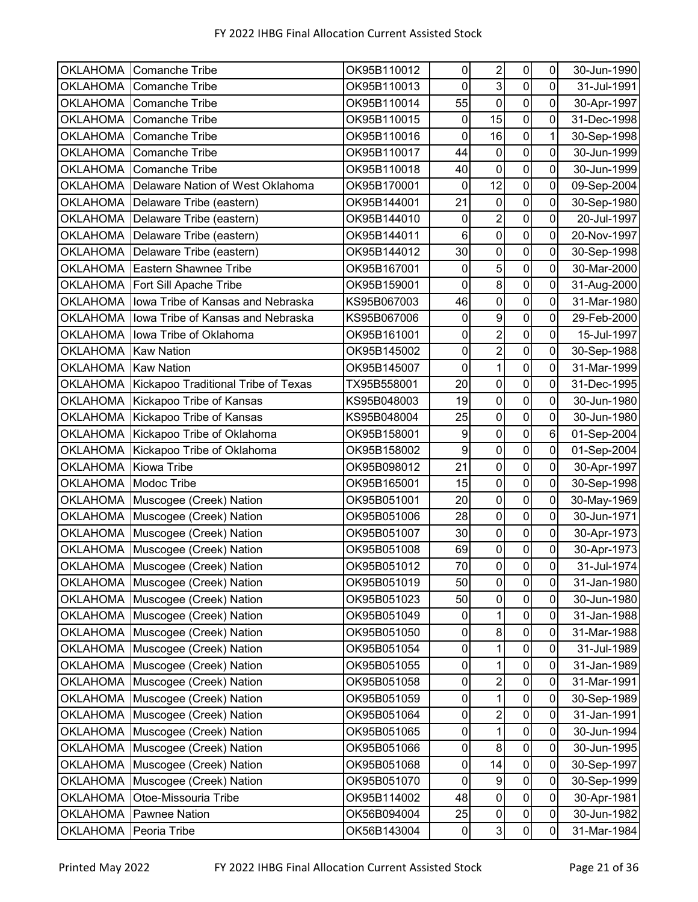| | | | | | | | |
|---|---|---|---|---|---|---|---|
| OKLAHOMA | Comanche Tribe | OK95B110012 | 0 | 2 | 0 | 0 | 30-Jun-1990 |
| OKLAHOMA | Comanche Tribe | OK95B110013 | 0 | 3 | 0 | 0 | 31-Jul-1991 |
| OKLAHOMA | Comanche Tribe | OK95B110014 | 55 | 0 | 0 | 0 | 30-Apr-1997 |
| OKLAHOMA | Comanche Tribe | OK95B110015 | 0 | 15 | 0 | 0 | 31-Dec-1998 |
| OKLAHOMA | Comanche Tribe | OK95B110016 | 0 | 16 | 0 | 1 | 30-Sep-1998 |
| OKLAHOMA | Comanche Tribe | OK95B110017 | 44 | 0 | 0 | 0 | 30-Jun-1999 |
| OKLAHOMA | Comanche Tribe | OK95B110018 | 40 | 0 | 0 | 0 | 30-Jun-1999 |
| OKLAHOMA | Delaware Nation of West Oklahoma | OK95B170001 | 0 | 12 | 0 | 0 | 09-Sep-2004 |
| OKLAHOMA | Delaware Tribe (eastern) | OK95B144001 | 21 | 0 | 0 | 0 | 30-Sep-1980 |
| OKLAHOMA | Delaware Tribe (eastern) | OK95B144010 | 0 | 2 | 0 | 0 | 20-Jul-1997 |
| OKLAHOMA | Delaware Tribe (eastern) | OK95B144011 | 6 | 0 | 0 | 0 | 20-Nov-1997 |
| OKLAHOMA | Delaware Tribe (eastern) | OK95B144012 | 30 | 0 | 0 | 0 | 30-Sep-1998 |
| OKLAHOMA | Eastern Shawnee Tribe | OK95B167001 | 0 | 5 | 0 | 0 | 30-Mar-2000 |
| OKLAHOMA | Fort Sill Apache Tribe | OK95B159001 | 0 | 8 | 0 | 0 | 31-Aug-2000 |
| OKLAHOMA | Iowa Tribe of Kansas and Nebraska | KS95B067003 | 46 | 0 | 0 | 0 | 31-Mar-1980 |
| OKLAHOMA | Iowa Tribe of Kansas and Nebraska | KS95B067006 | 0 | 9 | 0 | 0 | 29-Feb-2000 |
| OKLAHOMA | Iowa Tribe of Oklahoma | OK95B161001 | 0 | 2 | 0 | 0 | 15-Jul-1997 |
| OKLAHOMA | Kaw Nation | OK95B145002 | 0 | 2 | 0 | 0 | 30-Sep-1988 |
| OKLAHOMA | Kaw Nation | OK95B145007 | 0 | 1 | 0 | 0 | 31-Mar-1999 |
| OKLAHOMA | Kickapoo Traditional Tribe of Texas | TX95B558001 | 20 | 0 | 0 | 0 | 31-Dec-1995 |
| OKLAHOMA | Kickapoo Tribe of Kansas | KS95B048003 | 19 | 0 | 0 | 0 | 30-Jun-1980 |
| OKLAHOMA | Kickapoo Tribe of Kansas | KS95B048004 | 25 | 0 | 0 | 0 | 30-Jun-1980 |
| OKLAHOMA | Kickapoo Tribe of Oklahoma | OK95B158001 | 9 | 0 | 0 | 6 | 01-Sep-2004 |
| OKLAHOMA | Kickapoo Tribe of Oklahoma | OK95B158002 | 9 | 0 | 0 | 0 | 01-Sep-2004 |
| OKLAHOMA | Kiowa Tribe | OK95B098012 | 21 | 0 | 0 | 0 | 30-Apr-1997 |
| OKLAHOMA | Modoc Tribe | OK95B165001 | 15 | 0 | 0 | 0 | 30-Sep-1998 |
| OKLAHOMA | Muscogee (Creek) Nation | OK95B051001 | 20 | 0 | 0 | 0 | 30-May-1969 |
| OKLAHOMA | Muscogee (Creek) Nation | OK95B051006 | 28 | 0 | 0 | 0 | 30-Jun-1971 |
| OKLAHOMA | Muscogee (Creek) Nation | OK95B051007 | 30 | 0 | 0 | 0 | 30-Apr-1973 |
| OKLAHOMA | Muscogee (Creek) Nation | OK95B051008 | 69 | 0 | 0 | 0 | 30-Apr-1973 |
| OKLAHOMA | Muscogee (Creek) Nation | OK95B051012 | 70 | 0 | 0 | 0 | 31-Jul-1974 |
| OKLAHOMA | Muscogee (Creek) Nation | OK95B051019 | 50 | 0 | 0 | 0 | 31-Jan-1980 |
| OKLAHOMA | Muscogee (Creek) Nation | OK95B051023 | 50 | 0 | 0 | 0 | 30-Jun-1980 |
| OKLAHOMA | Muscogee (Creek) Nation | OK95B051049 | 0 | 1 | 0 | 0 | 31-Jan-1988 |
| OKLAHOMA | Muscogee (Creek) Nation | OK95B051050 | 0 | 8 | 0 | 0 | 31-Mar-1988 |
| OKLAHOMA | Muscogee (Creek) Nation | OK95B051054 | 0 | 1 | 0 | 0 | 31-Jul-1989 |
| OKLAHOMA | Muscogee (Creek) Nation | OK95B051055 | 0 | 1 | 0 | 0 | 31-Jan-1989 |
| OKLAHOMA | Muscogee (Creek) Nation | OK95B051058 | 0 | 2 | 0 | 0 | 31-Mar-1991 |
| OKLAHOMA | Muscogee (Creek) Nation | OK95B051059 | 0 | 1 | 0 | 0 | 30-Sep-1989 |
| OKLAHOMA | Muscogee (Creek) Nation | OK95B051064 | 0 | 2 | 0 | 0 | 31-Jan-1991 |
| OKLAHOMA | Muscogee (Creek) Nation | OK95B051065 | 0 | 1 | 0 | 0 | 30-Jun-1994 |
| OKLAHOMA | Muscogee (Creek) Nation | OK95B051066 | 0 | 8 | 0 | 0 | 30-Jun-1995 |
| OKLAHOMA | Muscogee (Creek) Nation | OK95B051068 | 0 | 14 | 0 | 0 | 30-Sep-1997 |
| OKLAHOMA | Muscogee (Creek) Nation | OK95B051070 | 0 | 9 | 0 | 0 | 30-Sep-1999 |
| OKLAHOMA | Otoe-Missouria Tribe | OK95B114002 | 48 | 0 | 0 | 0 | 30-Apr-1981 |
| OKLAHOMA | Pawnee Nation | OK56B094004 | 25 | 0 | 0 | 0 | 30-Jun-1982 |
| OKLAHOMA | Peoria Tribe | OK56B143004 | 0 | 3 | 0 | 0 | 31-Mar-1984 |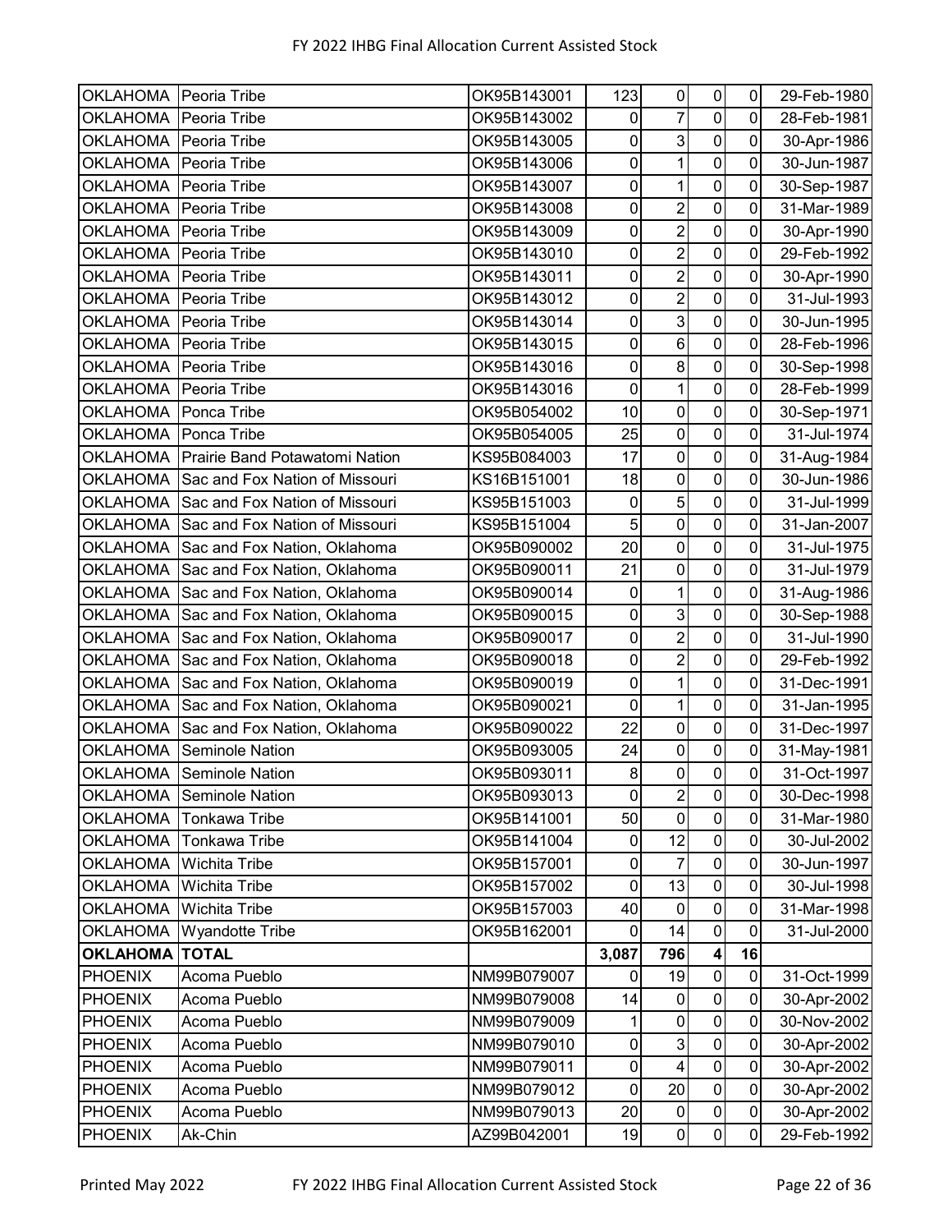| | | | | | | | |
|---|---|---|---|---|---|---|---|
| OKLAHOMA | Peoria Tribe | OK95B143001 | 123 | 0 | 0 | 0 | 29-Feb-1980 |
| OKLAHOMA | Peoria Tribe | OK95B143002 | 0 | 7 | 0 | 0 | 28-Feb-1981 |
| OKLAHOMA | Peoria Tribe | OK95B143005 | 0 | 3 | 0 | 0 | 30-Apr-1986 |
| OKLAHOMA | Peoria Tribe | OK95B143006 | 0 | 1 | 0 | 0 | 30-Jun-1987 |
| OKLAHOMA | Peoria Tribe | OK95B143007 | 0 | 1 | 0 | 0 | 30-Sep-1987 |
| OKLAHOMA | Peoria Tribe | OK95B143008 | 0 | 2 | 0 | 0 | 31-Mar-1989 |
| OKLAHOMA | Peoria Tribe | OK95B143009 | 0 | 2 | 0 | 0 | 30-Apr-1990 |
| OKLAHOMA | Peoria Tribe | OK95B143010 | 0 | 2 | 0 | 0 | 29-Feb-1992 |
| OKLAHOMA | Peoria Tribe | OK95B143011 | 0 | 2 | 0 | 0 | 30-Apr-1990 |
| OKLAHOMA | Peoria Tribe | OK95B143012 | 0 | 2 | 0 | 0 | 31-Jul-1993 |
| OKLAHOMA | Peoria Tribe | OK95B143014 | 0 | 3 | 0 | 0 | 30-Jun-1995 |
| OKLAHOMA | Peoria Tribe | OK95B143015 | 0 | 6 | 0 | 0 | 28-Feb-1996 |
| OKLAHOMA | Peoria Tribe | OK95B143016 | 0 | 8 | 0 | 0 | 30-Sep-1998 |
| OKLAHOMA | Peoria Tribe | OK95B143016 | 0 | 1 | 0 | 0 | 28-Feb-1999 |
| OKLAHOMA | Ponca Tribe | OK95B054002 | 10 | 0 | 0 | 0 | 30-Sep-1971 |
| OKLAHOMA | Ponca Tribe | OK95B054005 | 25 | 0 | 0 | 0 | 31-Jul-1974 |
| OKLAHOMA | Prairie Band Potawatomi Nation | KS95B084003 | 17 | 0 | 0 | 0 | 31-Aug-1984 |
| OKLAHOMA | Sac and Fox Nation of Missouri | KS16B151001 | 18 | 0 | 0 | 0 | 30-Jun-1986 |
| OKLAHOMA | Sac and Fox Nation of Missouri | KS95B151003 | 0 | 5 | 0 | 0 | 31-Jul-1999 |
| OKLAHOMA | Sac and Fox Nation of Missouri | KS95B151004 | 5 | 0 | 0 | 0 | 31-Jan-2007 |
| OKLAHOMA | Sac and Fox Nation, Oklahoma | OK95B090002 | 20 | 0 | 0 | 0 | 31-Jul-1975 |
| OKLAHOMA | Sac and Fox Nation, Oklahoma | OK95B090011 | 21 | 0 | 0 | 0 | 31-Jul-1979 |
| OKLAHOMA | Sac and Fox Nation, Oklahoma | OK95B090014 | 0 | 1 | 0 | 0 | 31-Aug-1986 |
| OKLAHOMA | Sac and Fox Nation, Oklahoma | OK95B090015 | 0 | 3 | 0 | 0 | 30-Sep-1988 |
| OKLAHOMA | Sac and Fox Nation, Oklahoma | OK95B090017 | 0 | 2 | 0 | 0 | 31-Jul-1990 |
| OKLAHOMA | Sac and Fox Nation, Oklahoma | OK95B090018 | 0 | 2 | 0 | 0 | 29-Feb-1992 |
| OKLAHOMA | Sac and Fox Nation, Oklahoma | OK95B090019 | 0 | 1 | 0 | 0 | 31-Dec-1991 |
| OKLAHOMA | Sac and Fox Nation, Oklahoma | OK95B090021 | 0 | 1 | 0 | 0 | 31-Jan-1995 |
| OKLAHOMA | Sac and Fox Nation, Oklahoma | OK95B090022 | 22 | 0 | 0 | 0 | 31-Dec-1997 |
| OKLAHOMA | Seminole Nation | OK95B093005 | 24 | 0 | 0 | 0 | 31-May-1981 |
| OKLAHOMA | Seminole Nation | OK95B093011 | 8 | 0 | 0 | 0 | 31-Oct-1997 |
| OKLAHOMA | Seminole Nation | OK95B093013 | 0 | 2 | 0 | 0 | 30-Dec-1998 |
| OKLAHOMA | Tonkawa Tribe | OK95B141001 | 50 | 0 | 0 | 0 | 31-Mar-1980 |
| OKLAHOMA | Tonkawa Tribe | OK95B141004 | 0 | 12 | 0 | 0 | 30-Jul-2002 |
| OKLAHOMA | Wichita Tribe | OK95B157001 | 0 | 7 | 0 | 0 | 30-Jun-1997 |
| OKLAHOMA | Wichita Tribe | OK95B157002 | 0 | 13 | 0 | 0 | 30-Jul-1998 |
| OKLAHOMA | Wichita Tribe | OK95B157003 | 40 | 0 | 0 | 0 | 31-Mar-1998 |
| OKLAHOMA | Wyandotte Tribe | OK95B162001 | 0 | 14 | 0 | 0 | 31-Jul-2000 |
| **OKLAHOMA** | **TOTAL** | | **3,087** | **796** | **4** | **16** | |
| PHOENIX | Acoma Pueblo | NM99B079007 | 0 | 19 | 0 | 0 | 31-Oct-1999 |
| PHOENIX | Acoma Pueblo | NM99B079008 | 14 | 0 | 0 | 0 | 30-Apr-2002 |
| PHOENIX | Acoma Pueblo | NM99B079009 | 1 | 0 | 0 | 0 | 30-Nov-2002 |
| PHOENIX | Acoma Pueblo | NM99B079010 | 0 | 3 | 0 | 0 | 30-Apr-2002 |
| PHOENIX | Acoma Pueblo | NM99B079011 | 0 | 4 | 0 | 0 | 30-Apr-2002 |
| PHOENIX | Acoma Pueblo | NM99B079012 | 0 | 20 | 0 | 0 | 30-Apr-2002 |
| PHOENIX | Acoma Pueblo | NM99B079013 | 20 | 0 | 0 | 0 | 30-Apr-2002 |
| PHOENIX | Ak-Chin | AZ99B042001 | 19 | 0 | 0 | 0 | 29-Feb-1992 |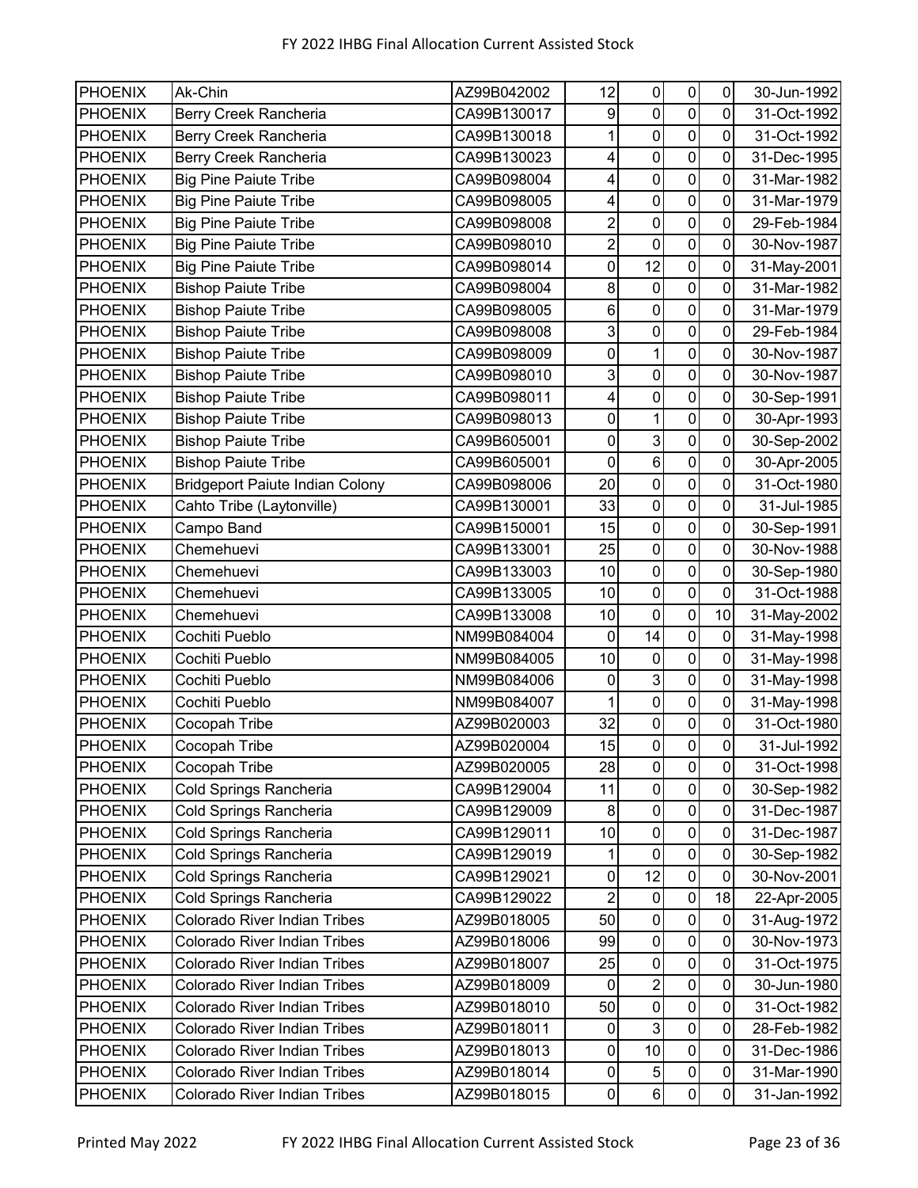| PHOENIX | Ak-Chin | AZ99B042002 | 12 | 0 | 0 | 0 | 30-Jun-1992 |
|---|---|---|---|---|---|---|---|
| PHOENIX | Berry Creek Rancheria | CA99B130017 | 9 | 0 | 0 | 0 | 31-Oct-1992 |
| PHOENIX | Berry Creek Rancheria | CA99B130018 | 1 | 0 | 0 | 0 | 31-Oct-1992 |
| PHOENIX | Berry Creek Rancheria | CA99B130023 | 4 | 0 | 0 | 0 | 31-Dec-1995 |
| PHOENIX | Big Pine Paiute Tribe | CA99B098004 | 4 | 0 | 0 | 0 | 31-Mar-1982 |
| PHOENIX | Big Pine Paiute Tribe | CA99B098005 | 4 | 0 | 0 | 0 | 31-Mar-1979 |
| PHOENIX | Big Pine Paiute Tribe | CA99B098008 | 2 | 0 | 0 | 0 | 29-Feb-1984 |
| PHOENIX | Big Pine Paiute Tribe | CA99B098010 | 2 | 0 | 0 | 0 | 30-Nov-1987 |
| PHOENIX | Big Pine Paiute Tribe | CA99B098014 | 0 | 12 | 0 | 0 | 31-May-2001 |
| PHOENIX | Bishop Paiute Tribe | CA99B098004 | 8 | 0 | 0 | 0 | 31-Mar-1982 |
| PHOENIX | Bishop Paiute Tribe | CA99B098005 | 6 | 0 | 0 | 0 | 31-Mar-1979 |
| PHOENIX | Bishop Paiute Tribe | CA99B098008 | 3 | 0 | 0 | 0 | 29-Feb-1984 |
| PHOENIX | Bishop Paiute Tribe | CA99B098009 | 0 | 1 | 0 | 0 | 30-Nov-1987 |
| PHOENIX | Bishop Paiute Tribe | CA99B098010 | 3 | 0 | 0 | 0 | 30-Nov-1987 |
| PHOENIX | Bishop Paiute Tribe | CA99B098011 | 4 | 0 | 0 | 0 | 30-Sep-1991 |
| PHOENIX | Bishop Paiute Tribe | CA99B098013 | 0 | 1 | 0 | 0 | 30-Apr-1993 |
| PHOENIX | Bishop Paiute Tribe | CA99B605001 | 0 | 3 | 0 | 0 | 30-Sep-2002 |
| PHOENIX | Bishop Paiute Tribe | CA99B605001 | 0 | 6 | 0 | 0 | 30-Apr-2005 |
| PHOENIX | Bridgeport Paiute Indian Colony | CA99B098006 | 20 | 0 | 0 | 0 | 31-Oct-1980 |
| PHOENIX | Cahto Tribe (Laytonville) | CA99B130001 | 33 | 0 | 0 | 0 | 31-Jul-1985 |
| PHOENIX | Campo Band | CA99B150001 | 15 | 0 | 0 | 0 | 30-Sep-1991 |
| PHOENIX | Chemehuevi | CA99B133001 | 25 | 0 | 0 | 0 | 30-Nov-1988 |
| PHOENIX | Chemehuevi | CA99B133003 | 10 | 0 | 0 | 0 | 30-Sep-1980 |
| PHOENIX | Chemehuevi | CA99B133005 | 10 | 0 | 0 | 0 | 31-Oct-1988 |
| PHOENIX | Chemehuevi | CA99B133008 | 10 | 0 | 0 | 10 | 31-May-2002 |
| PHOENIX | Cochiti Pueblo | NM99B084004 | 0 | 14 | 0 | 0 | 31-May-1998 |
| PHOENIX | Cochiti Pueblo | NM99B084005 | 10 | 0 | 0 | 0 | 31-May-1998 |
| PHOENIX | Cochiti Pueblo | NM99B084006 | 0 | 3 | 0 | 0 | 31-May-1998 |
| PHOENIX | Cochiti Pueblo | NM99B084007 | 1 | 0 | 0 | 0 | 31-May-1998 |
| PHOENIX | Cocopah Tribe | AZ99B020003 | 32 | 0 | 0 | 0 | 31-Oct-1980 |
| PHOENIX | Cocopah Tribe | AZ99B020004 | 15 | 0 | 0 | 0 | 31-Jul-1992 |
| PHOENIX | Cocopah Tribe | AZ99B020005 | 28 | 0 | 0 | 0 | 31-Oct-1998 |
| PHOENIX | Cold Springs Rancheria | CA99B129004 | 11 | 0 | 0 | 0 | 30-Sep-1982 |
| PHOENIX | Cold Springs Rancheria | CA99B129009 | 8 | 0 | 0 | 0 | 31-Dec-1987 |
| PHOENIX | Cold Springs Rancheria | CA99B129011 | 10 | 0 | 0 | 0 | 31-Dec-1987 |
| PHOENIX | Cold Springs Rancheria | CA99B129019 | 1 | 0 | 0 | 0 | 30-Sep-1982 |
| PHOENIX | Cold Springs Rancheria | CA99B129021 | 0 | 12 | 0 | 0 | 30-Nov-2001 |
| PHOENIX | Cold Springs Rancheria | CA99B129022 | 2 | 0 | 0 | 18 | 22-Apr-2005 |
| PHOENIX | Colorado River Indian Tribes | AZ99B018005 | 50 | 0 | 0 | 0 | 31-Aug-1972 |
| PHOENIX | Colorado River Indian Tribes | AZ99B018006 | 99 | 0 | 0 | 0 | 30-Nov-1973 |
| PHOENIX | Colorado River Indian Tribes | AZ99B018007 | 25 | 0 | 0 | 0 | 31-Oct-1975 |
| PHOENIX | Colorado River Indian Tribes | AZ99B018009 | 0 | 2 | 0 | 0 | 30-Jun-1980 |
| PHOENIX | Colorado River Indian Tribes | AZ99B018010 | 50 | 0 | 0 | 0 | 31-Oct-1982 |
| PHOENIX | Colorado River Indian Tribes | AZ99B018011 | 0 | 3 | 0 | 0 | 28-Feb-1982 |
| PHOENIX | Colorado River Indian Tribes | AZ99B018013 | 0 | 10 | 0 | 0 | 31-Dec-1986 |
| PHOENIX | Colorado River Indian Tribes | AZ99B018014 | 0 | 5 | 0 | 0 | 31-Mar-1990 |
| PHOENIX | Colorado River Indian Tribes | AZ99B018015 | 0 | 6 | 0 | 0 | 31-Jan-1992 |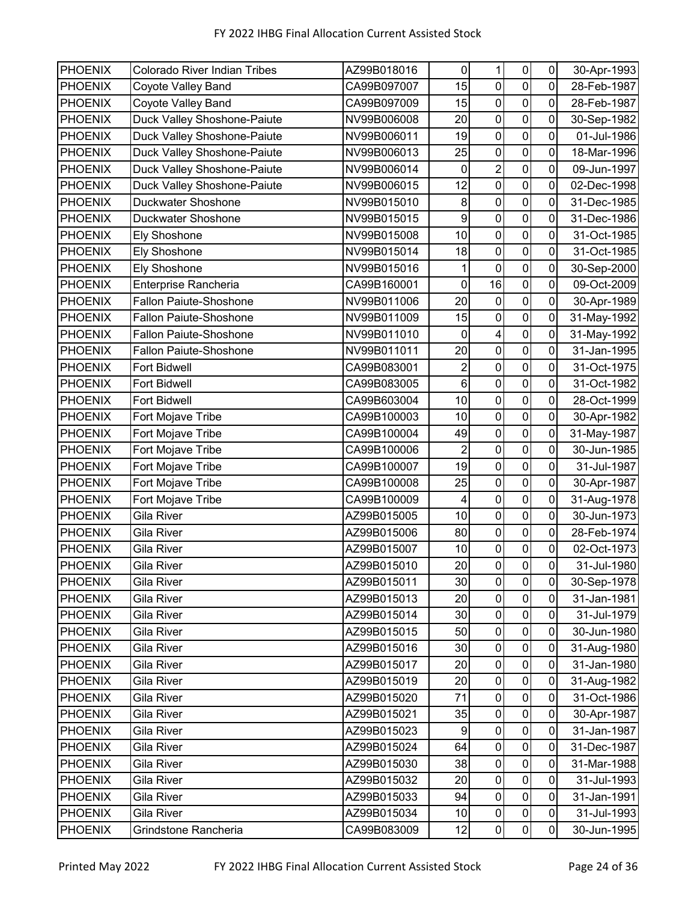| | | | | | | | |
|---|---|---|---|---|---|---|---|
| PHOENIX | Colorado River Indian Tribes | AZ99B018016 | 0 | 1 | 0 | 0 | 30-Apr-1993 |
| PHOENIX | Coyote Valley Band | CA99B097007 | 15 | 0 | 0 | 0 | 28-Feb-1987 |
| PHOENIX | Coyote Valley Band | CA99B097009 | 15 | 0 | 0 | 0 | 28-Feb-1987 |
| PHOENIX | Duck Valley Shoshone-Paiute | NV99B006008 | 20 | 0 | 0 | 0 | 30-Sep-1982 |
| PHOENIX | Duck Valley Shoshone-Paiute | NV99B006011 | 19 | 0 | 0 | 0 | 01-Jul-1986 |
| PHOENIX | Duck Valley Shoshone-Paiute | NV99B006013 | 25 | 0 | 0 | 0 | 18-Mar-1996 |
| PHOENIX | Duck Valley Shoshone-Paiute | NV99B006014 | 0 | 2 | 0 | 0 | 09-Jun-1997 |
| PHOENIX | Duck Valley Shoshone-Paiute | NV99B006015 | 12 | 0 | 0 | 0 | 02-Dec-1998 |
| PHOENIX | Duckwater Shoshone | NV99B015010 | 8 | 0 | 0 | 0 | 31-Dec-1985 |
| PHOENIX | Duckwater Shoshone | NV99B015015 | 9 | 0 | 0 | 0 | 31-Dec-1986 |
| PHOENIX | Ely Shoshone | NV99B015008 | 10 | 0 | 0 | 0 | 31-Oct-1985 |
| PHOENIX | Ely Shoshone | NV99B015014 | 18 | 0 | 0 | 0 | 31-Oct-1985 |
| PHOENIX | Ely Shoshone | NV99B015016 | 1 | 0 | 0 | 0 | 30-Sep-2000 |
| PHOENIX | Enterprise Rancheria | CA99B160001 | 0 | 16 | 0 | 0 | 09-Oct-2009 |
| PHOENIX | Fallon Paiute-Shoshone | NV99B011006 | 20 | 0 | 0 | 0 | 30-Apr-1989 |
| PHOENIX | Fallon Paiute-Shoshone | NV99B011009 | 15 | 0 | 0 | 0 | 31-May-1992 |
| PHOENIX | Fallon Paiute-Shoshone | NV99B011010 | 0 | 4 | 0 | 0 | 31-May-1992 |
| PHOENIX | Fallon Paiute-Shoshone | NV99B011011 | 20 | 0 | 0 | 0 | 31-Jan-1995 |
| PHOENIX | Fort Bidwell | CA99B083001 | 2 | 0 | 0 | 0 | 31-Oct-1975 |
| PHOENIX | Fort Bidwell | CA99B083005 | 6 | 0 | 0 | 0 | 31-Oct-1982 |
| PHOENIX | Fort Bidwell | CA99B603004 | 10 | 0 | 0 | 0 | 28-Oct-1999 |
| PHOENIX | Fort Mojave Tribe | CA99B100003 | 10 | 0 | 0 | 0 | 30-Apr-1982 |
| PHOENIX | Fort Mojave Tribe | CA99B100004 | 49 | 0 | 0 | 0 | 31-May-1987 |
| PHOENIX | Fort Mojave Tribe | CA99B100006 | 2 | 0 | 0 | 0 | 30-Jun-1985 |
| PHOENIX | Fort Mojave Tribe | CA99B100007 | 19 | 0 | 0 | 0 | 31-Jul-1987 |
| PHOENIX | Fort Mojave Tribe | CA99B100008 | 25 | 0 | 0 | 0 | 30-Apr-1987 |
| PHOENIX | Fort Mojave Tribe | CA99B100009 | 4 | 0 | 0 | 0 | 31-Aug-1978 |
| PHOENIX | Gila River | AZ99B015005 | 10 | 0 | 0 | 0 | 30-Jun-1973 |
| PHOENIX | Gila River | AZ99B015006 | 80 | 0 | 0 | 0 | 28-Feb-1974 |
| PHOENIX | Gila River | AZ99B015007 | 10 | 0 | 0 | 0 | 02-Oct-1973 |
| PHOENIX | Gila River | AZ99B015010 | 20 | 0 | 0 | 0 | 31-Jul-1980 |
| PHOENIX | Gila River | AZ99B015011 | 30 | 0 | 0 | 0 | 30-Sep-1978 |
| PHOENIX | Gila River | AZ99B015013 | 20 | 0 | 0 | 0 | 31-Jan-1981 |
| PHOENIX | Gila River | AZ99B015014 | 30 | 0 | 0 | 0 | 31-Jul-1979 |
| PHOENIX | Gila River | AZ99B015015 | 50 | 0 | 0 | 0 | 30-Jun-1980 |
| PHOENIX | Gila River | AZ99B015016 | 30 | 0 | 0 | 0 | 31-Aug-1980 |
| PHOENIX | Gila River | AZ99B015017 | 20 | 0 | 0 | 0 | 31-Jan-1980 |
| PHOENIX | Gila River | AZ99B015019 | 20 | 0 | 0 | 0 | 31-Aug-1982 |
| PHOENIX | Gila River | AZ99B015020 | 71 | 0 | 0 | 0 | 31-Oct-1986 |
| PHOENIX | Gila River | AZ99B015021 | 35 | 0 | 0 | 0 | 30-Apr-1987 |
| PHOENIX | Gila River | AZ99B015023 | 9 | 0 | 0 | 0 | 31-Jan-1987 |
| PHOENIX | Gila River | AZ99B015024 | 64 | 0 | 0 | 0 | 31-Dec-1987 |
| PHOENIX | Gila River | AZ99B015030 | 38 | 0 | 0 | 0 | 31-Mar-1988 |
| PHOENIX | Gila River | AZ99B015032 | 20 | 0 | 0 | 0 | 31-Jul-1993 |
| PHOENIX | Gila River | AZ99B015033 | 94 | 0 | 0 | 0 | 31-Jan-1991 |
| PHOENIX | Gila River | AZ99B015034 | 10 | 0 | 0 | 0 | 31-Jul-1993 |
| PHOENIX | Grindstone Rancheria | CA99B083009 | 12 | 0 | 0 | 0 | 30-Jun-1995 |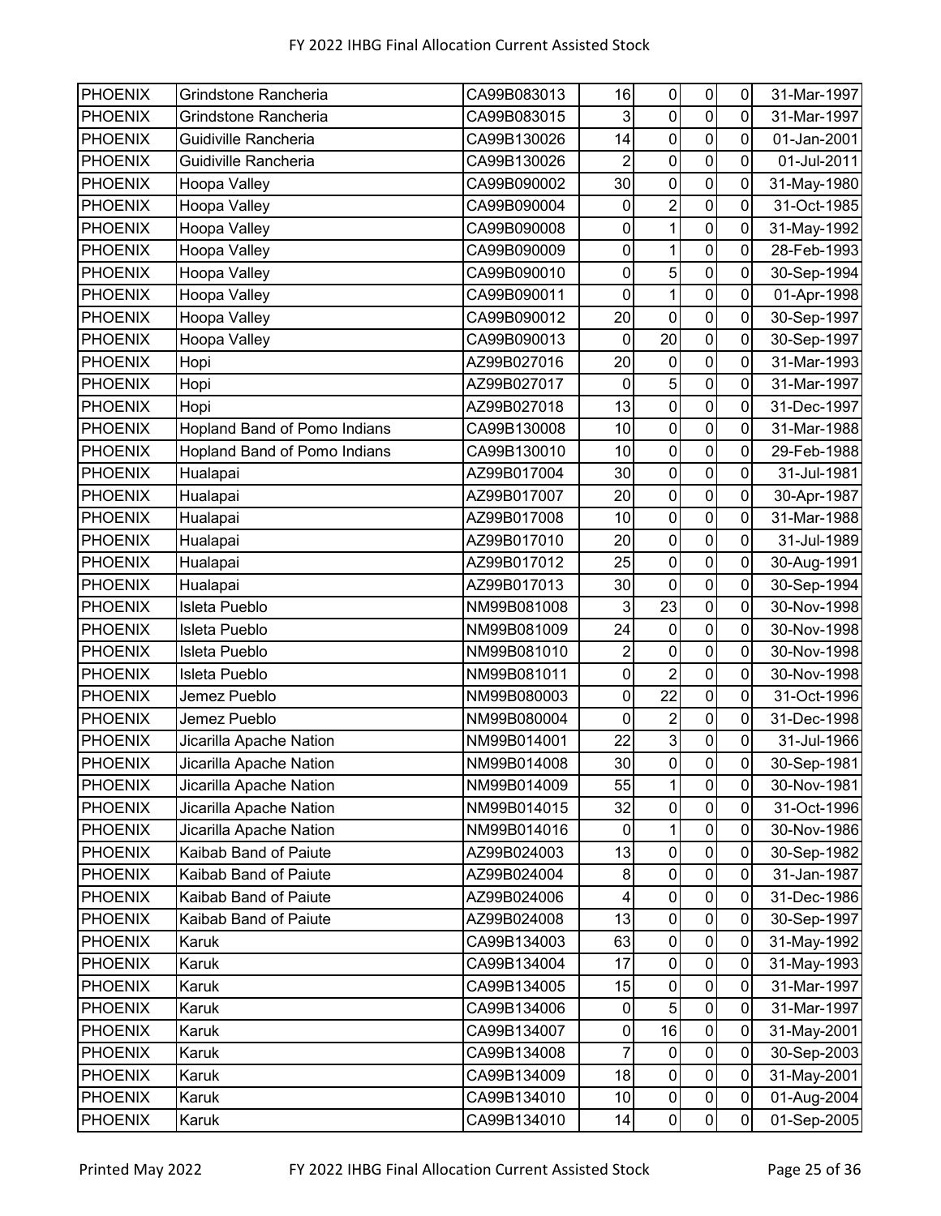| PHOENIX | Grindstone Rancheria | CA99B083013 | 16 | 0 | 0 | 0 | 31-Mar-1997 |
|---|---|---|---|---|---|---|---|
| PHOENIX | Grindstone Rancheria | CA99B083015 | 3 | 0 | 0 | 0 | 31-Mar-1997 |
| PHOENIX | Guidiville Rancheria | CA99B130026 | 14 | 0 | 0 | 0 | 01-Jan-2001 |
| PHOENIX | Guidiville Rancheria | CA99B130026 | 2 | 0 | 0 | 0 | 01-Jul-2011 |
| PHOENIX | Hoopa Valley | CA99B090002 | 30 | 0 | 0 | 0 | 31-May-1980 |
| PHOENIX | Hoopa Valley | CA99B090004 | 0 | 2 | 0 | 0 | 31-Oct-1985 |
| PHOENIX | Hoopa Valley | CA99B090008 | 0 | 1 | 0 | 0 | 31-May-1992 |
| PHOENIX | Hoopa Valley | CA99B090009 | 0 | 1 | 0 | 0 | 28-Feb-1993 |
| PHOENIX | Hoopa Valley | CA99B090010 | 0 | 5 | 0 | 0 | 30-Sep-1994 |
| PHOENIX | Hoopa Valley | CA99B090011 | 0 | 1 | 0 | 0 | 01-Apr-1998 |
| PHOENIX | Hoopa Valley | CA99B090012 | 20 | 0 | 0 | 0 | 30-Sep-1997 |
| PHOENIX | Hoopa Valley | CA99B090013 | 0 | 20 | 0 | 0 | 30-Sep-1997 |
| PHOENIX | Hopi | AZ99B027016 | 20 | 0 | 0 | 0 | 31-Mar-1993 |
| PHOENIX | Hopi | AZ99B027017 | 0 | 5 | 0 | 0 | 31-Mar-1997 |
| PHOENIX | Hopi | AZ99B027018 | 13 | 0 | 0 | 0 | 31-Dec-1997 |
| PHOENIX | Hopland Band of Pomo Indians | CA99B130008 | 10 | 0 | 0 | 0 | 31-Mar-1988 |
| PHOENIX | Hopland Band of Pomo Indians | CA99B130010 | 10 | 0 | 0 | 0 | 29-Feb-1988 |
| PHOENIX | Hualapai | AZ99B017004 | 30 | 0 | 0 | 0 | 31-Jul-1981 |
| PHOENIX | Hualapai | AZ99B017007 | 20 | 0 | 0 | 0 | 30-Apr-1987 |
| PHOENIX | Hualapai | AZ99B017008 | 10 | 0 | 0 | 0 | 31-Mar-1988 |
| PHOENIX | Hualapai | AZ99B017010 | 20 | 0 | 0 | 0 | 31-Jul-1989 |
| PHOENIX | Hualapai | AZ99B017012 | 25 | 0 | 0 | 0 | 30-Aug-1991 |
| PHOENIX | Hualapai | AZ99B017013 | 30 | 0 | 0 | 0 | 30-Sep-1994 |
| PHOENIX | Isleta Pueblo | NM99B081008 | 3 | 23 | 0 | 0 | 30-Nov-1998 |
| PHOENIX | Isleta Pueblo | NM99B081009 | 24 | 0 | 0 | 0 | 30-Nov-1998 |
| PHOENIX | Isleta Pueblo | NM99B081010 | 2 | 0 | 0 | 0 | 30-Nov-1998 |
| PHOENIX | Isleta Pueblo | NM99B081011 | 0 | 2 | 0 | 0 | 30-Nov-1998 |
| PHOENIX | Jemez Pueblo | NM99B080003 | 0 | 22 | 0 | 0 | 31-Oct-1996 |
| PHOENIX | Jemez Pueblo | NM99B080004 | 0 | 2 | 0 | 0 | 31-Dec-1998 |
| PHOENIX | Jicarilla Apache Nation | NM99B014001 | 22 | 3 | 0 | 0 | 31-Jul-1966 |
| PHOENIX | Jicarilla Apache Nation | NM99B014008 | 30 | 0 | 0 | 0 | 30-Sep-1981 |
| PHOENIX | Jicarilla Apache Nation | NM99B014009 | 55 | 1 | 0 | 0 | 30-Nov-1981 |
| PHOENIX | Jicarilla Apache Nation | NM99B014015 | 32 | 0 | 0 | 0 | 31-Oct-1996 |
| PHOENIX | Jicarilla Apache Nation | NM99B014016 | 0 | 1 | 0 | 0 | 30-Nov-1986 |
| PHOENIX | Kaibab Band of Paiute | AZ99B024003 | 13 | 0 | 0 | 0 | 30-Sep-1982 |
| PHOENIX | Kaibab Band of Paiute | AZ99B024004 | 8 | 0 | 0 | 0 | 31-Jan-1987 |
| PHOENIX | Kaibab Band of Paiute | AZ99B024006 | 4 | 0 | 0 | 0 | 31-Dec-1986 |
| PHOENIX | Kaibab Band of Paiute | AZ99B024008 | 13 | 0 | 0 | 0 | 30-Sep-1997 |
| PHOENIX | Karuk | CA99B134003 | 63 | 0 | 0 | 0 | 31-May-1992 |
| PHOENIX | Karuk | CA99B134004 | 17 | 0 | 0 | 0 | 31-May-1993 |
| PHOENIX | Karuk | CA99B134005 | 15 | 0 | 0 | 0 | 31-Mar-1997 |
| PHOENIX | Karuk | CA99B134006 | 0 | 5 | 0 | 0 | 31-Mar-1997 |
| PHOENIX | Karuk | CA99B134007 | 0 | 16 | 0 | 0 | 31-May-2001 |
| PHOENIX | Karuk | CA99B134008 | 7 | 0 | 0 | 0 | 30-Sep-2003 |
| PHOENIX | Karuk | CA99B134009 | 18 | 0 | 0 | 0 | 31-May-2001 |
| PHOENIX | Karuk | CA99B134010 | 10 | 0 | 0 | 0 | 01-Aug-2004 |
| PHOENIX | Karuk | CA99B134010 | 14 | 0 | 0 | 0 | 01-Sep-2005 |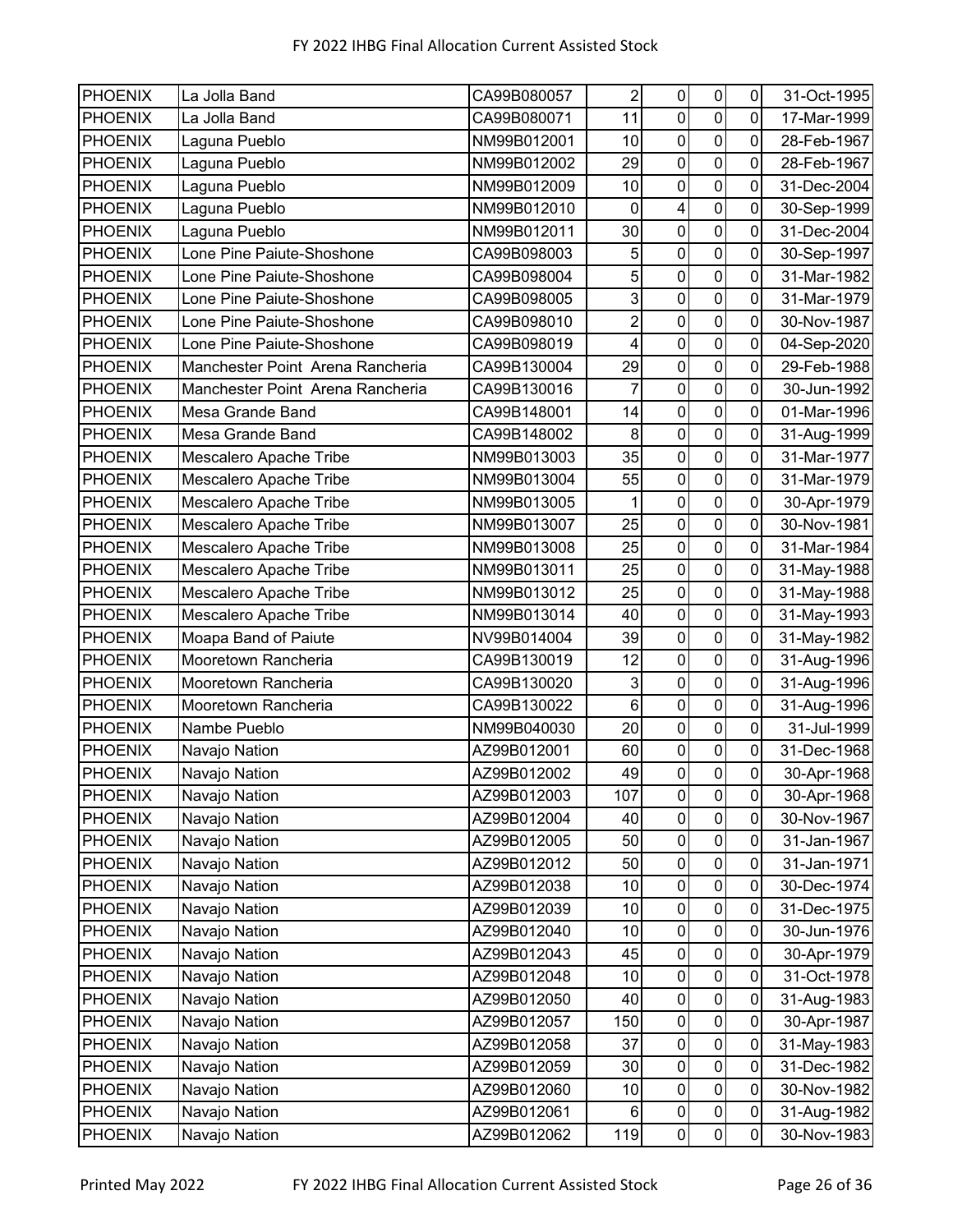| | | | | | | | |
|---|---|---|---|---|---|---|---|
| PHOENIX | La Jolla Band | CA99B080057 | 2 | 0 | 0 | 0 | 31-Oct-1995 |
| PHOENIX | La Jolla Band | CA99B080071 | 11 | 0 | 0 | 0 | 17-Mar-1999 |
| PHOENIX | Laguna Pueblo | NM99B012001 | 10 | 0 | 0 | 0 | 28-Feb-1967 |
| PHOENIX | Laguna Pueblo | NM99B012002 | 29 | 0 | 0 | 0 | 28-Feb-1967 |
| PHOENIX | Laguna Pueblo | NM99B012009 | 10 | 0 | 0 | 0 | 31-Dec-2004 |
| PHOENIX | Laguna Pueblo | NM99B012010 | 0 | 4 | 0 | 0 | 30-Sep-1999 |
| PHOENIX | Laguna Pueblo | NM99B012011 | 30 | 0 | 0 | 0 | 31-Dec-2004 |
| PHOENIX | Lone Pine Paiute-Shoshone | CA99B098003 | 5 | 0 | 0 | 0 | 30-Sep-1997 |
| PHOENIX | Lone Pine Paiute-Shoshone | CA99B098004 | 5 | 0 | 0 | 0 | 31-Mar-1982 |
| PHOENIX | Lone Pine Paiute-Shoshone | CA99B098005 | 3 | 0 | 0 | 0 | 31-Mar-1979 |
| PHOENIX | Lone Pine Paiute-Shoshone | CA99B098010 | 2 | 0 | 0 | 0 | 30-Nov-1987 |
| PHOENIX | Lone Pine Paiute-Shoshone | CA99B098019 | 4 | 0 | 0 | 0 | 04-Sep-2020 |
| PHOENIX | Manchester Point Arena Rancheria | CA99B130004 | 29 | 0 | 0 | 0 | 29-Feb-1988 |
| PHOENIX | Manchester Point Arena Rancheria | CA99B130016 | 7 | 0 | 0 | 0 | 30-Jun-1992 |
| PHOENIX | Mesa Grande Band | CA99B148001 | 14 | 0 | 0 | 0 | 01-Mar-1996 |
| PHOENIX | Mesa Grande Band | CA99B148002 | 8 | 0 | 0 | 0 | 31-Aug-1999 |
| PHOENIX | Mescalero Apache Tribe | NM99B013003 | 35 | 0 | 0 | 0 | 31-Mar-1977 |
| PHOENIX | Mescalero Apache Tribe | NM99B013004 | 55 | 0 | 0 | 0 | 31-Mar-1979 |
| PHOENIX | Mescalero Apache Tribe | NM99B013005 | 1 | 0 | 0 | 0 | 30-Apr-1979 |
| PHOENIX | Mescalero Apache Tribe | NM99B013007 | 25 | 0 | 0 | 0 | 30-Nov-1981 |
| PHOENIX | Mescalero Apache Tribe | NM99B013008 | 25 | 0 | 0 | 0 | 31-Mar-1984 |
| PHOENIX | Mescalero Apache Tribe | NM99B013011 | 25 | 0 | 0 | 0 | 31-May-1988 |
| PHOENIX | Mescalero Apache Tribe | NM99B013012 | 25 | 0 | 0 | 0 | 31-May-1988 |
| PHOENIX | Mescalero Apache Tribe | NM99B013014 | 40 | 0 | 0 | 0 | 31-May-1993 |
| PHOENIX | Moapa Band of Paiute | NV99B014004 | 39 | 0 | 0 | 0 | 31-May-1982 |
| PHOENIX | Mooretown Rancheria | CA99B130019 | 12 | 0 | 0 | 0 | 31-Aug-1996 |
| PHOENIX | Mooretown Rancheria | CA99B130020 | 3 | 0 | 0 | 0 | 31-Aug-1996 |
| PHOENIX | Mooretown Rancheria | CA99B130022 | 6 | 0 | 0 | 0 | 31-Aug-1996 |
| PHOENIX | Nambe Pueblo | NM99B040030 | 20 | 0 | 0 | 0 | 31-Jul-1999 |
| PHOENIX | Navajo Nation | AZ99B012001 | 60 | 0 | 0 | 0 | 31-Dec-1968 |
| PHOENIX | Navajo Nation | AZ99B012002 | 49 | 0 | 0 | 0 | 30-Apr-1968 |
| PHOENIX | Navajo Nation | AZ99B012003 | 107 | 0 | 0 | 0 | 30-Apr-1968 |
| PHOENIX | Navajo Nation | AZ99B012004 | 40 | 0 | 0 | 0 | 30-Nov-1967 |
| PHOENIX | Navajo Nation | AZ99B012005 | 50 | 0 | 0 | 0 | 31-Jan-1967 |
| PHOENIX | Navajo Nation | AZ99B012012 | 50 | 0 | 0 | 0 | 31-Jan-1971 |
| PHOENIX | Navajo Nation | AZ99B012038 | 10 | 0 | 0 | 0 | 30-Dec-1974 |
| PHOENIX | Navajo Nation | AZ99B012039 | 10 | 0 | 0 | 0 | 31-Dec-1975 |
| PHOENIX | Navajo Nation | AZ99B012040 | 10 | 0 | 0 | 0 | 30-Jun-1976 |
| PHOENIX | Navajo Nation | AZ99B012043 | 45 | 0 | 0 | 0 | 30-Apr-1979 |
| PHOENIX | Navajo Nation | AZ99B012048 | 10 | 0 | 0 | 0 | 31-Oct-1978 |
| PHOENIX | Navajo Nation | AZ99B012050 | 40 | 0 | 0 | 0 | 31-Aug-1983 |
| PHOENIX | Navajo Nation | AZ99B012057 | 150 | 0 | 0 | 0 | 30-Apr-1987 |
| PHOENIX | Navajo Nation | AZ99B012058 | 37 | 0 | 0 | 0 | 31-May-1983 |
| PHOENIX | Navajo Nation | AZ99B012059 | 30 | 0 | 0 | 0 | 31-Dec-1982 |
| PHOENIX | Navajo Nation | AZ99B012060 | 10 | 0 | 0 | 0 | 30-Nov-1982 |
| PHOENIX | Navajo Nation | AZ99B012061 | 6 | 0 | 0 | 0 | 31-Aug-1982 |
| PHOENIX | Navajo Nation | AZ99B012062 | 119 | 0 | 0 | 0 | 30-Nov-1983 |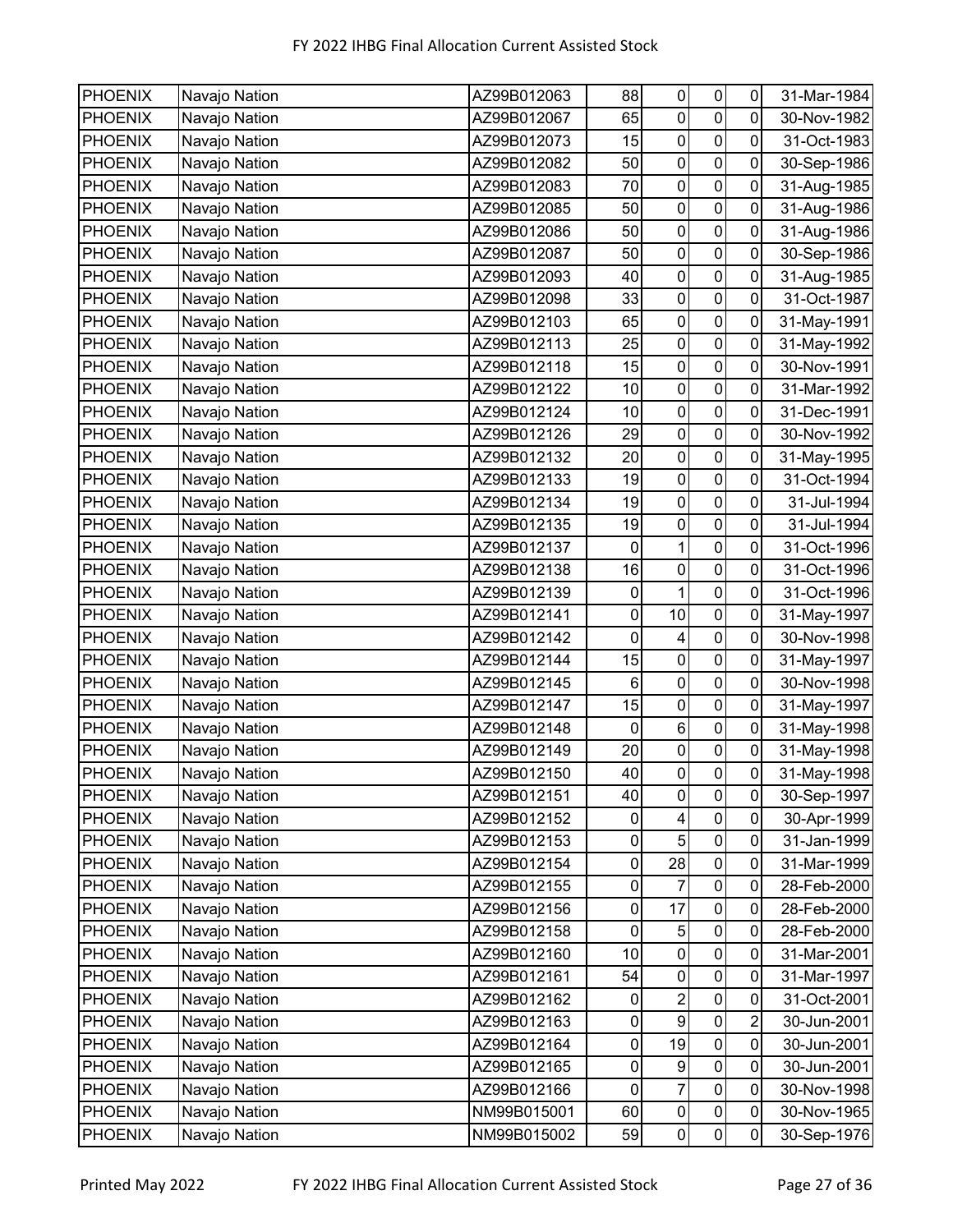| | | | | | | | |
|---|---|---|---|---|---|---|---|
| PHOENIX | Navajo Nation | AZ99B012063 | 88 | 0 | 0 | 0 | 31-Mar-1984 |
| PHOENIX | Navajo Nation | AZ99B012067 | 65 | 0 | 0 | 0 | 30-Nov-1982 |
| PHOENIX | Navajo Nation | AZ99B012073 | 15 | 0 | 0 | 0 | 31-Oct-1983 |
| PHOENIX | Navajo Nation | AZ99B012082 | 50 | 0 | 0 | 0 | 30-Sep-1986 |
| PHOENIX | Navajo Nation | AZ99B012083 | 70 | 0 | 0 | 0 | 31-Aug-1985 |
| PHOENIX | Navajo Nation | AZ99B012085 | 50 | 0 | 0 | 0 | 31-Aug-1986 |
| PHOENIX | Navajo Nation | AZ99B012086 | 50 | 0 | 0 | 0 | 31-Aug-1986 |
| PHOENIX | Navajo Nation | AZ99B012087 | 50 | 0 | 0 | 0 | 30-Sep-1986 |
| PHOENIX | Navajo Nation | AZ99B012093 | 40 | 0 | 0 | 0 | 31-Aug-1985 |
| PHOENIX | Navajo Nation | AZ99B012098 | 33 | 0 | 0 | 0 | 31-Oct-1987 |
| PHOENIX | Navajo Nation | AZ99B012103 | 65 | 0 | 0 | 0 | 31-May-1991 |
| PHOENIX | Navajo Nation | AZ99B012113 | 25 | 0 | 0 | 0 | 31-May-1992 |
| PHOENIX | Navajo Nation | AZ99B012118 | 15 | 0 | 0 | 0 | 30-Nov-1991 |
| PHOENIX | Navajo Nation | AZ99B012122 | 10 | 0 | 0 | 0 | 31-Mar-1992 |
| PHOENIX | Navajo Nation | AZ99B012124 | 10 | 0 | 0 | 0 | 31-Dec-1991 |
| PHOENIX | Navajo Nation | AZ99B012126 | 29 | 0 | 0 | 0 | 30-Nov-1992 |
| PHOENIX | Navajo Nation | AZ99B012132 | 20 | 0 | 0 | 0 | 31-May-1995 |
| PHOENIX | Navajo Nation | AZ99B012133 | 19 | 0 | 0 | 0 | 31-Oct-1994 |
| PHOENIX | Navajo Nation | AZ99B012134 | 19 | 0 | 0 | 0 | 31-Jul-1994 |
| PHOENIX | Navajo Nation | AZ99B012135 | 19 | 0 | 0 | 0 | 31-Jul-1994 |
| PHOENIX | Navajo Nation | AZ99B012137 | 0 | 1 | 0 | 0 | 31-Oct-1996 |
| PHOENIX | Navajo Nation | AZ99B012138 | 16 | 0 | 0 | 0 | 31-Oct-1996 |
| PHOENIX | Navajo Nation | AZ99B012139 | 0 | 1 | 0 | 0 | 31-Oct-1996 |
| PHOENIX | Navajo Nation | AZ99B012141 | 0 | 10 | 0 | 0 | 31-May-1997 |
| PHOENIX | Navajo Nation | AZ99B012142 | 0 | 4 | 0 | 0 | 30-Nov-1998 |
| PHOENIX | Navajo Nation | AZ99B012144 | 15 | 0 | 0 | 0 | 31-May-1997 |
| PHOENIX | Navajo Nation | AZ99B012145 | 6 | 0 | 0 | 0 | 30-Nov-1998 |
| PHOENIX | Navajo Nation | AZ99B012147 | 15 | 0 | 0 | 0 | 31-May-1997 |
| PHOENIX | Navajo Nation | AZ99B012148 | 0 | 6 | 0 | 0 | 31-May-1998 |
| PHOENIX | Navajo Nation | AZ99B012149 | 20 | 0 | 0 | 0 | 31-May-1998 |
| PHOENIX | Navajo Nation | AZ99B012150 | 40 | 0 | 0 | 0 | 31-May-1998 |
| PHOENIX | Navajo Nation | AZ99B012151 | 40 | 0 | 0 | 0 | 30-Sep-1997 |
| PHOENIX | Navajo Nation | AZ99B012152 | 0 | 4 | 0 | 0 | 30-Apr-1999 |
| PHOENIX | Navajo Nation | AZ99B012153 | 0 | 5 | 0 | 0 | 31-Jan-1999 |
| PHOENIX | Navajo Nation | AZ99B012154 | 0 | 28 | 0 | 0 | 31-Mar-1999 |
| PHOENIX | Navajo Nation | AZ99B012155 | 0 | 7 | 0 | 0 | 28-Feb-2000 |
| PHOENIX | Navajo Nation | AZ99B012156 | 0 | 17 | 0 | 0 | 28-Feb-2000 |
| PHOENIX | Navajo Nation | AZ99B012158 | 0 | 5 | 0 | 0 | 28-Feb-2000 |
| PHOENIX | Navajo Nation | AZ99B012160 | 10 | 0 | 0 | 0 | 31-Mar-2001 |
| PHOENIX | Navajo Nation | AZ99B012161 | 54 | 0 | 0 | 0 | 31-Mar-1997 |
| PHOENIX | Navajo Nation | AZ99B012162 | 0 | 2 | 0 | 0 | 31-Oct-2001 |
| PHOENIX | Navajo Nation | AZ99B012163 | 0 | 9 | 0 | 2 | 30-Jun-2001 |
| PHOENIX | Navajo Nation | AZ99B012164 | 0 | 19 | 0 | 0 | 30-Jun-2001 |
| PHOENIX | Navajo Nation | AZ99B012165 | 0 | 9 | 0 | 0 | 30-Jun-2001 |
| PHOENIX | Navajo Nation | AZ99B012166 | 0 | 7 | 0 | 0 | 30-Nov-1998 |
| PHOENIX | Navajo Nation | NM99B015001 | 60 | 0 | 0 | 0 | 30-Nov-1965 |
| PHOENIX | Navajo Nation | NM99B015002 | 59 | 0 | 0 | 0 | 30-Sep-1976 |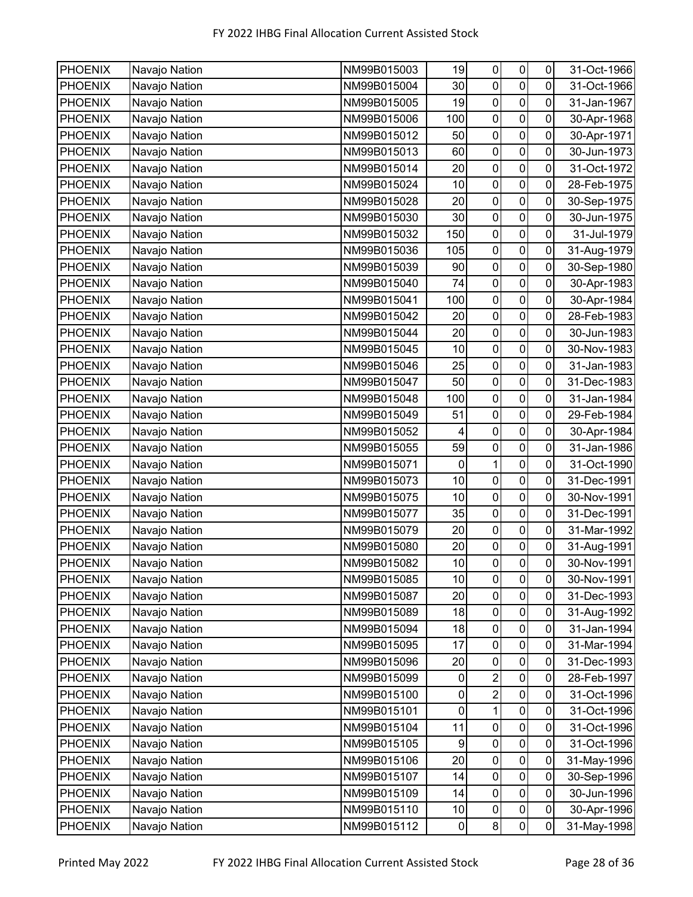| | | | | | | | |
|---|---|---|---|---|---|---|---|
| PHOENIX | Navajo Nation | NM99B015003 | 19 | 0 | 0 | 0 | 31-Oct-1966 |
| PHOENIX | Navajo Nation | NM99B015004 | 30 | 0 | 0 | 0 | 31-Oct-1966 |
| PHOENIX | Navajo Nation | NM99B015005 | 19 | 0 | 0 | 0 | 31-Jan-1967 |
| PHOENIX | Navajo Nation | NM99B015006 | 100 | 0 | 0 | 0 | 30-Apr-1968 |
| PHOENIX | Navajo Nation | NM99B015012 | 50 | 0 | 0 | 0 | 30-Apr-1971 |
| PHOENIX | Navajo Nation | NM99B015013 | 60 | 0 | 0 | 0 | 30-Jun-1973 |
| PHOENIX | Navajo Nation | NM99B015014 | 20 | 0 | 0 | 0 | 31-Oct-1972 |
| PHOENIX | Navajo Nation | NM99B015024 | 10 | 0 | 0 | 0 | 28-Feb-1975 |
| PHOENIX | Navajo Nation | NM99B015028 | 20 | 0 | 0 | 0 | 30-Sep-1975 |
| PHOENIX | Navajo Nation | NM99B015030 | 30 | 0 | 0 | 0 | 30-Jun-1975 |
| PHOENIX | Navajo Nation | NM99B015032 | 150 | 0 | 0 | 0 | 31-Jul-1979 |
| PHOENIX | Navajo Nation | NM99B015036 | 105 | 0 | 0 | 0 | 31-Aug-1979 |
| PHOENIX | Navajo Nation | NM99B015039 | 90 | 0 | 0 | 0 | 30-Sep-1980 |
| PHOENIX | Navajo Nation | NM99B015040 | 74 | 0 | 0 | 0 | 30-Apr-1983 |
| PHOENIX | Navajo Nation | NM99B015041 | 100 | 0 | 0 | 0 | 30-Apr-1984 |
| PHOENIX | Navajo Nation | NM99B015042 | 20 | 0 | 0 | 0 | 28-Feb-1983 |
| PHOENIX | Navajo Nation | NM99B015044 | 20 | 0 | 0 | 0 | 30-Jun-1983 |
| PHOENIX | Navajo Nation | NM99B015045 | 10 | 0 | 0 | 0 | 30-Nov-1983 |
| PHOENIX | Navajo Nation | NM99B015046 | 25 | 0 | 0 | 0 | 31-Jan-1983 |
| PHOENIX | Navajo Nation | NM99B015047 | 50 | 0 | 0 | 0 | 31-Dec-1983 |
| PHOENIX | Navajo Nation | NM99B015048 | 100 | 0 | 0 | 0 | 31-Jan-1984 |
| PHOENIX | Navajo Nation | NM99B015049 | 51 | 0 | 0 | 0 | 29-Feb-1984 |
| PHOENIX | Navajo Nation | NM99B015052 | 4 | 0 | 0 | 0 | 30-Apr-1984 |
| PHOENIX | Navajo Nation | NM99B015055 | 59 | 0 | 0 | 0 | 31-Jan-1986 |
| PHOENIX | Navajo Nation | NM99B015071 | 0 | 1 | 0 | 0 | 31-Oct-1990 |
| PHOENIX | Navajo Nation | NM99B015073 | 10 | 0 | 0 | 0 | 31-Dec-1991 |
| PHOENIX | Navajo Nation | NM99B015075 | 10 | 0 | 0 | 0 | 30-Nov-1991 |
| PHOENIX | Navajo Nation | NM99B015077 | 35 | 0 | 0 | 0 | 31-Dec-1991 |
| PHOENIX | Navajo Nation | NM99B015079 | 20 | 0 | 0 | 0 | 31-Mar-1992 |
| PHOENIX | Navajo Nation | NM99B015080 | 20 | 0 | 0 | 0 | 31-Aug-1991 |
| PHOENIX | Navajo Nation | NM99B015082 | 10 | 0 | 0 | 0 | 30-Nov-1991 |
| PHOENIX | Navajo Nation | NM99B015085 | 10 | 0 | 0 | 0 | 30-Nov-1991 |
| PHOENIX | Navajo Nation | NM99B015087 | 20 | 0 | 0 | 0 | 31-Dec-1993 |
| PHOENIX | Navajo Nation | NM99B015089 | 18 | 0 | 0 | 0 | 31-Aug-1992 |
| PHOENIX | Navajo Nation | NM99B015094 | 18 | 0 | 0 | 0 | 31-Jan-1994 |
| PHOENIX | Navajo Nation | NM99B015095 | 17 | 0 | 0 | 0 | 31-Mar-1994 |
| PHOENIX | Navajo Nation | NM99B015096 | 20 | 0 | 0 | 0 | 31-Dec-1993 |
| PHOENIX | Navajo Nation | NM99B015099 | 0 | 2 | 0 | 0 | 28-Feb-1997 |
| PHOENIX | Navajo Nation | NM99B015100 | 0 | 2 | 0 | 0 | 31-Oct-1996 |
| PHOENIX | Navajo Nation | NM99B015101 | 0 | 1 | 0 | 0 | 31-Oct-1996 |
| PHOENIX | Navajo Nation | NM99B015104 | 11 | 0 | 0 | 0 | 31-Oct-1996 |
| PHOENIX | Navajo Nation | NM99B015105 | 9 | 0 | 0 | 0 | 31-Oct-1996 |
| PHOENIX | Navajo Nation | NM99B015106 | 20 | 0 | 0 | 0 | 31-May-1996 |
| PHOENIX | Navajo Nation | NM99B015107 | 14 | 0 | 0 | 0 | 30-Sep-1996 |
| PHOENIX | Navajo Nation | NM99B015109 | 14 | 0 | 0 | 0 | 30-Jun-1996 |
| PHOENIX | Navajo Nation | NM99B015110 | 10 | 0 | 0 | 0 | 30-Apr-1996 |
| PHOENIX | Navajo Nation | NM99B015112 | 0 | 8 | 0 | 0 | 31-May-1998 |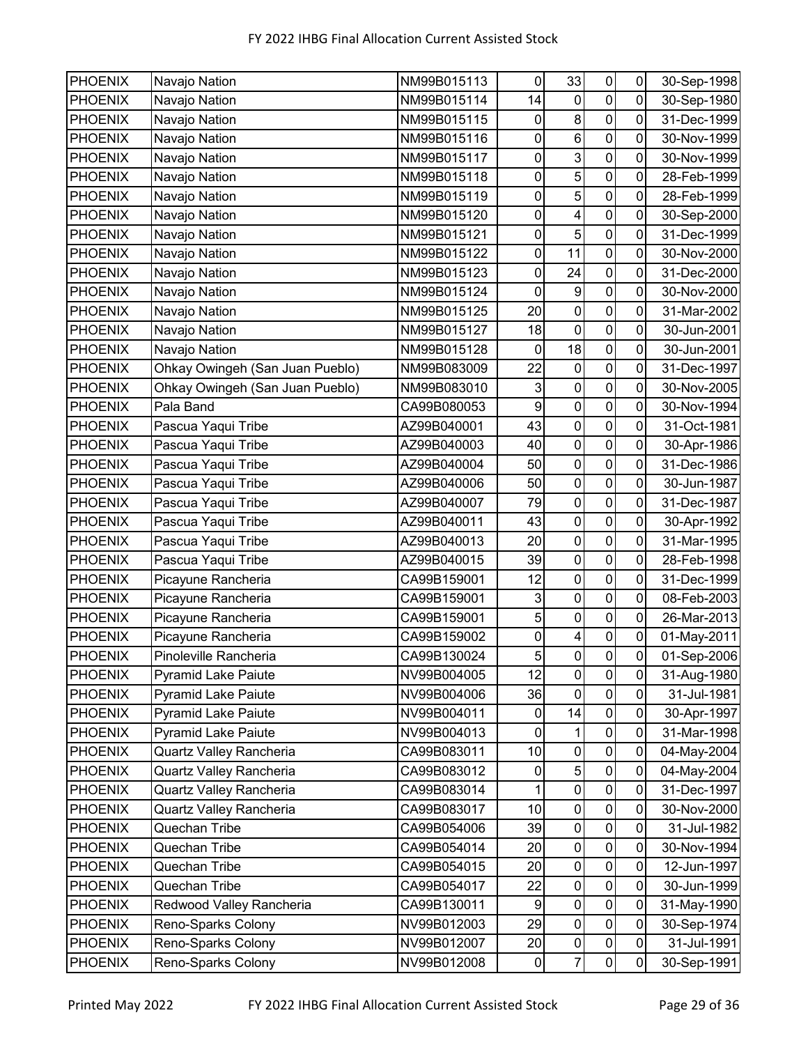| PHOENIX | Navajo Nation | NM99B015113 | 0 | 33 | 0 | 0 | 30-Sep-1998 |
|---|---|---|---|---|---|---|---|
| PHOENIX | Navajo Nation | NM99B015114 | 14 | 0 | 0 | 0 | 30-Sep-1980 |
| PHOENIX | Navajo Nation | NM99B015115 | 0 | 8 | 0 | 0 | 31-Dec-1999 |
| PHOENIX | Navajo Nation | NM99B015116 | 0 | 6 | 0 | 0 | 30-Nov-1999 |
| PHOENIX | Navajo Nation | NM99B015117 | 0 | 3 | 0 | 0 | 30-Nov-1999 |
| PHOENIX | Navajo Nation | NM99B015118 | 0 | 5 | 0 | 0 | 28-Feb-1999 |
| PHOENIX | Navajo Nation | NM99B015119 | 0 | 5 | 0 | 0 | 28-Feb-1999 |
| PHOENIX | Navajo Nation | NM99B015120 | 0 | 4 | 0 | 0 | 30-Sep-2000 |
| PHOENIX | Navajo Nation | NM99B015121 | 0 | 5 | 0 | 0 | 31-Dec-1999 |
| PHOENIX | Navajo Nation | NM99B015122 | 0 | 11 | 0 | 0 | 30-Nov-2000 |
| PHOENIX | Navajo Nation | NM99B015123 | 0 | 24 | 0 | 0 | 31-Dec-2000 |
| PHOENIX | Navajo Nation | NM99B015124 | 0 | 9 | 0 | 0 | 30-Nov-2000 |
| PHOENIX | Navajo Nation | NM99B015125 | 20 | 0 | 0 | 0 | 31-Mar-2002 |
| PHOENIX | Navajo Nation | NM99B015127 | 18 | 0 | 0 | 0 | 30-Jun-2001 |
| PHOENIX | Navajo Nation | NM99B015128 | 0 | 18 | 0 | 0 | 30-Jun-2001 |
| PHOENIX | Ohkay Owingeh (San Juan Pueblo) | NM99B083009 | 22 | 0 | 0 | 0 | 31-Dec-1997 |
| PHOENIX | Ohkay Owingeh (San Juan Pueblo) | NM99B083010 | 3 | 0 | 0 | 0 | 30-Nov-2005 |
| PHOENIX | Pala Band | CA99B080053 | 9 | 0 | 0 | 0 | 30-Nov-1994 |
| PHOENIX | Pascua Yaqui Tribe | AZ99B040001 | 43 | 0 | 0 | 0 | 31-Oct-1981 |
| PHOENIX | Pascua Yaqui Tribe | AZ99B040003 | 40 | 0 | 0 | 0 | 30-Apr-1986 |
| PHOENIX | Pascua Yaqui Tribe | AZ99B040004 | 50 | 0 | 0 | 0 | 31-Dec-1986 |
| PHOENIX | Pascua Yaqui Tribe | AZ99B040006 | 50 | 0 | 0 | 0 | 30-Jun-1987 |
| PHOENIX | Pascua Yaqui Tribe | AZ99B040007 | 79 | 0 | 0 | 0 | 31-Dec-1987 |
| PHOENIX | Pascua Yaqui Tribe | AZ99B040011 | 43 | 0 | 0 | 0 | 30-Apr-1992 |
| PHOENIX | Pascua Yaqui Tribe | AZ99B040013 | 20 | 0 | 0 | 0 | 31-Mar-1995 |
| PHOENIX | Pascua Yaqui Tribe | AZ99B040015 | 39 | 0 | 0 | 0 | 28-Feb-1998 |
| PHOENIX | Picayune Rancheria | CA99B159001 | 12 | 0 | 0 | 0 | 31-Dec-1999 |
| PHOENIX | Picayune Rancheria | CA99B159001 | 3 | 0 | 0 | 0 | 08-Feb-2003 |
| PHOENIX | Picayune Rancheria | CA99B159001 | 5 | 0 | 0 | 0 | 26-Mar-2013 |
| PHOENIX | Picayune Rancheria | CA99B159002 | 0 | 4 | 0 | 0 | 01-May-2011 |
| PHOENIX | Pinoleville Rancheria | CA99B130024 | 5 | 0 | 0 | 0 | 01-Sep-2006 |
| PHOENIX | Pyramid Lake Paiute | NV99B004005 | 12 | 0 | 0 | 0 | 31-Aug-1980 |
| PHOENIX | Pyramid Lake Paiute | NV99B004006 | 36 | 0 | 0 | 0 | 31-Jul-1981 |
| PHOENIX | Pyramid Lake Paiute | NV99B004011 | 0 | 14 | 0 | 0 | 30-Apr-1997 |
| PHOENIX | Pyramid Lake Paiute | NV99B004013 | 0 | 1 | 0 | 0 | 31-Mar-1998 |
| PHOENIX | Quartz Valley Rancheria | CA99B083011 | 10 | 0 | 0 | 0 | 04-May-2004 |
| PHOENIX | Quartz Valley Rancheria | CA99B083012 | 0 | 5 | 0 | 0 | 04-May-2004 |
| PHOENIX | Quartz Valley Rancheria | CA99B083014 | 1 | 0 | 0 | 0 | 31-Dec-1997 |
| PHOENIX | Quartz Valley Rancheria | CA99B083017 | 10 | 0 | 0 | 0 | 30-Nov-2000 |
| PHOENIX | Quechan Tribe | CA99B054006 | 39 | 0 | 0 | 0 | 31-Jul-1982 |
| PHOENIX | Quechan Tribe | CA99B054014 | 20 | 0 | 0 | 0 | 30-Nov-1994 |
| PHOENIX | Quechan Tribe | CA99B054015 | 20 | 0 | 0 | 0 | 12-Jun-1997 |
| PHOENIX | Quechan Tribe | CA99B054017 | 22 | 0 | 0 | 0 | 30-Jun-1999 |
| PHOENIX | Redwood Valley Rancheria | CA99B130011 | 9 | 0 | 0 | 0 | 31-May-1990 |
| PHOENIX | Reno-Sparks Colony | NV99B012003 | 29 | 0 | 0 | 0 | 30-Sep-1974 |
| PHOENIX | Reno-Sparks Colony | NV99B012007 | 20 | 0 | 0 | 0 | 31-Jul-1991 |
| PHOENIX | Reno-Sparks Colony | NV99B012008 | 0 | 7 | 0 | 0 | 30-Sep-1991 |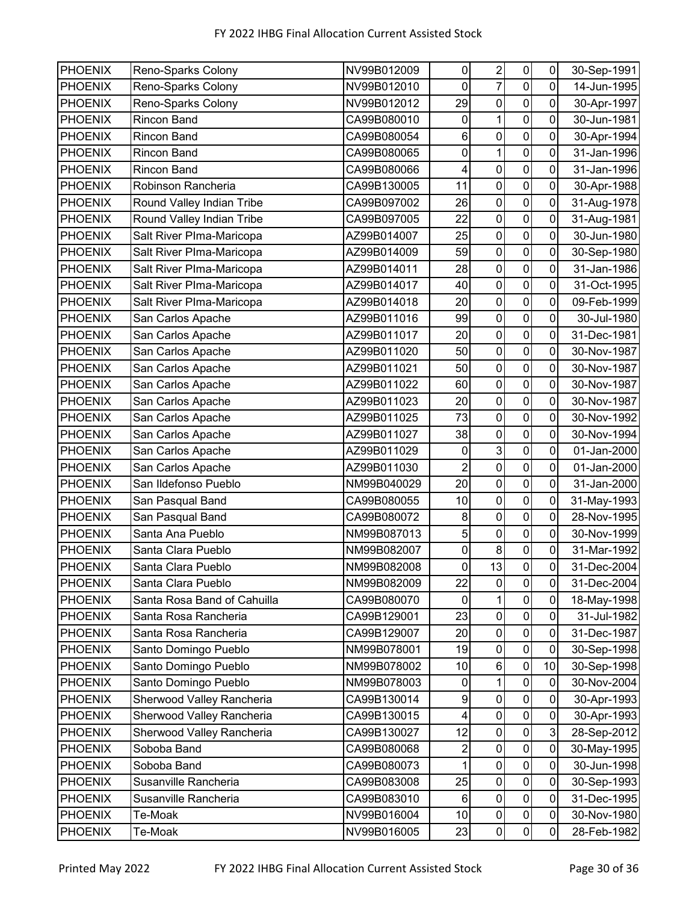| | | | | | | | |
|---|---|---|---|---|---|---|---|
| PHOENIX | Reno-Sparks Colony | NV99B012009 | 0 | 2 | 0 | 0 | 30-Sep-1991 |
| PHOENIX | Reno-Sparks Colony | NV99B012010 | 0 | 7 | 0 | 0 | 14-Jun-1995 |
| PHOENIX | Reno-Sparks Colony | NV99B012012 | 29 | 0 | 0 | 0 | 30-Apr-1997 |
| PHOENIX | Rincon Band | CA99B080010 | 0 | 1 | 0 | 0 | 30-Jun-1981 |
| PHOENIX | Rincon Band | CA99B080054 | 6 | 0 | 0 | 0 | 30-Apr-1994 |
| PHOENIX | Rincon Band | CA99B080065 | 0 | 1 | 0 | 0 | 31-Jan-1996 |
| PHOENIX | Rincon Band | CA99B080066 | 4 | 0 | 0 | 0 | 31-Jan-1996 |
| PHOENIX | Robinson Rancheria | CA99B130005 | 11 | 0 | 0 | 0 | 30-Apr-1988 |
| PHOENIX | Round Valley Indian Tribe | CA99B097002 | 26 | 0 | 0 | 0 | 31-Aug-1978 |
| PHOENIX | Round Valley Indian Tribe | CA99B097005 | 22 | 0 | 0 | 0 | 31-Aug-1981 |
| PHOENIX | Salt River PIma-Maricopa | AZ99B014007 | 25 | 0 | 0 | 0 | 30-Jun-1980 |
| PHOENIX | Salt River PIma-Maricopa | AZ99B014009 | 59 | 0 | 0 | 0 | 30-Sep-1980 |
| PHOENIX | Salt River PIma-Maricopa | AZ99B014011 | 28 | 0 | 0 | 0 | 31-Jan-1986 |
| PHOENIX | Salt River PIma-Maricopa | AZ99B014017 | 40 | 0 | 0 | 0 | 31-Oct-1995 |
| PHOENIX | Salt River PIma-Maricopa | AZ99B014018 | 20 | 0 | 0 | 0 | 09-Feb-1999 |
| PHOENIX | San Carlos Apache | AZ99B011016 | 99 | 0 | 0 | 0 | 30-Jul-1980 |
| PHOENIX | San Carlos Apache | AZ99B011017 | 20 | 0 | 0 | 0 | 31-Dec-1981 |
| PHOENIX | San Carlos Apache | AZ99B011020 | 50 | 0 | 0 | 0 | 30-Nov-1987 |
| PHOENIX | San Carlos Apache | AZ99B011021 | 50 | 0 | 0 | 0 | 30-Nov-1987 |
| PHOENIX | San Carlos Apache | AZ99B011022 | 60 | 0 | 0 | 0 | 30-Nov-1987 |
| PHOENIX | San Carlos Apache | AZ99B011023 | 20 | 0 | 0 | 0 | 30-Nov-1987 |
| PHOENIX | San Carlos Apache | AZ99B011025 | 73 | 0 | 0 | 0 | 30-Nov-1992 |
| PHOENIX | San Carlos Apache | AZ99B011027 | 38 | 0 | 0 | 0 | 30-Nov-1994 |
| PHOENIX | San Carlos Apache | AZ99B011029 | 0 | 3 | 0 | 0 | 01-Jan-2000 |
| PHOENIX | San Carlos Apache | AZ99B011030 | 2 | 0 | 0 | 0 | 01-Jan-2000 |
| PHOENIX | San Ildefonso Pueblo | NM99B040029 | 20 | 0 | 0 | 0 | 31-Jan-2000 |
| PHOENIX | San Pasqual Band | CA99B080055 | 10 | 0 | 0 | 0 | 31-May-1993 |
| PHOENIX | San Pasqual Band | CA99B080072 | 8 | 0 | 0 | 0 | 28-Nov-1995 |
| PHOENIX | Santa Ana Pueblo | NM99B087013 | 5 | 0 | 0 | 0 | 30-Nov-1999 |
| PHOENIX | Santa Clara Pueblo | NM99B082007 | 0 | 8 | 0 | 0 | 31-Mar-1992 |
| PHOENIX | Santa Clara Pueblo | NM99B082008 | 0 | 13 | 0 | 0 | 31-Dec-2004 |
| PHOENIX | Santa Clara Pueblo | NM99B082009 | 22 | 0 | 0 | 0 | 31-Dec-2004 |
| PHOENIX | Santa Rosa Band of Cahuilla | CA99B080070 | 0 | 1 | 0 | 0 | 18-May-1998 |
| PHOENIX | Santa Rosa Rancheria | CA99B129001 | 23 | 0 | 0 | 0 | 31-Jul-1982 |
| PHOENIX | Santa Rosa Rancheria | CA99B129007 | 20 | 0 | 0 | 0 | 31-Dec-1987 |
| PHOENIX | Santo Domingo Pueblo | NM99B078001 | 19 | 0 | 0 | 0 | 30-Sep-1998 |
| PHOENIX | Santo Domingo Pueblo | NM99B078002 | 10 | 6 | 0 | 10 | 30-Sep-1998 |
| PHOENIX | Santo Domingo Pueblo | NM99B078003 | 0 | 1 | 0 | 0 | 30-Nov-2004 |
| PHOENIX | Sherwood Valley Rancheria | CA99B130014 | 9 | 0 | 0 | 0 | 30-Apr-1993 |
| PHOENIX | Sherwood Valley Rancheria | CA99B130015 | 4 | 0 | 0 | 0 | 30-Apr-1993 |
| PHOENIX | Sherwood Valley Rancheria | CA99B130027 | 12 | 0 | 0 | 3 | 28-Sep-2012 |
| PHOENIX | Soboba Band | CA99B080068 | 2 | 0 | 0 | 0 | 30-May-1995 |
| PHOENIX | Soboba Band | CA99B080073 | 1 | 0 | 0 | 0 | 30-Jun-1998 |
| PHOENIX | Susanville Rancheria | CA99B083008 | 25 | 0 | 0 | 0 | 30-Sep-1993 |
| PHOENIX | Susanville Rancheria | CA99B083010 | 6 | 0 | 0 | 0 | 31-Dec-1995 |
| PHOENIX | Te-Moak | NV99B016004 | 10 | 0 | 0 | 0 | 30-Nov-1980 |
| PHOENIX | Te-Moak | NV99B016005 | 23 | 0 | 0 | 0 | 28-Feb-1982 |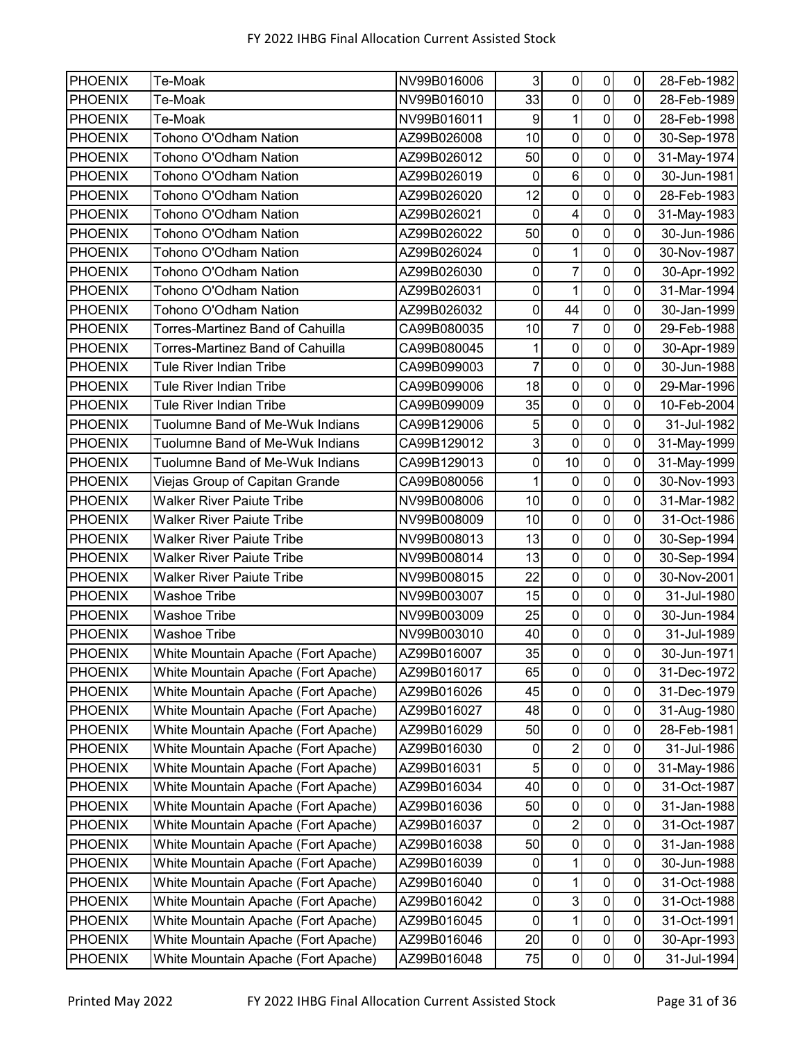| PHOENIX | Te-Moak | NV99B016006 | 3 | 0 | 0 | 0 | 28-Feb-1982 |
|---|---|---|---|---|---|---|---|
| PHOENIX | Te-Moak | NV99B016010 | 33 | 0 | 0 | 0 | 28-Feb-1989 |
| PHOENIX | Te-Moak | NV99B016011 | 9 | 1 | 0 | 0 | 28-Feb-1998 |
| PHOENIX | Tohono O'Odham Nation | AZ99B026008 | 10 | 0 | 0 | 0 | 30-Sep-1978 |
| PHOENIX | Tohono O'Odham Nation | AZ99B026012 | 50 | 0 | 0 | 0 | 31-May-1974 |
| PHOENIX | Tohono O'Odham Nation | AZ99B026019 | 0 | 6 | 0 | 0 | 30-Jun-1981 |
| PHOENIX | Tohono O'Odham Nation | AZ99B026020 | 12 | 0 | 0 | 0 | 28-Feb-1983 |
| PHOENIX | Tohono O'Odham Nation | AZ99B026021 | 0 | 4 | 0 | 0 | 31-May-1983 |
| PHOENIX | Tohono O'Odham Nation | AZ99B026022 | 50 | 0 | 0 | 0 | 30-Jun-1986 |
| PHOENIX | Tohono O'Odham Nation | AZ99B026024 | 0 | 1 | 0 | 0 | 30-Nov-1987 |
| PHOENIX | Tohono O'Odham Nation | AZ99B026030 | 0 | 7 | 0 | 0 | 30-Apr-1992 |
| PHOENIX | Tohono O'Odham Nation | AZ99B026031 | 0 | 1 | 0 | 0 | 31-Mar-1994 |
| PHOENIX | Tohono O'Odham Nation | AZ99B026032 | 0 | 44 | 0 | 0 | 30-Jan-1999 |
| PHOENIX | Torres-Martinez Band of Cahuilla | CA99B080035 | 10 | 7 | 0 | 0 | 29-Feb-1988 |
| PHOENIX | Torres-Martinez Band of Cahuilla | CA99B080045 | 1 | 0 | 0 | 0 | 30-Apr-1989 |
| PHOENIX | Tule River Indian Tribe | CA99B099003 | 7 | 0 | 0 | 0 | 30-Jun-1988 |
| PHOENIX | Tule River Indian Tribe | CA99B099006 | 18 | 0 | 0 | 0 | 29-Mar-1996 |
| PHOENIX | Tule River Indian Tribe | CA99B099009 | 35 | 0 | 0 | 0 | 10-Feb-2004 |
| PHOENIX | Tuolumne Band of Me-Wuk Indians | CA99B129006 | 5 | 0 | 0 | 0 | 31-Jul-1982 |
| PHOENIX | Tuolumne Band of Me-Wuk Indians | CA99B129012 | 3 | 0 | 0 | 0 | 31-May-1999 |
| PHOENIX | Tuolumne Band of Me-Wuk Indians | CA99B129013 | 0 | 10 | 0 | 0 | 31-May-1999 |
| PHOENIX | Viejas Group of Capitan Grande | CA99B080056 | 1 | 0 | 0 | 0 | 30-Nov-1993 |
| PHOENIX | Walker River Paiute Tribe | NV99B008006 | 10 | 0 | 0 | 0 | 31-Mar-1982 |
| PHOENIX | Walker River Paiute Tribe | NV99B008009 | 10 | 0 | 0 | 0 | 31-Oct-1986 |
| PHOENIX | Walker River Paiute Tribe | NV99B008013 | 13 | 0 | 0 | 0 | 30-Sep-1994 |
| PHOENIX | Walker River Paiute Tribe | NV99B008014 | 13 | 0 | 0 | 0 | 30-Sep-1994 |
| PHOENIX | Walker River Paiute Tribe | NV99B008015 | 22 | 0 | 0 | 0 | 30-Nov-2001 |
| PHOENIX | Washoe Tribe | NV99B003007 | 15 | 0 | 0 | 0 | 31-Jul-1980 |
| PHOENIX | Washoe Tribe | NV99B003009 | 25 | 0 | 0 | 0 | 30-Jun-1984 |
| PHOENIX | Washoe Tribe | NV99B003010 | 40 | 0 | 0 | 0 | 31-Jul-1989 |
| PHOENIX | White Mountain Apache (Fort Apache) | AZ99B016007 | 35 | 0 | 0 | 0 | 30-Jun-1971 |
| PHOENIX | White Mountain Apache (Fort Apache) | AZ99B016017 | 65 | 0 | 0 | 0 | 31-Dec-1972 |
| PHOENIX | White Mountain Apache (Fort Apache) | AZ99B016026 | 45 | 0 | 0 | 0 | 31-Dec-1979 |
| PHOENIX | White Mountain Apache (Fort Apache) | AZ99B016027 | 48 | 0 | 0 | 0 | 31-Aug-1980 |
| PHOENIX | White Mountain Apache (Fort Apache) | AZ99B016029 | 50 | 0 | 0 | 0 | 28-Feb-1981 |
| PHOENIX | White Mountain Apache (Fort Apache) | AZ99B016030 | 0 | 2 | 0 | 0 | 31-Jul-1986 |
| PHOENIX | White Mountain Apache (Fort Apache) | AZ99B016031 | 5 | 0 | 0 | 0 | 31-May-1986 |
| PHOENIX | White Mountain Apache (Fort Apache) | AZ99B016034 | 40 | 0 | 0 | 0 | 31-Oct-1987 |
| PHOENIX | White Mountain Apache (Fort Apache) | AZ99B016036 | 50 | 0 | 0 | 0 | 31-Jan-1988 |
| PHOENIX | White Mountain Apache (Fort Apache) | AZ99B016037 | 0 | 2 | 0 | 0 | 31-Oct-1987 |
| PHOENIX | White Mountain Apache (Fort Apache) | AZ99B016038 | 50 | 0 | 0 | 0 | 31-Jan-1988 |
| PHOENIX | White Mountain Apache (Fort Apache) | AZ99B016039 | 0 | 1 | 0 | 0 | 30-Jun-1988 |
| PHOENIX | White Mountain Apache (Fort Apache) | AZ99B016040 | 0 | 1 | 0 | 0 | 31-Oct-1988 |
| PHOENIX | White Mountain Apache (Fort Apache) | AZ99B016042 | 0 | 3 | 0 | 0 | 31-Oct-1988 |
| PHOENIX | White Mountain Apache (Fort Apache) | AZ99B016045 | 0 | 1 | 0 | 0 | 31-Oct-1991 |
| PHOENIX | White Mountain Apache (Fort Apache) | AZ99B016046 | 20 | 0 | 0 | 0 | 30-Apr-1993 |
| PHOENIX | White Mountain Apache (Fort Apache) | AZ99B016048 | 75 | 0 | 0 | 0 | 31-Jul-1994 |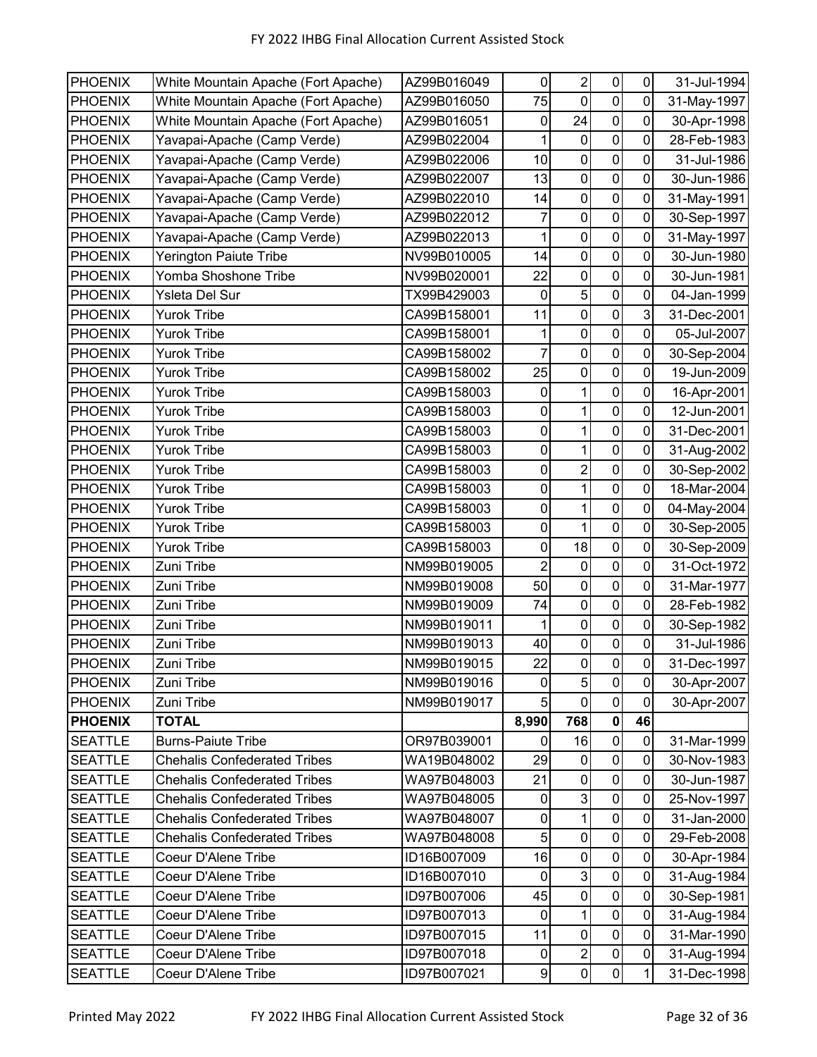| PHOENIX | White Mountain Apache (Fort Apache) | AZ99B016049 | 0 | 2 | 0 | 0 | 31-Jul-1994 |
|---|---|---|---|---|---|---|---|
| PHOENIX | White Mountain Apache (Fort Apache) | AZ99B016050 | 75 | 0 | 0 | 0 | 31-May-1997 |
| PHOENIX | White Mountain Apache (Fort Apache) | AZ99B016051 | 0 | 24 | 0 | 0 | 30-Apr-1998 |
| PHOENIX | Yavapai-Apache (Camp Verde) | AZ99B022004 | 1 | 0 | 0 | 0 | 28-Feb-1983 |
| PHOENIX | Yavapai-Apache (Camp Verde) | AZ99B022006 | 10 | 0 | 0 | 0 | 31-Jul-1986 |
| PHOENIX | Yavapai-Apache (Camp Verde) | AZ99B022007 | 13 | 0 | 0 | 0 | 30-Jun-1986 |
| PHOENIX | Yavapai-Apache (Camp Verde) | AZ99B022010 | 14 | 0 | 0 | 0 | 31-May-1991 |
| PHOENIX | Yavapai-Apache (Camp Verde) | AZ99B022012 | 7 | 0 | 0 | 0 | 30-Sep-1997 |
| PHOENIX | Yavapai-Apache (Camp Verde) | AZ99B022013 | 1 | 0 | 0 | 0 | 31-May-1997 |
| PHOENIX | Yerington Paiute Tribe | NV99B010005 | 14 | 0 | 0 | 0 | 30-Jun-1980 |
| PHOENIX | Yomba Shoshone Tribe | NV99B020001 | 22 | 0 | 0 | 0 | 30-Jun-1981 |
| PHOENIX | Ysleta Del Sur | TX99B429003 | 0 | 5 | 0 | 0 | 04-Jan-1999 |
| PHOENIX | Yurok Tribe | CA99B158001 | 11 | 0 | 0 | 3 | 31-Dec-2001 |
| PHOENIX | Yurok Tribe | CA99B158001 | 1 | 0 | 0 | 0 | 05-Jul-2007 |
| PHOENIX | Yurok Tribe | CA99B158002 | 7 | 0 | 0 | 0 | 30-Sep-2004 |
| PHOENIX | Yurok Tribe | CA99B158002 | 25 | 0 | 0 | 0 | 19-Jun-2009 |
| PHOENIX | Yurok Tribe | CA99B158003 | 0 | 1 | 0 | 0 | 16-Apr-2001 |
| PHOENIX | Yurok Tribe | CA99B158003 | 0 | 1 | 0 | 0 | 12-Jun-2001 |
| PHOENIX | Yurok Tribe | CA99B158003 | 0 | 1 | 0 | 0 | 31-Dec-2001 |
| PHOENIX | Yurok Tribe | CA99B158003 | 0 | 1 | 0 | 0 | 31-Aug-2002 |
| PHOENIX | Yurok Tribe | CA99B158003 | 0 | 2 | 0 | 0 | 30-Sep-2002 |
| PHOENIX | Yurok Tribe | CA99B158003 | 0 | 1 | 0 | 0 | 18-Mar-2004 |
| PHOENIX | Yurok Tribe | CA99B158003 | 0 | 1 | 0 | 0 | 04-May-2004 |
| PHOENIX | Yurok Tribe | CA99B158003 | 0 | 1 | 0 | 0 | 30-Sep-2005 |
| PHOENIX | Yurok Tribe | CA99B158003 | 0 | 18 | 0 | 0 | 30-Sep-2009 |
| PHOENIX | Zuni Tribe | NM99B019005 | 2 | 0 | 0 | 0 | 31-Oct-1972 |
| PHOENIX | Zuni Tribe | NM99B019008 | 50 | 0 | 0 | 0 | 31-Mar-1977 |
| PHOENIX | Zuni Tribe | NM99B019009 | 74 | 0 | 0 | 0 | 28-Feb-1982 |
| PHOENIX | Zuni Tribe | NM99B019011 | 1 | 0 | 0 | 0 | 30-Sep-1982 |
| PHOENIX | Zuni Tribe | NM99B019013 | 40 | 0 | 0 | 0 | 31-Jul-1986 |
| PHOENIX | Zuni Tribe | NM99B019015 | 22 | 0 | 0 | 0 | 31-Dec-1997 |
| PHOENIX | Zuni Tribe | NM99B019016 | 0 | 5 | 0 | 0 | 30-Apr-2007 |
| PHOENIX | Zuni Tribe | NM99B019017 | 5 | 0 | 0 | 0 | 30-Apr-2007 |
| **PHOENIX** | **TOTAL** | | **8,990** | **768** | **0** | **46** | |
| SEATTLE | Burns-Paiute Tribe | OR97B039001 | 0 | 16 | 0 | 0 | 31-Mar-1999 |
| SEATTLE | Chehalis Confederated Tribes | WA19B048002 | 29 | 0 | 0 | 0 | 30-Nov-1983 |
| SEATTLE | Chehalis Confederated Tribes | WA97B048003 | 21 | 0 | 0 | 0 | 30-Jun-1987 |
| SEATTLE | Chehalis Confederated Tribes | WA97B048005 | 0 | 3 | 0 | 0 | 25-Nov-1997 |
| SEATTLE | Chehalis Confederated Tribes | WA97B048007 | 0 | 1 | 0 | 0 | 31-Jan-2000 |
| SEATTLE | Chehalis Confederated Tribes | WA97B048008 | 5 | 0 | 0 | 0 | 29-Feb-2008 |
| SEATTLE | Coeur D'Alene Tribe | ID16B007009 | 16 | 0 | 0 | 0 | 30-Apr-1984 |
| SEATTLE | Coeur D'Alene Tribe | ID16B007010 | 0 | 3 | 0 | 0 | 31-Aug-1984 |
| SEATTLE | Coeur D'Alene Tribe | ID97B007006 | 45 | 0 | 0 | 0 | 30-Sep-1981 |
| SEATTLE | Coeur D'Alene Tribe | ID97B007013 | 0 | 1 | 0 | 0 | 31-Aug-1984 |
| SEATTLE | Coeur D'Alene Tribe | ID97B007015 | 11 | 0 | 0 | 0 | 31-Mar-1990 |
| SEATTLE | Coeur D'Alene Tribe | ID97B007018 | 0 | 2 | 0 | 0 | 31-Aug-1994 |
| SEATTLE | Coeur D'Alene Tribe | ID97B007021 | 9 | 0 | 0 | 1 | 31-Dec-1998 |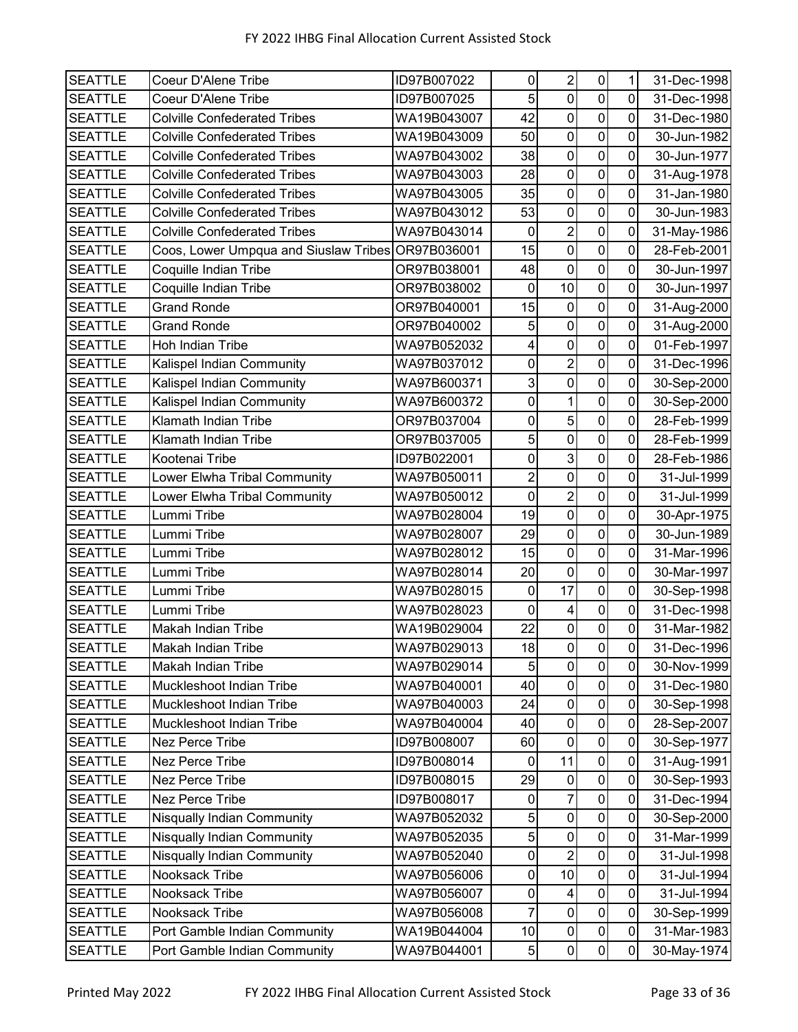| | | | | | | | |
|---|---|---|---|---|---|---|---|
| SEATTLE | Coeur D'Alene Tribe | ID97B007022 | 0 | 2 | 0 | 1 | 31-Dec-1998 |
| SEATTLE | Coeur D'Alene Tribe | ID97B007025 | 5 | 0 | 0 | 0 | 31-Dec-1998 |
| SEATTLE | Colville Confederated Tribes | WA19B043007 | 42 | 0 | 0 | 0 | 31-Dec-1980 |
| SEATTLE | Colville Confederated Tribes | WA19B043009 | 50 | 0 | 0 | 0 | 30-Jun-1982 |
| SEATTLE | Colville Confederated Tribes | WA97B043002 | 38 | 0 | 0 | 0 | 30-Jun-1977 |
| SEATTLE | Colville Confederated Tribes | WA97B043003 | 28 | 0 | 0 | 0 | 31-Aug-1978 |
| SEATTLE | Colville Confederated Tribes | WA97B043005 | 35 | 0 | 0 | 0 | 31-Jan-1980 |
| SEATTLE | Colville Confederated Tribes | WA97B043012 | 53 | 0 | 0 | 0 | 30-Jun-1983 |
| SEATTLE | Colville Confederated Tribes | WA97B043014 | 0 | 2 | 0 | 0 | 31-May-1986 |
| SEATTLE | Coos, Lower Umpqua and Siuslaw Tribes | OR97B036001 | 15 | 0 | 0 | 0 | 28-Feb-2001 |
| SEATTLE | Coquille Indian Tribe | OR97B038001 | 48 | 0 | 0 | 0 | 30-Jun-1997 |
| SEATTLE | Coquille Indian Tribe | OR97B038002 | 0 | 10 | 0 | 0 | 30-Jun-1997 |
| SEATTLE | Grand Ronde | OR97B040001 | 15 | 0 | 0 | 0 | 31-Aug-2000 |
| SEATTLE | Grand Ronde | OR97B040002 | 5 | 0 | 0 | 0 | 31-Aug-2000 |
| SEATTLE | Hoh Indian Tribe | WA97B052032 | 4 | 0 | 0 | 0 | 01-Feb-1997 |
| SEATTLE | Kalispel Indian Community | WA97B037012 | 0 | 2 | 0 | 0 | 31-Dec-1996 |
| SEATTLE | Kalispel Indian Community | WA97B600371 | 3 | 0 | 0 | 0 | 30-Sep-2000 |
| SEATTLE | Kalispel Indian Community | WA97B600372 | 0 | 1 | 0 | 0 | 30-Sep-2000 |
| SEATTLE | Klamath Indian Tribe | OR97B037004 | 0 | 5 | 0 | 0 | 28-Feb-1999 |
| SEATTLE | Klamath Indian Tribe | OR97B037005 | 5 | 0 | 0 | 0 | 28-Feb-1999 |
| SEATTLE | Kootenai Tribe | ID97B022001 | 0 | 3 | 0 | 0 | 28-Feb-1986 |
| SEATTLE | Lower Elwha Tribal Community | WA97B050011 | 2 | 0 | 0 | 0 | 31-Jul-1999 |
| SEATTLE | Lower Elwha Tribal Community | WA97B050012 | 0 | 2 | 0 | 0 | 31-Jul-1999 |
| SEATTLE | Lummi Tribe | WA97B028004 | 19 | 0 | 0 | 0 | 30-Apr-1975 |
| SEATTLE | Lummi Tribe | WA97B028007 | 29 | 0 | 0 | 0 | 30-Jun-1989 |
| SEATTLE | Lummi Tribe | WA97B028012 | 15 | 0 | 0 | 0 | 31-Mar-1996 |
| SEATTLE | Lummi Tribe | WA97B028014 | 20 | 0 | 0 | 0 | 30-Mar-1997 |
| SEATTLE | Lummi Tribe | WA97B028015 | 0 | 17 | 0 | 0 | 30-Sep-1998 |
| SEATTLE | Lummi Tribe | WA97B028023 | 0 | 4 | 0 | 0 | 31-Dec-1998 |
| SEATTLE | Makah Indian Tribe | WA19B029004 | 22 | 0 | 0 | 0 | 31-Mar-1982 |
| SEATTLE | Makah Indian Tribe | WA97B029013 | 18 | 0 | 0 | 0 | 31-Dec-1996 |
| SEATTLE | Makah Indian Tribe | WA97B029014 | 5 | 0 | 0 | 0 | 30-Nov-1999 |
| SEATTLE | Muckleshoot Indian Tribe | WA97B040001 | 40 | 0 | 0 | 0 | 31-Dec-1980 |
| SEATTLE | Muckleshoot Indian Tribe | WA97B040003 | 24 | 0 | 0 | 0 | 30-Sep-1998 |
| SEATTLE | Muckleshoot Indian Tribe | WA97B040004 | 40 | 0 | 0 | 0 | 28-Sep-2007 |
| SEATTLE | Nez Perce Tribe | ID97B008007 | 60 | 0 | 0 | 0 | 30-Sep-1977 |
| SEATTLE | Nez Perce Tribe | ID97B008014 | 0 | 11 | 0 | 0 | 31-Aug-1991 |
| SEATTLE | Nez Perce Tribe | ID97B008015 | 29 | 0 | 0 | 0 | 30-Sep-1993 |
| SEATTLE | Nez Perce Tribe | ID97B008017 | 0 | 7 | 0 | 0 | 31-Dec-1994 |
| SEATTLE | Nisqually Indian Community | WA97B052032 | 5 | 0 | 0 | 0 | 30-Sep-2000 |
| SEATTLE | Nisqually Indian Community | WA97B052035 | 5 | 0 | 0 | 0 | 31-Mar-1999 |
| SEATTLE | Nisqually Indian Community | WA97B052040 | 0 | 2 | 0 | 0 | 31-Jul-1998 |
| SEATTLE | Nooksack Tribe | WA97B056006 | 0 | 10 | 0 | 0 | 31-Jul-1994 |
| SEATTLE | Nooksack Tribe | WA97B056007 | 0 | 4 | 0 | 0 | 31-Jul-1994 |
| SEATTLE | Nooksack Tribe | WA97B056008 | 7 | 0 | 0 | 0 | 30-Sep-1999 |
| SEATTLE | Port Gamble Indian Community | WA19B044004 | 10 | 0 | 0 | 0 | 31-Mar-1983 |
| SEATTLE | Port Gamble Indian Community | WA97B044001 | 5 | 0 | 0 | 0 | 30-May-1974 |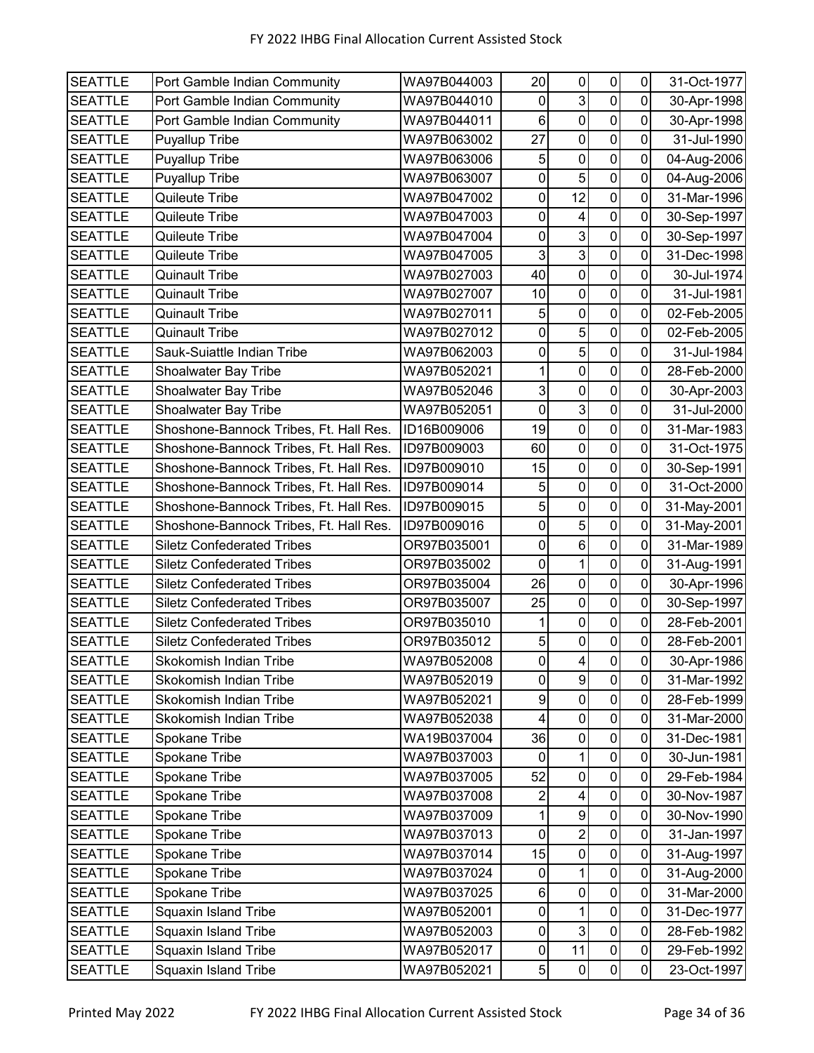| SEATTLE | Port Gamble Indian Community | WA97B044003 | 20 | 0 | 0 | 0 | 31-Oct-1977 |
|---|---|---|---|---|---|---|---|
| SEATTLE | Port Gamble Indian Community | WA97B044010 | 0 | 3 | 0 | 0 | 30-Apr-1998 |
| SEATTLE | Port Gamble Indian Community | WA97B044011 | 6 | 0 | 0 | 0 | 30-Apr-1998 |
| SEATTLE | Puyallup Tribe | WA97B063002 | 27 | 0 | 0 | 0 | 31-Jul-1990 |
| SEATTLE | Puyallup Tribe | WA97B063006 | 5 | 0 | 0 | 0 | 04-Aug-2006 |
| SEATTLE | Puyallup Tribe | WA97B063007 | 0 | 5 | 0 | 0 | 04-Aug-2006 |
| SEATTLE | Quileute Tribe | WA97B047002 | 0 | 12 | 0 | 0 | 31-Mar-1996 |
| SEATTLE | Quileute Tribe | WA97B047003 | 0 | 4 | 0 | 0 | 30-Sep-1997 |
| SEATTLE | Quileute Tribe | WA97B047004 | 0 | 3 | 0 | 0 | 30-Sep-1997 |
| SEATTLE | Quileute Tribe | WA97B047005 | 3 | 3 | 0 | 0 | 31-Dec-1998 |
| SEATTLE | Quinault Tribe | WA97B027003 | 40 | 0 | 0 | 0 | 30-Jul-1974 |
| SEATTLE | Quinault Tribe | WA97B027007 | 10 | 0 | 0 | 0 | 31-Jul-1981 |
| SEATTLE | Quinault Tribe | WA97B027011 | 5 | 0 | 0 | 0 | 02-Feb-2005 |
| SEATTLE | Quinault Tribe | WA97B027012 | 0 | 5 | 0 | 0 | 02-Feb-2005 |
| SEATTLE | Sauk-Suiattle Indian Tribe | WA97B062003 | 0 | 5 | 0 | 0 | 31-Jul-1984 |
| SEATTLE | Shoalwater Bay Tribe | WA97B052021 | 1 | 0 | 0 | 0 | 28-Feb-2000 |
| SEATTLE | Shoalwater Bay Tribe | WA97B052046 | 3 | 0 | 0 | 0 | 30-Apr-2003 |
| SEATTLE | Shoalwater Bay Tribe | WA97B052051 | 0 | 3 | 0 | 0 | 31-Jul-2000 |
| SEATTLE | Shoshone-Bannock Tribes, Ft. Hall Res. | ID16B009006 | 19 | 0 | 0 | 0 | 31-Mar-1983 |
| SEATTLE | Shoshone-Bannock Tribes, Ft. Hall Res. | ID97B009003 | 60 | 0 | 0 | 0 | 31-Oct-1975 |
| SEATTLE | Shoshone-Bannock Tribes, Ft. Hall Res. | ID97B009010 | 15 | 0 | 0 | 0 | 30-Sep-1991 |
| SEATTLE | Shoshone-Bannock Tribes, Ft. Hall Res. | ID97B009014 | 5 | 0 | 0 | 0 | 31-Oct-2000 |
| SEATTLE | Shoshone-Bannock Tribes, Ft. Hall Res. | ID97B009015 | 5 | 0 | 0 | 0 | 31-May-2001 |
| SEATTLE | Shoshone-Bannock Tribes, Ft. Hall Res. | ID97B009016 | 0 | 5 | 0 | 0 | 31-May-2001 |
| SEATTLE | Siletz Confederated Tribes | OR97B035001 | 0 | 6 | 0 | 0 | 31-Mar-1989 |
| SEATTLE | Siletz Confederated Tribes | OR97B035002 | 0 | 1 | 0 | 0 | 31-Aug-1991 |
| SEATTLE | Siletz Confederated Tribes | OR97B035004 | 26 | 0 | 0 | 0 | 30-Apr-1996 |
| SEATTLE | Siletz Confederated Tribes | OR97B035007 | 25 | 0 | 0 | 0 | 30-Sep-1997 |
| SEATTLE | Siletz Confederated Tribes | OR97B035010 | 1 | 0 | 0 | 0 | 28-Feb-2001 |
| SEATTLE | Siletz Confederated Tribes | OR97B035012 | 5 | 0 | 0 | 0 | 28-Feb-2001 |
| SEATTLE | Skokomish Indian Tribe | WA97B052008 | 0 | 4 | 0 | 0 | 30-Apr-1986 |
| SEATTLE | Skokomish Indian Tribe | WA97B052019 | 0 | 9 | 0 | 0 | 31-Mar-1992 |
| SEATTLE | Skokomish Indian Tribe | WA97B052021 | 9 | 0 | 0 | 0 | 28-Feb-1999 |
| SEATTLE | Skokomish Indian Tribe | WA97B052038 | 4 | 0 | 0 | 0 | 31-Mar-2000 |
| SEATTLE | Spokane Tribe | WA19B037004 | 36 | 0 | 0 | 0 | 31-Dec-1981 |
| SEATTLE | Spokane Tribe | WA97B037003 | 0 | 1 | 0 | 0 | 30-Jun-1981 |
| SEATTLE | Spokane Tribe | WA97B037005 | 52 | 0 | 0 | 0 | 29-Feb-1984 |
| SEATTLE | Spokane Tribe | WA97B037008 | 2 | 4 | 0 | 0 | 30-Nov-1987 |
| SEATTLE | Spokane Tribe | WA97B037009 | 1 | 9 | 0 | 0 | 30-Nov-1990 |
| SEATTLE | Spokane Tribe | WA97B037013 | 0 | 2 | 0 | 0 | 31-Jan-1997 |
| SEATTLE | Spokane Tribe | WA97B037014 | 15 | 0 | 0 | 0 | 31-Aug-1997 |
| SEATTLE | Spokane Tribe | WA97B037024 | 0 | 1 | 0 | 0 | 31-Aug-2000 |
| SEATTLE | Spokane Tribe | WA97B037025 | 6 | 0 | 0 | 0 | 31-Mar-2000 |
| SEATTLE | Squaxin Island Tribe | WA97B052001 | 0 | 1 | 0 | 0 | 31-Dec-1977 |
| SEATTLE | Squaxin Island Tribe | WA97B052003 | 0 | 3 | 0 | 0 | 28-Feb-1982 |
| SEATTLE | Squaxin Island Tribe | WA97B052017 | 0 | 11 | 0 | 0 | 29-Feb-1992 |
| SEATTLE | Squaxin Island Tribe | WA97B052021 | 5 | 0 | 0 | 0 | 23-Oct-1997 |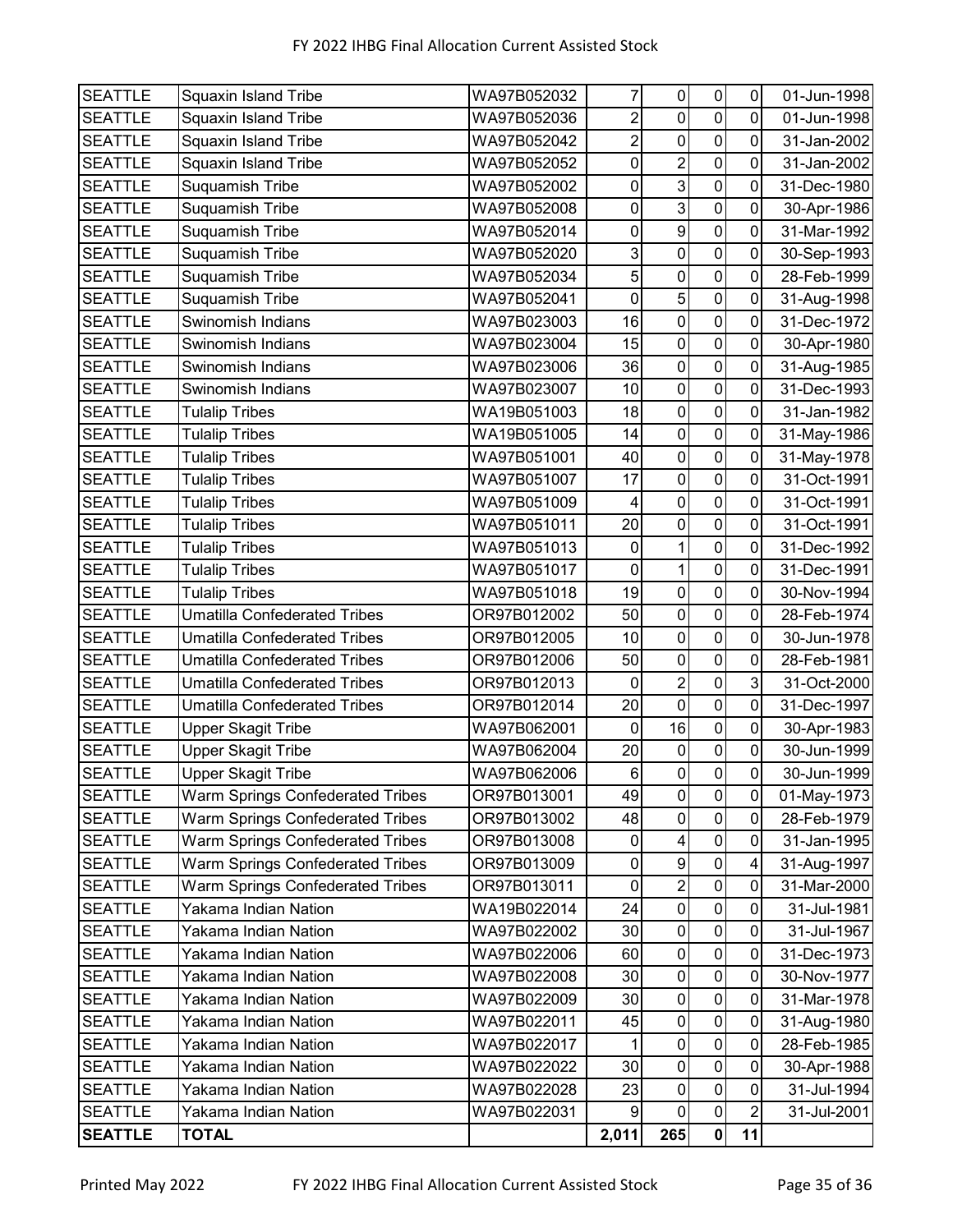| SEATTLE | Squaxin Island Tribe | WA97B052032 | 7 | 0 | 0 | 0 | 01-Jun-1998 |
|---|---|---|---|---|---|---|---|
| SEATTLE | Squaxin Island Tribe | WA97B052036 | 2 | 0 | 0 | 0 | 01-Jun-1998 |
| SEATTLE | Squaxin Island Tribe | WA97B052042 | 2 | 0 | 0 | 0 | 31-Jan-2002 |
| SEATTLE | Squaxin Island Tribe | WA97B052052 | 0 | 2 | 0 | 0 | 31-Jan-2002 |
| SEATTLE | Suquamish Tribe | WA97B052002 | 0 | 3 | 0 | 0 | 31-Dec-1980 |
| SEATTLE | Suquamish Tribe | WA97B052008 | 0 | 3 | 0 | 0 | 30-Apr-1986 |
| SEATTLE | Suquamish Tribe | WA97B052014 | 0 | 9 | 0 | 0 | 31-Mar-1992 |
| SEATTLE | Suquamish Tribe | WA97B052020 | 3 | 0 | 0 | 0 | 30-Sep-1993 |
| SEATTLE | Suquamish Tribe | WA97B052034 | 5 | 0 | 0 | 0 | 28-Feb-1999 |
| SEATTLE | Suquamish Tribe | WA97B052041 | 0 | 5 | 0 | 0 | 31-Aug-1998 |
| SEATTLE | Swinomish Indians | WA97B023003 | 16 | 0 | 0 | 0 | 31-Dec-1972 |
| SEATTLE | Swinomish Indians | WA97B023004 | 15 | 0 | 0 | 0 | 30-Apr-1980 |
| SEATTLE | Swinomish Indians | WA97B023006 | 36 | 0 | 0 | 0 | 31-Aug-1985 |
| SEATTLE | Swinomish Indians | WA97B023007 | 10 | 0 | 0 | 0 | 31-Dec-1993 |
| SEATTLE | Tulalip Tribes | WA19B051003 | 18 | 0 | 0 | 0 | 31-Jan-1982 |
| SEATTLE | Tulalip Tribes | WA19B051005 | 14 | 0 | 0 | 0 | 31-May-1986 |
| SEATTLE | Tulalip Tribes | WA97B051001 | 40 | 0 | 0 | 0 | 31-May-1978 |
| SEATTLE | Tulalip Tribes | WA97B051007 | 17 | 0 | 0 | 0 | 31-Oct-1991 |
| SEATTLE | Tulalip Tribes | WA97B051009 | 4 | 0 | 0 | 0 | 31-Oct-1991 |
| SEATTLE | Tulalip Tribes | WA97B051011 | 20 | 0 | 0 | 0 | 31-Oct-1991 |
| SEATTLE | Tulalip Tribes | WA97B051013 | 0 | 1 | 0 | 0 | 31-Dec-1992 |
| SEATTLE | Tulalip Tribes | WA97B051017 | 0 | 1 | 0 | 0 | 31-Dec-1991 |
| SEATTLE | Tulalip Tribes | WA97B051018 | 19 | 0 | 0 | 0 | 30-Nov-1994 |
| SEATTLE | Umatilla Confederated Tribes | OR97B012002 | 50 | 0 | 0 | 0 | 28-Feb-1974 |
| SEATTLE | Umatilla Confederated Tribes | OR97B012005 | 10 | 0 | 0 | 0 | 30-Jun-1978 |
| SEATTLE | Umatilla Confederated Tribes | OR97B012006 | 50 | 0 | 0 | 0 | 28-Feb-1981 |
| SEATTLE | Umatilla Confederated Tribes | OR97B012013 | 0 | 2 | 0 | 3 | 31-Oct-2000 |
| SEATTLE | Umatilla Confederated Tribes | OR97B012014 | 20 | 0 | 0 | 0 | 31-Dec-1997 |
| SEATTLE | Upper Skagit Tribe | WA97B062001 | 0 | 16 | 0 | 0 | 30-Apr-1983 |
| SEATTLE | Upper Skagit Tribe | WA97B062004 | 20 | 0 | 0 | 0 | 30-Jun-1999 |
| SEATTLE | Upper Skagit Tribe | WA97B062006 | 6 | 0 | 0 | 0 | 30-Jun-1999 |
| SEATTLE | Warm Springs Confederated Tribes | OR97B013001 | 49 | 0 | 0 | 0 | 01-May-1973 |
| SEATTLE | Warm Springs Confederated Tribes | OR97B013002 | 48 | 0 | 0 | 0 | 28-Feb-1979 |
| SEATTLE | Warm Springs Confederated Tribes | OR97B013008 | 0 | 4 | 0 | 0 | 31-Jan-1995 |
| SEATTLE | Warm Springs Confederated Tribes | OR97B013009 | 0 | 9 | 0 | 4 | 31-Aug-1997 |
| SEATTLE | Warm Springs Confederated Tribes | OR97B013011 | 0 | 2 | 0 | 0 | 31-Mar-2000 |
| SEATTLE | Yakama Indian Nation | WA19B022014 | 24 | 0 | 0 | 0 | 31-Jul-1981 |
| SEATTLE | Yakama Indian Nation | WA97B022002 | 30 | 0 | 0 | 0 | 31-Jul-1967 |
| SEATTLE | Yakama Indian Nation | WA97B022006 | 60 | 0 | 0 | 0 | 31-Dec-1973 |
| SEATTLE | Yakama Indian Nation | WA97B022008 | 30 | 0 | 0 | 0 | 30-Nov-1977 |
| SEATTLE | Yakama Indian Nation | WA97B022009 | 30 | 0 | 0 | 0 | 31-Mar-1978 |
| SEATTLE | Yakama Indian Nation | WA97B022011 | 45 | 0 | 0 | 0 | 31-Aug-1980 |
| SEATTLE | Yakama Indian Nation | WA97B022017 | 1 | 0 | 0 | 0 | 28-Feb-1985 |
| SEATTLE | Yakama Indian Nation | WA97B022022 | 30 | 0 | 0 | 0 | 30-Apr-1988 |
| SEATTLE | Yakama Indian Nation | WA97B022028 | 23 | 0 | 0 | 0 | 31-Jul-1994 |
| SEATTLE | Yakama Indian Nation | WA97B022031 | 9 | 0 | 0 | 2 | 31-Jul-2001 |
| **SEATTLE** | **TOTAL** | | **2,011** | **265** | **0** | **11** | |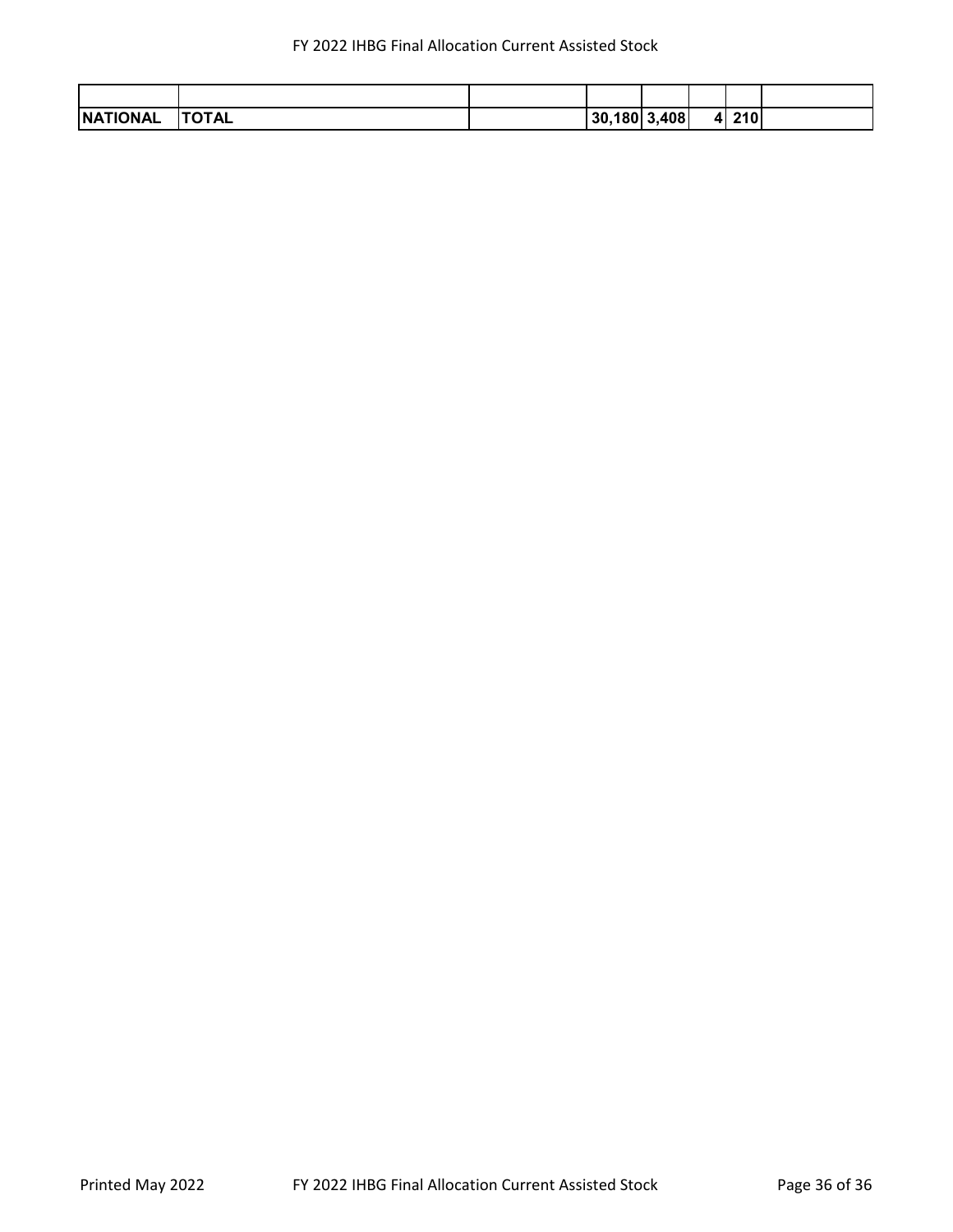| | | | | | | | |
|---|---|---|---|---|---|---|---|
| | | | | | | | |
| **NATIONAL** | **TOTAL** | | **30,180** | **3,408** | **4** | **210** | |